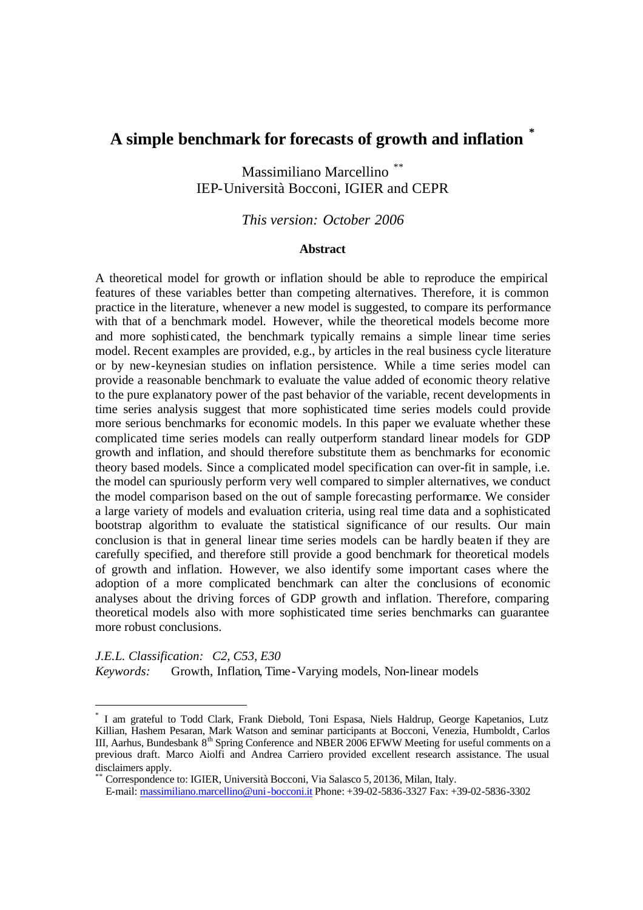# A simple benchmark for forecasts of growth and inflation [*]

Massimiliano Marcellino [**]
IEP-Università Bocconi, IGIER and CEPR

*This version: October 2006*

**Abstract**

A theoretical model for growth or inflation should be able to reproduce the empirical features of these variables better than competing alternatives. Therefore, it is common practice in the literature, whenever a new model is suggested, to compare its performance with that of a benchmark model. However, while the theoretical models become more and more sophisticated, the benchmark typically remains a simple linear time series model. Recent examples are provided, e.g., by articles in the real business cycle literature or by new-keynesian studies on inflation persistence. While a time series model can provide a reasonable benchmark to evaluate the value added of economic theory relative to the pure explanatory power of the past behavior of the variable, recent developments in time series analysis suggest that more sophisticated time series models could provide more serious benchmarks for economic models. In this paper we evaluate whether these complicated time series models can really outperform standard linear models for GDP growth and inflation, and should therefore substitute them as benchmarks for economic theory based models. Since a complicated model specification can over-fit in sample, i.e. the model can spuriously perform very well compared to simpler alternatives, we conduct the model comparison based on the out of sample forecasting performance. We consider a large variety of models and evaluation criteria, using real time data and a sophisticated bootstrap algorithm to evaluate the statistical significance of our results. Our main conclusion is that in general linear time series models can be hardly beaten if they are carefully specified, and therefore still provide a good benchmark for theoretical models of growth and inflation. However, we also identify some important cases where the adoption of a more complicated benchmark can alter the conclusions of economic analyses about the driving forces of GDP growth and inflation. Therefore, comparing theoretical models also with more sophisticated time series benchmarks can guarantee more robust conclusions.

*J.E.L. Classification:* *C2, C53, E30*
*Keywords:* Growth, Inflation, Time-Varying models, Non-linear models

---

[*] I am grateful to Todd Clark, Frank Diebold, Toni Espasa, Niels Haldrup, George Kapetanios, Lutz Killian, Hashem Pesaran, Mark Watson and seminar participants at Bocconi, Venezia, Humboldt, Carlos III, Aarhus, Bundesbank 8th Spring Conference and NBER 2006 EFWW Meeting for useful comments on a previous draft. Marco Aiolfi and Andrea Carriero provided excellent research assistance. The usual disclaimers apply.

[**] Correspondence to: IGIER, Università Bocconi, Via Salasco 5, 20136, Milan, Italy.
E-mail: massimiliano.marcellino@uni-bocconi.it Phone: +39-02-5836-3327 Fax: +39-02-5836-3302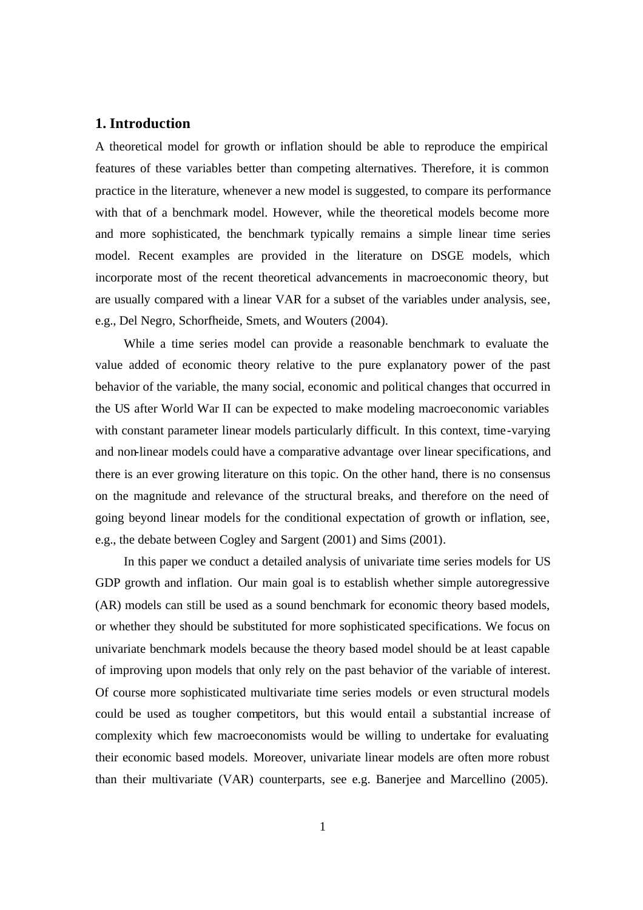## 1. Introduction

A theoretical model for growth or inflation should be able to reproduce the empirical features of these variables better than competing alternatives. Therefore, it is common practice in the literature, whenever a new model is suggested, to compare its performance with that of a benchmark model. However, while the theoretical models become more and more sophisticated, the benchmark typically remains a simple linear time series model. Recent examples are provided in the literature on DSGE models, which incorporate most of the recent theoretical advancements in macroeconomic theory, but are usually compared with a linear VAR for a subset of the variables under analysis, see, e.g., Del Negro, Schorfheide, Smets, and Wouters (2004).

While a time series model can provide a reasonable benchmark to evaluate the value added of economic theory relative to the pure explanatory power of the past behavior of the variable, the many social, economic and political changes that occurred in the US after World War II can be expected to make modeling macroeconomic variables with constant parameter linear models particularly difficult. In this context, time-varying and non-linear models could have a comparative advantage over linear specifications, and there is an ever growing literature on this topic. On the other hand, there is no consensus on the magnitude and relevance of the structural breaks, and therefore on the need of going beyond linear models for the conditional expectation of growth or inflation, see, e.g., the debate between Cogley and Sargent (2001) and Sims (2001).

In this paper we conduct a detailed analysis of univariate time series models for US GDP growth and inflation. Our main goal is to establish whether simple autoregressive (AR) models can still be used as a sound benchmark for economic theory based models, or whether they should be substituted for more sophisticated specifications. We focus on univariate benchmark models because the theory based model should be at least capable of improving upon models that only rely on the past behavior of the variable of interest. Of course more sophisticated multivariate time series models or even structural models could be used as tougher competitors, but this would entail a substantial increase of complexity which few macroeconomists would be willing to undertake for evaluating their economic based models. Moreover, univariate linear models are often more robust than their multivariate (VAR) counterparts, see e.g. Banerjee and Marcellino (2005).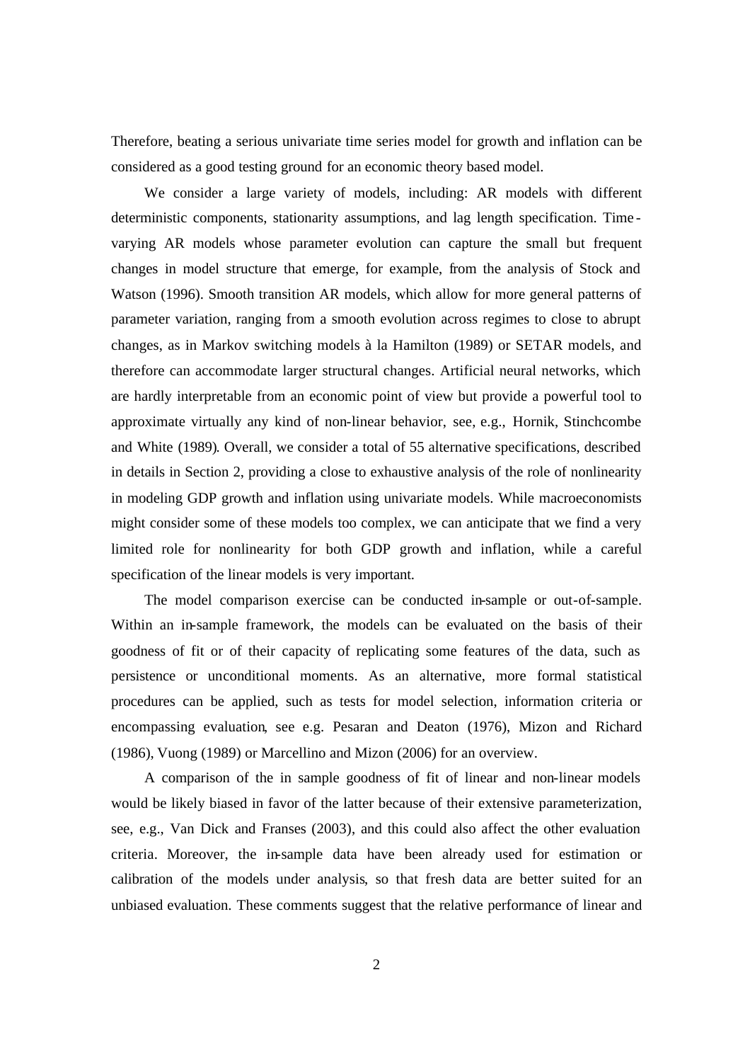Therefore, beating a serious univariate time series model for growth and inflation can be considered as a good testing ground for an economic theory based model.

We consider a large variety of models, including: AR models with different deterministic components, stationarity assumptions, and lag length specification. Time-varying AR models whose parameter evolution can capture the small but frequent changes in model structure that emerge, for example, from the analysis of Stock and Watson (1996). Smooth transition AR models, which allow for more general patterns of parameter variation, ranging from a smooth evolution across regimes to close to abrupt changes, as in Markov switching models à la Hamilton (1989) or SETAR models, and therefore can accommodate larger structural changes. Artificial neural networks, which are hardly interpretable from an economic point of view but provide a powerful tool to approximate virtually any kind of non-linear behavior, see, e.g., Hornik, Stinchcombe and White (1989). Overall, we consider a total of 55 alternative specifications, described in details in Section 2, providing a close to exhaustive analysis of the role of nonlinearity in modeling GDP growth and inflation using univariate models. While macroeconomists might consider some of these models too complex, we can anticipate that we find a very limited role for nonlinearity for both GDP growth and inflation, while a careful specification of the linear models is very important.

The model comparison exercise can be conducted in-sample or out-of-sample. Within an in-sample framework, the models can be evaluated on the basis of their goodness of fit or of their capacity of replicating some features of the data, such as persistence or unconditional moments. As an alternative, more formal statistical procedures can be applied, such as tests for model selection, information criteria or encompassing evaluation, see e.g. Pesaran and Deaton (1976), Mizon and Richard (1986), Vuong (1989) or Marcellino and Mizon (2006) for an overview.

A comparison of the in sample goodness of fit of linear and non-linear models would be likely biased in favor of the latter because of their extensive parameterization, see, e.g., Van Dick and Franses (2003), and this could also affect the other evaluation criteria. Moreover, the in-sample data have been already used for estimation or calibration of the models under analysis, so that fresh data are better suited for an unbiased evaluation. These comments suggest that the relative performance of linear and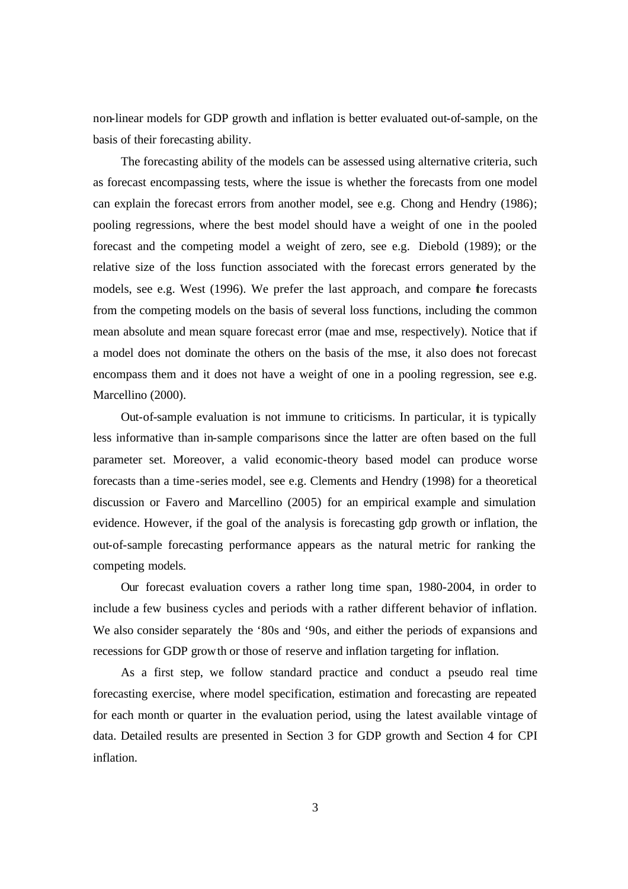non-linear models for GDP growth and inflation is better evaluated out-of-sample, on the basis of their forecasting ability.

The forecasting ability of the models can be assessed using alternative criteria, such as forecast encompassing tests, where the issue is whether the forecasts from one model can explain the forecast errors from another model, see e.g. Chong and Hendry (1986); pooling regressions, where the best model should have a weight of one in the pooled forecast and the competing model a weight of zero, see e.g. Diebold (1989); or the relative size of the loss function associated with the forecast errors generated by the models, see e.g. West (1996). We prefer the last approach, and compare the forecasts from the competing models on the basis of several loss functions, including the common mean absolute and mean square forecast error (mae and mse, respectively). Notice that if a model does not dominate the others on the basis of the mse, it also does not forecast encompass them and it does not have a weight of one in a pooling regression, see e.g. Marcellino (2000).

Out-of-sample evaluation is not immune to criticisms. In particular, it is typically less informative than in-sample comparisons since the latter are often based on the full parameter set. Moreover, a valid economic-theory based model can produce worse forecasts than a time-series model, see e.g. Clements and Hendry (1998) for a theoretical discussion or Favero and Marcellino (2005) for an empirical example and simulation evidence. However, if the goal of the analysis is forecasting gdp growth or inflation, the out-of-sample forecasting performance appears as the natural metric for ranking the competing models.

Our forecast evaluation covers a rather long time span, 1980-2004, in order to include a few business cycles and periods with a rather different behavior of inflation. We also consider separately the '80s and '90s, and either the periods of expansions and recessions for GDP growth or those of reserve and inflation targeting for inflation.

As a first step, we follow standard practice and conduct a pseudo real time forecasting exercise, where model specification, estimation and forecasting are repeated for each month or quarter in the evaluation period, using the latest available vintage of data. Detailed results are presented in Section 3 for GDP growth and Section 4 for CPI inflation.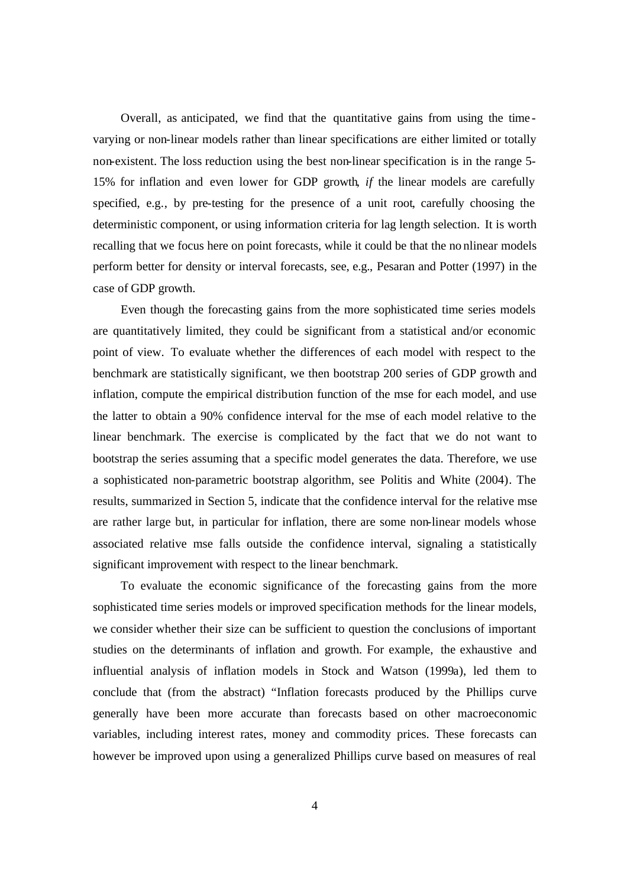Overall, as anticipated, we find that the quantitative gains from using the time-varying or non-linear models rather than linear specifications are either limited or totally non-existent. The loss reduction using the best non-linear specification is in the range 5-15% for inflation and even lower for GDP growth, *if* the linear models are carefully specified, e.g., by pre-testing for the presence of a unit root, carefully choosing the deterministic component, or using information criteria for lag length selection. It is worth recalling that we focus here on point forecasts, while it could be that the nonlinear models perform better for density or interval forecasts, see, e.g., Pesaran and Potter (1997) in the case of GDP growth.

Even though the forecasting gains from the more sophisticated time series models are quantitatively limited, they could be significant from a statistical and/or economic point of view. To evaluate whether the differences of each model with respect to the benchmark are statistically significant, we then bootstrap 200 series of GDP growth and inflation, compute the empirical distribution function of the mse for each model, and use the latter to obtain a 90% confidence interval for the mse of each model relative to the linear benchmark. The exercise is complicated by the fact that we do not want to bootstrap the series assuming that a specific model generates the data. Therefore, we use a sophisticated non-parametric bootstrap algorithm, see Politis and White (2004). The results, summarized in Section 5, indicate that the confidence interval for the relative mse are rather large but, in particular for inflation, there are some non-linear models whose associated relative mse falls outside the confidence interval, signaling a statistically significant improvement with respect to the linear benchmark.

To evaluate the economic significance of the forecasting gains from the more sophisticated time series models or improved specification methods for the linear models, we consider whether their size can be sufficient to question the conclusions of important studies on the determinants of inflation and growth. For example, the exhaustive and influential analysis of inflation models in Stock and Watson (1999a), led them to conclude that (from the abstract) "Inflation forecasts produced by the Phillips curve generally have been more accurate than forecasts based on other macroeconomic variables, including interest rates, money and commodity prices. These forecasts can however be improved upon using a generalized Phillips curve based on measures of real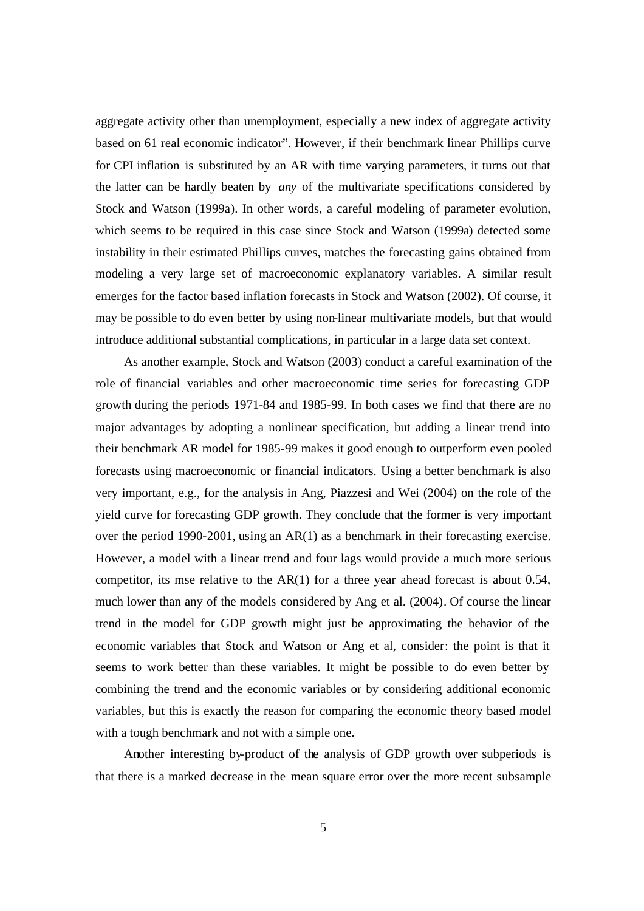aggregate activity other than unemployment, especially a new index of aggregate activity based on 61 real economic indicator". However, if their benchmark linear Phillips curve for CPI inflation is substituted by an AR with time varying parameters, it turns out that the latter can be hardly beaten by *any* of the multivariate specifications considered by Stock and Watson (1999a). In other words, a careful modeling of parameter evolution, which seems to be required in this case since Stock and Watson (1999a) detected some instability in their estimated Phillips curves, matches the forecasting gains obtained from modeling a very large set of macroeconomic explanatory variables. A similar result emerges for the factor based inflation forecasts in Stock and Watson (2002). Of course, it may be possible to do even better by using non-linear multivariate models, but that would introduce additional substantial complications, in particular in a large data set context.

As another example, Stock and Watson (2003) conduct a careful examination of the role of financial variables and other macroeconomic time series for forecasting GDP growth during the periods 1971-84 and 1985-99. In both cases we find that there are no major advantages by adopting a nonlinear specification, but adding a linear trend into their benchmark AR model for 1985-99 makes it good enough to outperform even pooled forecasts using macroeconomic or financial indicators. Using a better benchmark is also very important, e.g., for the analysis in Ang, Piazzesi and Wei (2004) on the role of the yield curve for forecasting GDP growth. They conclude that the former is very important over the period 1990-2001, using an AR(1) as a benchmark in their forecasting exercise. However, a model with a linear trend and four lags would provide a much more serious competitor, its mse relative to the AR(1) for a three year ahead forecast is about 0.54, much lower than any of the models considered by Ang et al. (2004). Of course the linear trend in the model for GDP growth might just be approximating the behavior of the economic variables that Stock and Watson or Ang et al, consider: the point is that it seems to work better than these variables. It might be possible to do even better by combining the trend and the economic variables or by considering additional economic variables, but this is exactly the reason for comparing the economic theory based model with a tough benchmark and not with a simple one.

Another interesting by-product of the analysis of GDP growth over subperiods is that there is a marked decrease in the mean square error over the more recent subsample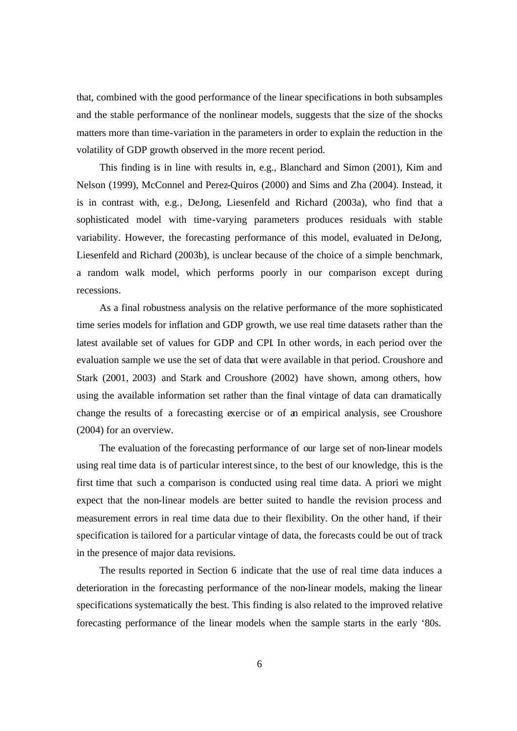that, combined with the good performance of the linear specifications in both subsamples and the stable performance of the nonlinear models, suggests that the size of the shocks matters more than time-variation in the parameters in order to explain the reduction in the volatility of GDP growth observed in the more recent period.

This finding is in line with results in, e.g., Blanchard and Simon (2001), Kim and Nelson (1999), McConnel and Perez-Quiros (2000) and Sims and Zha (2004). Instead, it is in contrast with, e.g., DeJong, Liesenfeld and Richard (2003a), who find that a sophisticated model with time-varying parameters produces residuals with stable variability. However, the forecasting performance of this model, evaluated in DeJong, Liesenfeld and Richard (2003b), is unclear because of the choice of a simple benchmark, a random walk model, which performs poorly in our comparison except during recessions.

As a final robustness analysis on the relative performance of the more sophisticated time series models for inflation and GDP growth, we use real time datasets rather than the latest available set of values for GDP and CPI. In other words, in each period over the evaluation sample we use the set of data that were available in that period. Croushore and Stark (2001, 2003) and Stark and Croushore (2002) have shown, among others, how using the available information set rather than the final vintage of data can dramatically change the results of a forecasting exercise or of an empirical analysis, see Croushore (2004) for an overview.

The evaluation of the forecasting performance of our large set of non-linear models using real time data is of particular interest since, to the best of our knowledge, this is the first time that such a comparison is conducted using real time data. A priori we might expect that the non-linear models are better suited to handle the revision process and measurement errors in real time data due to their flexibility. On the other hand, if their specification is tailored for a particular vintage of data, the forecasts could be out of track in the presence of major data revisions.

The results reported in Section 6 indicate that the use of real time data induces a deterioration in the forecasting performance of the non-linear models, making the linear specifications systematically the best. This finding is also related to the improved relative forecasting performance of the linear models when the sample starts in the early '80s.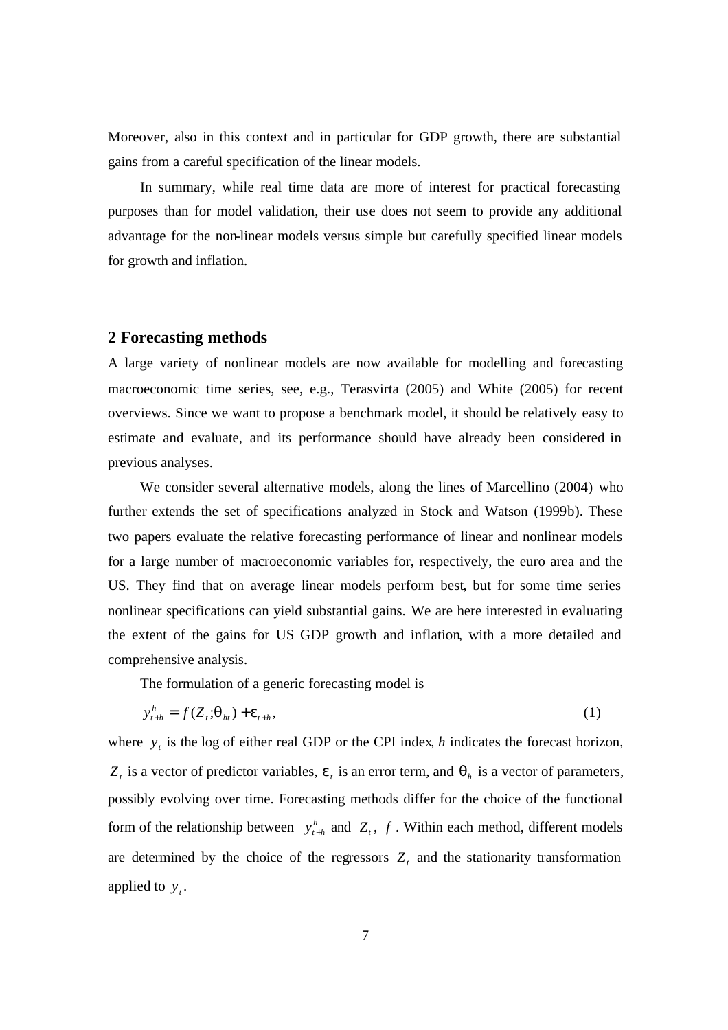Moreover, also in this context and in particular for GDP growth, there are substantial gains from a careful specification of the linear models.

In summary, while real time data are more of interest for practical forecasting purposes than for model validation, their use does not seem to provide any additional advantage for the non-linear models versus simple but carefully specified linear models for growth and inflation.

## 2 Forecasting methods

A large variety of nonlinear models are now available for modelling and forecasting macroeconomic time series, see, e.g., Terasvirta (2005) and White (2005) for recent overviews. Since we want to propose a benchmark model, it should be relatively easy to estimate and evaluate, and its performance should have already been considered in previous analyses.

We consider several alternative models, along the lines of Marcellino (2004) who further extends the set of specifications analyzed in Stock and Watson (1999b). These two papers evaluate the relative forecasting performance of linear and nonlinear models for a large number of macroeconomic variables for, respectively, the euro area and the US. They find that on average linear models perform best, but for some time series nonlinear specifications can yield substantial gains. We are here interested in evaluating the extent of the gains for US GDP growth and inflation, with a more detailed and comprehensive analysis.

The formulation of a generic forecasting model is

$$y_{t+h}^{h} = f(Z_t;\theta_{ht}) + \varepsilon_{t+h}, \qquad (1)$$

where $y_t$ is the log of either real GDP or the CPI index, $h$ indicates the forecast horizon, $Z_t$ is a vector of predictor variables, $\varepsilon_t$ is an error term, and $\theta_h$ is a vector of parameters, possibly evolving over time. Forecasting methods differ for the choice of the functional form of the relationship between $y_{t+h}^{h}$ and $Z_t$, $f$. Within each method, different models are determined by the choice of the regressors $Z_t$ and the stationarity transformation applied to $y_t$.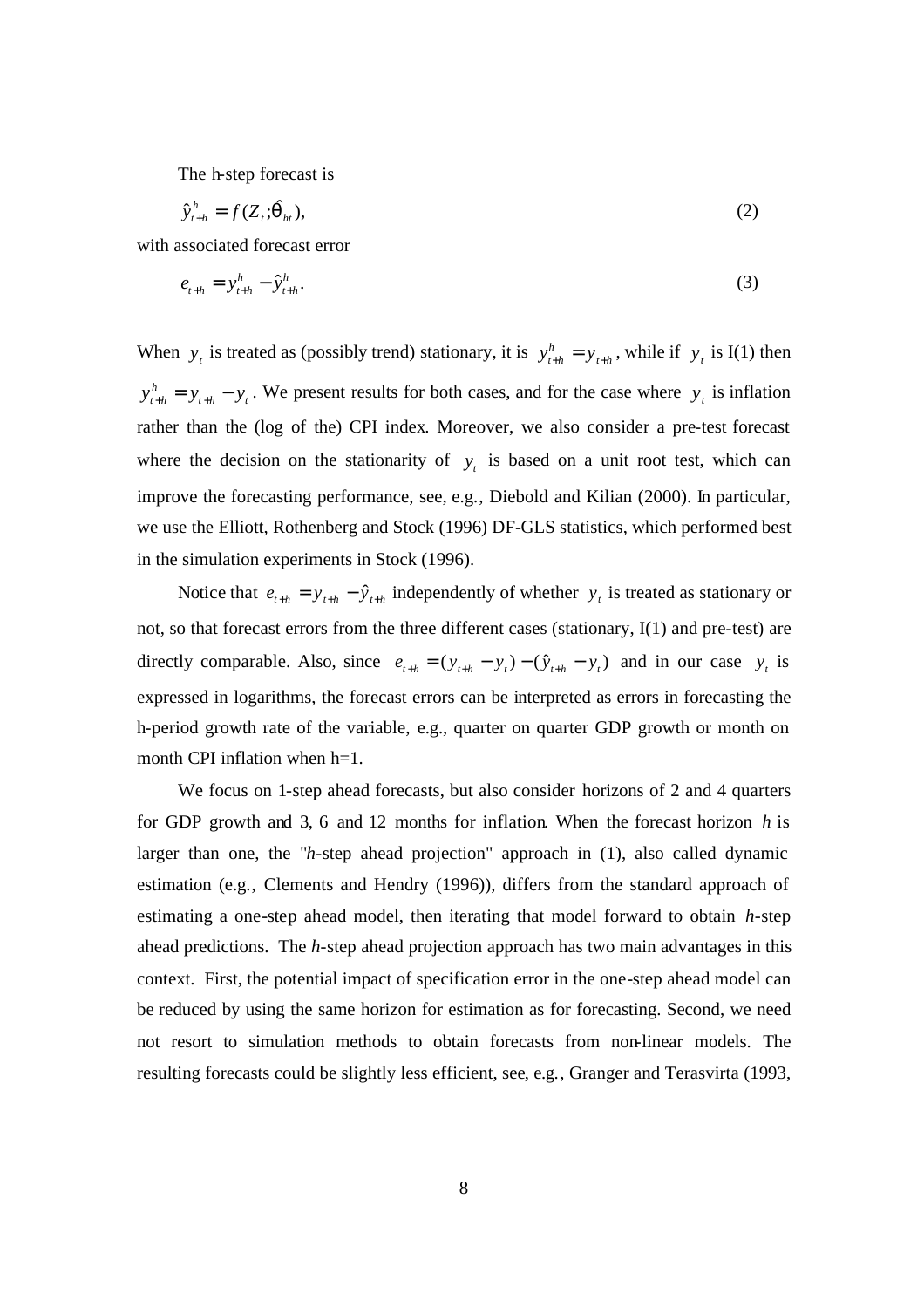The h-step forecast is

$$\hat{y}_{t+h}^{h} = f(Z_t;\hat{\theta}_{ht}), \tag{2}$$

with associated forecast error

$$e_{t+h} = y_{t+h}^{h} - \hat{y}_{t+h}^{h}. \tag{3}$$

When $y_t$ is treated as (possibly trend) stationary, it is $y_{t+h}^{h} = y_{t+h}$, while if $y_t$ is I(1) then $y_{t+h}^{h} = y_{t+h} - y_t$. We present results for both cases, and for the case where $y_t$ is inflation rather than the (log of the) CPI index. Moreover, we also consider a pre-test forecast where the decision on the stationarity of $y_t$ is based on a unit root test, which can improve the forecasting performance, see, e.g., Diebold and Kilian (2000). In particular, we use the Elliott, Rothenberg and Stock (1996) DF-GLS statistics, which performed best in the simulation experiments in Stock (1996).

Notice that $e_{t+h} = y_{t+h} - \hat{y}_{t+h}$ independently of whether $y_t$ is treated as stationary or not, so that forecast errors from the three different cases (stationary, I(1) and pre-test) are directly comparable. Also, since $e_{t+h} = (y_{t+h} - y_t) - (\hat{y}_{t+h} - y_t)$ and in our case $y_t$ is expressed in logarithms, the forecast errors can be interpreted as errors in forecasting the h-period growth rate of the variable, e.g., quarter on quarter GDP growth or month on month CPI inflation when h=1.

We focus on 1-step ahead forecasts, but also consider horizons of 2 and 4 quarters for GDP growth and 3, 6 and 12 months for inflation. When the forecast horizon $h$ is larger than one, the "*h*-step ahead projection" approach in (1), also called dynamic estimation (e.g., Clements and Hendry (1996)), differs from the standard approach of estimating a one-step ahead model, then iterating that model forward to obtain *h*-step ahead predictions. The *h*-step ahead projection approach has two main advantages in this context. First, the potential impact of specification error in the one-step ahead model can be reduced by using the same horizon for estimation as for forecasting. Second, we need not resort to simulation methods to obtain forecasts from non-linear models. The resulting forecasts could be slightly less efficient, see, e.g., Granger and Terasvirta (1993,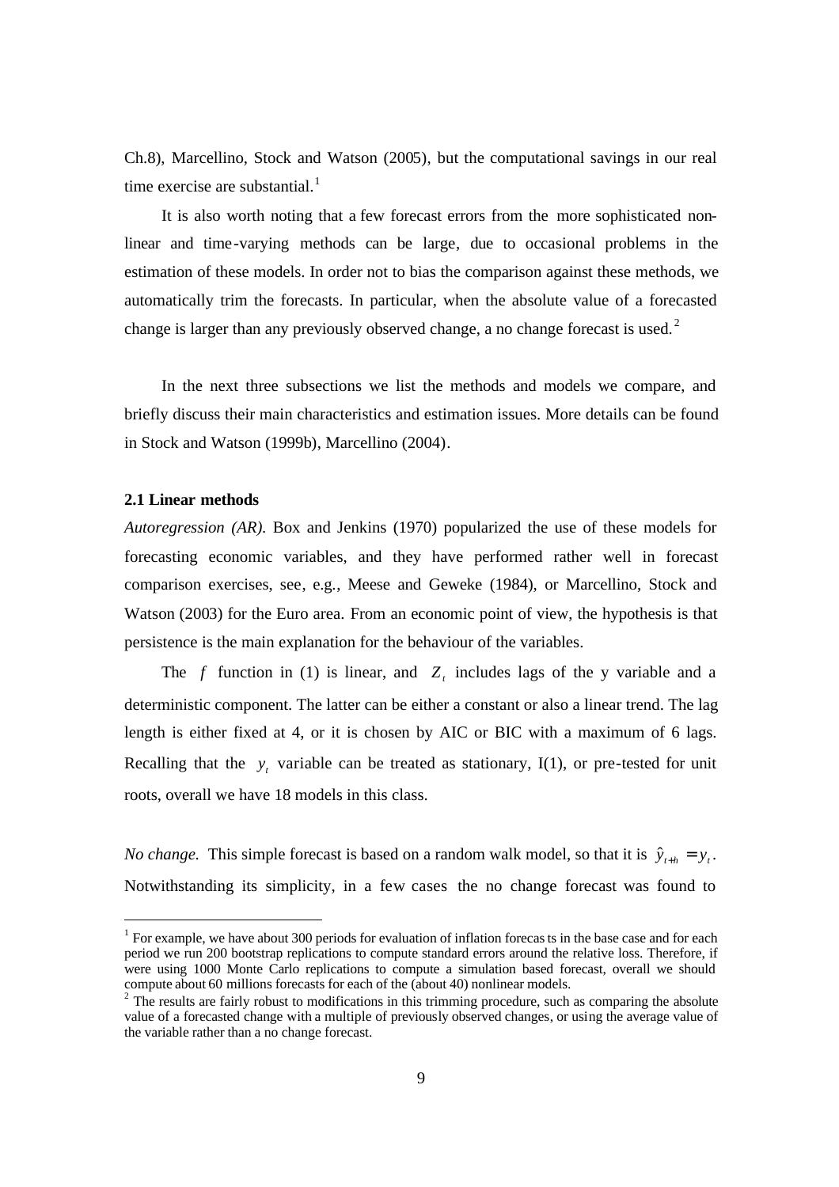Ch.8), Marcellino, Stock and Watson (2005), but the computational savings in our real time exercise are substantial.[1]

It is also worth noting that a few forecast errors from the more sophisticated non-linear and time-varying methods can be large, due to occasional problems in the estimation of these models. In order not to bias the comparison against these methods, we automatically trim the forecasts. In particular, when the absolute value of a forecasted change is larger than any previously observed change, a no change forecast is used.[2]

In the next three subsections we list the methods and models we compare, and briefly discuss their main characteristics and estimation issues. More details can be found in Stock and Watson (1999b), Marcellino (2004).

### 2.1 Linear methods

*Autoregression (AR).* Box and Jenkins (1970) popularized the use of these models for forecasting economic variables, and they have performed rather well in forecast comparison exercises, see, e.g., Meese and Geweke (1984), or Marcellino, Stock and Watson (2003) for the Euro area. From an economic point of view, the hypothesis is that persistence is the main explanation for the behaviour of the variables.

The $f$ function in (1) is linear, and $Z_t$ includes lags of the y variable and a deterministic component. The latter can be either a constant or also a linear trend. The lag length is either fixed at 4, or it is chosen by AIC or BIC with a maximum of 6 lags. Recalling that the $y_t$ variable can be treated as stationary, I(1), or pre-tested for unit roots, overall we have 18 models in this class.

*No change.* This simple forecast is based on a random walk model, so that it is $\hat{y}_{t+h} = y_t$. Notwithstanding its simplicity, in a few cases the no change forecast was found to

[1] For example, we have about 300 periods for evaluation of inflation forecasts in the base case and for each period we run 200 bootstrap replications to compute standard errors around the relative loss. Therefore, if were using 1000 Monte Carlo replications to compute a simulation based forecast, overall we should compute about 60 millions forecasts for each of the (about 40) nonlinear models.

[2] The results are fairly robust to modifications in this trimming procedure, such as comparing the absolute value of a forecasted change with a multiple of previously observed changes, or using the average value of the variable rather than a no change forecast.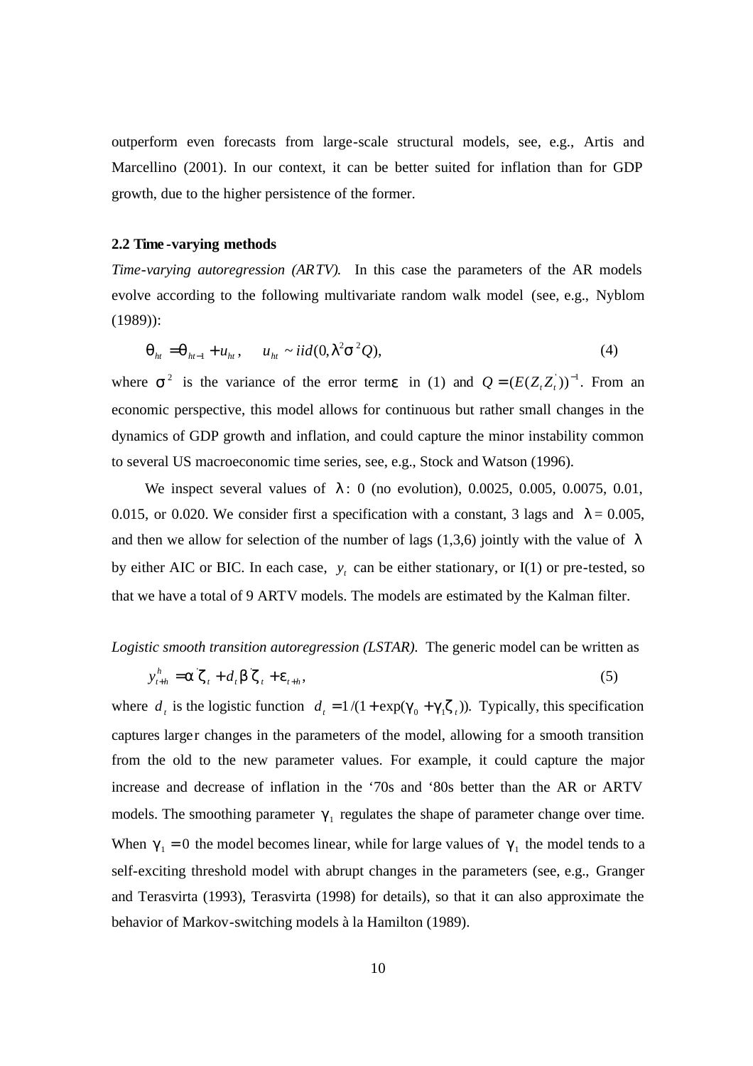outperform even forecasts from large-scale structural models, see, e.g., Artis and Marcellino (2001). In our context, it can be better suited for inflation than for GDP growth, due to the higher persistence of the former.

### 2.2 Time-varying methods

*Time-varying autoregression (ARTV).* In this case the parameters of the AR models evolve according to the following multivariate random walk model (see, e.g., Nyblom (1989)):

$$\theta_{ht} = \theta_{ht-1} + u_{ht}, \quad u_{ht} \sim iid(0, \lambda^2 \sigma^2 Q), \tag{4}$$

where $\sigma^2$ is the variance of the error term $\varepsilon$ in (1) and $Q = (E(Z_t Z_t^{'}))^{-1}$. From an economic perspective, this model allows for continuous but rather small changes in the dynamics of GDP growth and inflation, and could capture the minor instability common to several US macroeconomic time series, see, e.g., Stock and Watson (1996).

We inspect several values of $\lambda$: 0 (no evolution), 0.0025, 0.005, 0.0075, 0.01, 0.015, or 0.020. We consider first a specification with a constant, 3 lags and $\lambda = 0.005$, and then we allow for selection of the number of lags (1,3,6) jointly with the value of $\lambda$ by either AIC or BIC. In each case, $y_t$ can be either stationary, or I(1) or pre-tested, so that we have a total of 9 ARTV models. The models are estimated by the Kalman filter.

*Logistic smooth transition autoregression (LSTAR).* The generic model can be written as

$$y_{t+h}^h = \alpha^{'} \zeta_t + d_t \beta^{'} \zeta_t + \varepsilon_{t+h}, \tag{5}$$

where $d_t$ is the logistic function $d_t = 1/(1 + \exp(\gamma_0 + \gamma_1 \zeta_t))$. Typically, this specification captures larger changes in the parameters of the model, allowing for a smooth transition from the old to the new parameter values. For example, it could capture the major increase and decrease of inflation in the '70s and '80s better than the AR or ARTV models. The smoothing parameter $\gamma_1$ regulates the shape of parameter change over time. When $\gamma_1 = 0$ the model becomes linear, while for large values of $\gamma_1$ the model tends to a self-exciting threshold model with abrupt changes in the parameters (see, e.g., Granger and Terasvirta (1993), Terasvirta (1998) for details), so that it can also approximate the behavior of Markov-switching models à la Hamilton (1989).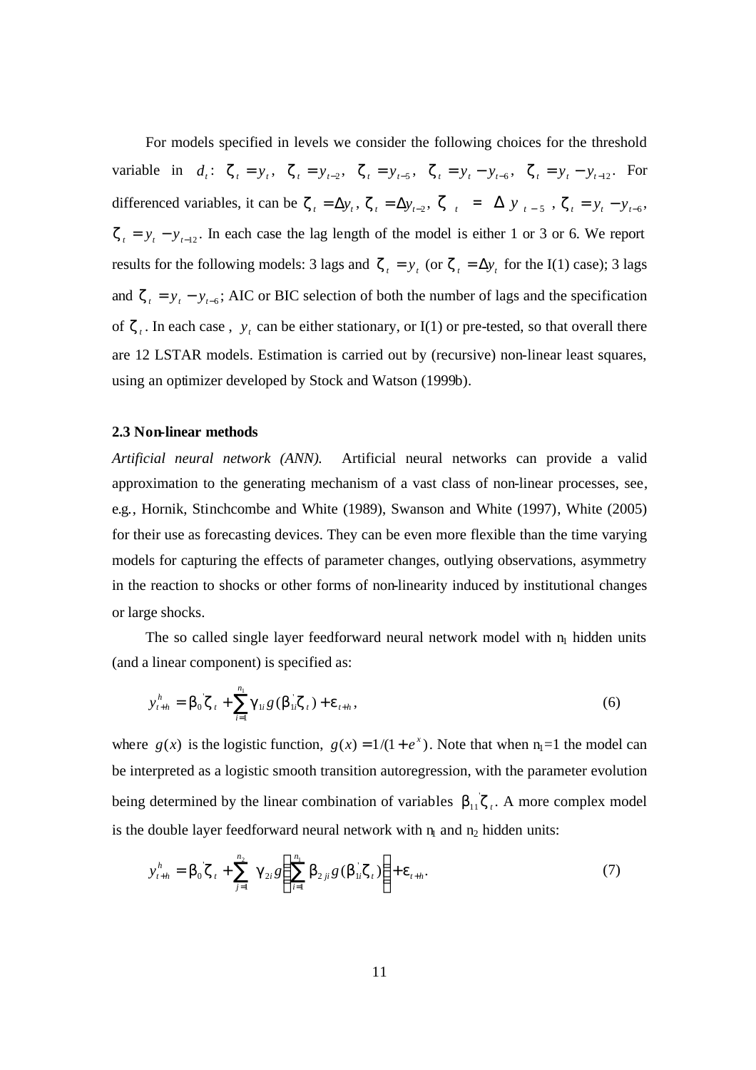For models specified in levels we consider the following choices for the threshold variable in $d_t$: $\zeta_t = y_t$, $\zeta_t = y_{t-2}$, $\zeta_t = y_{t-5}$, $\zeta_t = y_t - y_{t-6}$, $\zeta_t = y_t - y_{t-12}$. For differenced variables, it can be $\zeta_t = \Delta y_t$, $\zeta_t = \Delta y_{t-2}$, $\zeta_t = \Delta y_{t-5}$, $\zeta_t = y_t - y_{t-6}$, $\zeta_t = y_t - y_{t-12}$. In each case the lag length of the model is either 1 or 3 or 6. We report results for the following models: 3 lags and $\zeta_t = y_t$ (or $\zeta_t = \Delta y_t$ for the I(1) case); 3 lags and $\zeta_t = y_t - y_{t-6}$; AIC or BIC selection of both the number of lags and the specification of $\zeta_t$. In each case, $y_t$ can be either stationary, or I(1) or pre-tested, so that overall there are 12 LSTAR models. Estimation is carried out by (recursive) non-linear least squares, using an optimizer developed by Stock and Watson (1999b).

### 2.3 Non-linear methods

*Artificial neural network (ANN).* Artificial neural networks can provide a valid approximation to the generating mechanism of a vast class of non-linear processes, see, e.g., Hornik, Stinchcombe and White (1989), Swanson and White (1997), White (2005) for their use as forecasting devices. They can be even more flexible than the time varying models for capturing the effects of parameter changes, outlying observations, asymmetry in the reaction to shocks or other forms of non-linearity induced by institutional changes or large shocks.

The so called single layer feedforward neural network model with $n_1$ hidden units (and a linear component) is specified as:

$$y_{t+h}^h = \beta_0^{'}\zeta_t + \sum_{i=1}^{n_1} \gamma_{1i} g(\beta_{1i}^{'}\zeta_t) + \varepsilon_{t+h}, \tag{6}$$

where $g(x)$ is the logistic function, $g(x) = 1/(1+e^x)$. Note that when $n_1$=1 the model can be interpreted as a logistic smooth transition autoregression, with the parameter evolution being determined by the linear combination of variables $\beta_{11}^{'}\zeta_t$. A more complex model is the double layer feedforward neural network with $n_1$ and $n_2$ hidden units:

$$y_{t+h}^h = \beta_0^{'}\zeta_t + \sum_{j=1}^{n_2} \gamma_{2i} g\left(\sum_{i=1}^{n_1} \beta_{2ji} g(\beta_{1i}^{'}\zeta_t)\right) + \varepsilon_{t+h}. \tag{7}$$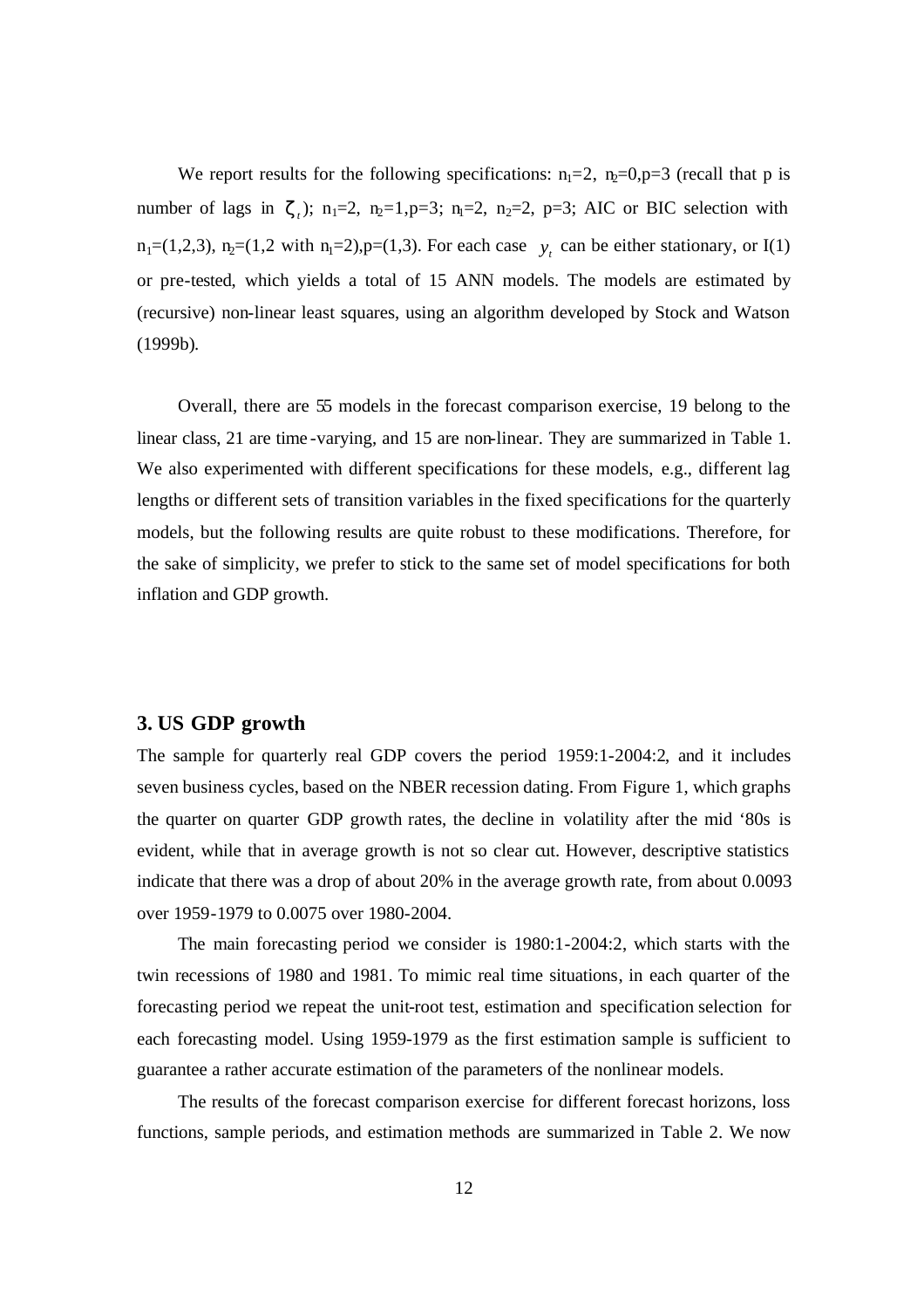We report results for the following specifications: $n_1=2$, $n_2=0$, $p=3$ (recall that p is number of lags in $\zeta_t$); $n_1=2$, $n_2=1$, $p=3$; $n_1=2$, $n_2=2$, $p=3$; AIC or BIC selection with $n_1=(1,2,3)$, $n_2=(1,2$ with $n_1=2)$, $p=(1,3)$. For each case $y_t$ can be either stationary, or I(1) or pre-tested, which yields a total of 15 ANN models. The models are estimated by (recursive) non-linear least squares, using an algorithm developed by Stock and Watson (1999b).

Overall, there are 55 models in the forecast comparison exercise, 19 belong to the linear class, 21 are time-varying, and 15 are non-linear. They are summarized in Table 1. We also experimented with different specifications for these models, e.g., different lag lengths or different sets of transition variables in the fixed specifications for the quarterly models, but the following results are quite robust to these modifications. Therefore, for the sake of simplicity, we prefer to stick to the same set of model specifications for both inflation and GDP growth.

## 3. US GDP growth

The sample for quarterly real GDP covers the period 1959:1-2004:2, and it includes seven business cycles, based on the NBER recession dating. From Figure 1, which graphs the quarter on quarter GDP growth rates, the decline in volatility after the mid '80s is evident, while that in average growth is not so clear cut. However, descriptive statistics indicate that there was a drop of about 20% in the average growth rate, from about 0.0093 over 1959-1979 to 0.0075 over 1980-2004.

The main forecasting period we consider is 1980:1-2004:2, which starts with the twin recessions of 1980 and 1981. To mimic real time situations, in each quarter of the forecasting period we repeat the unit-root test, estimation and specification selection for each forecasting model. Using 1959-1979 as the first estimation sample is sufficient to guarantee a rather accurate estimation of the parameters of the nonlinear models.

The results of the forecast comparison exercise for different forecast horizons, loss functions, sample periods, and estimation methods are summarized in Table 2. We now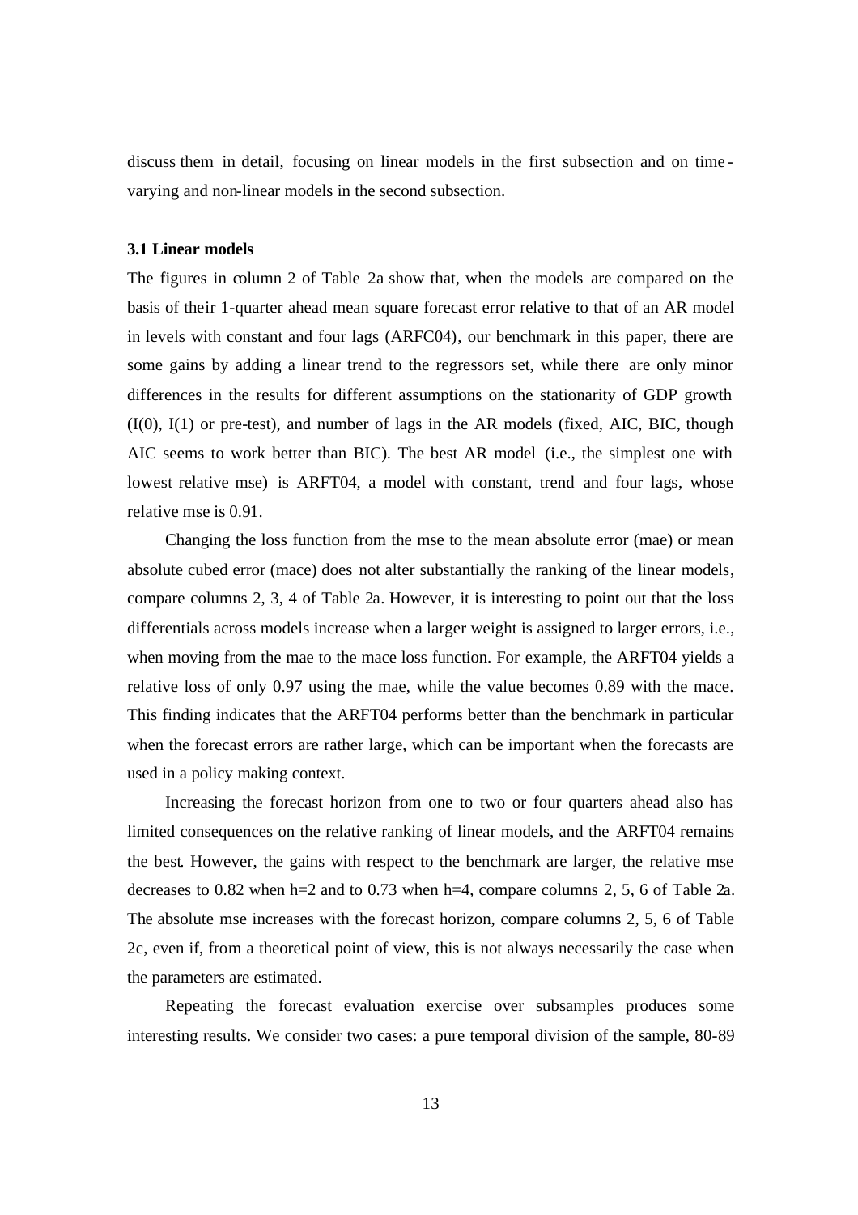discuss them in detail, focusing on linear models in the first subsection and on time-varying and non-linear models in the second subsection.

### 3.1 Linear models

The figures in column 2 of Table 2a show that, when the models are compared on the basis of their 1-quarter ahead mean square forecast error relative to that of an AR model in levels with constant and four lags (ARFC04), our benchmark in this paper, there are some gains by adding a linear trend to the regressors set, while there are only minor differences in the results for different assumptions on the stationarity of GDP growth (I(0), I(1) or pre-test), and number of lags in the AR models (fixed, AIC, BIC, though AIC seems to work better than BIC). The best AR model (i.e., the simplest one with lowest relative mse) is ARFT04, a model with constant, trend and four lags, whose relative mse is 0.91.

Changing the loss function from the mse to the mean absolute error (mae) or mean absolute cubed error (mace) does not alter substantially the ranking of the linear models, compare columns 2, 3, 4 of Table 2a. However, it is interesting to point out that the loss differentials across models increase when a larger weight is assigned to larger errors, i.e., when moving from the mae to the mace loss function. For example, the ARFT04 yields a relative loss of only 0.97 using the mae, while the value becomes 0.89 with the mace. This finding indicates that the ARFT04 performs better than the benchmark in particular when the forecast errors are rather large, which can be important when the forecasts are used in a policy making context.

Increasing the forecast horizon from one to two or four quarters ahead also has limited consequences on the relative ranking of linear models, and the ARFT04 remains the best. However, the gains with respect to the benchmark are larger, the relative mse decreases to 0.82 when h=2 and to 0.73 when h=4, compare columns 2, 5, 6 of Table 2a. The absolute mse increases with the forecast horizon, compare columns 2, 5, 6 of Table 2c, even if, from a theoretical point of view, this is not always necessarily the case when the parameters are estimated.

Repeating the forecast evaluation exercise over subsamples produces some interesting results. We consider two cases: a pure temporal division of the sample, 80-89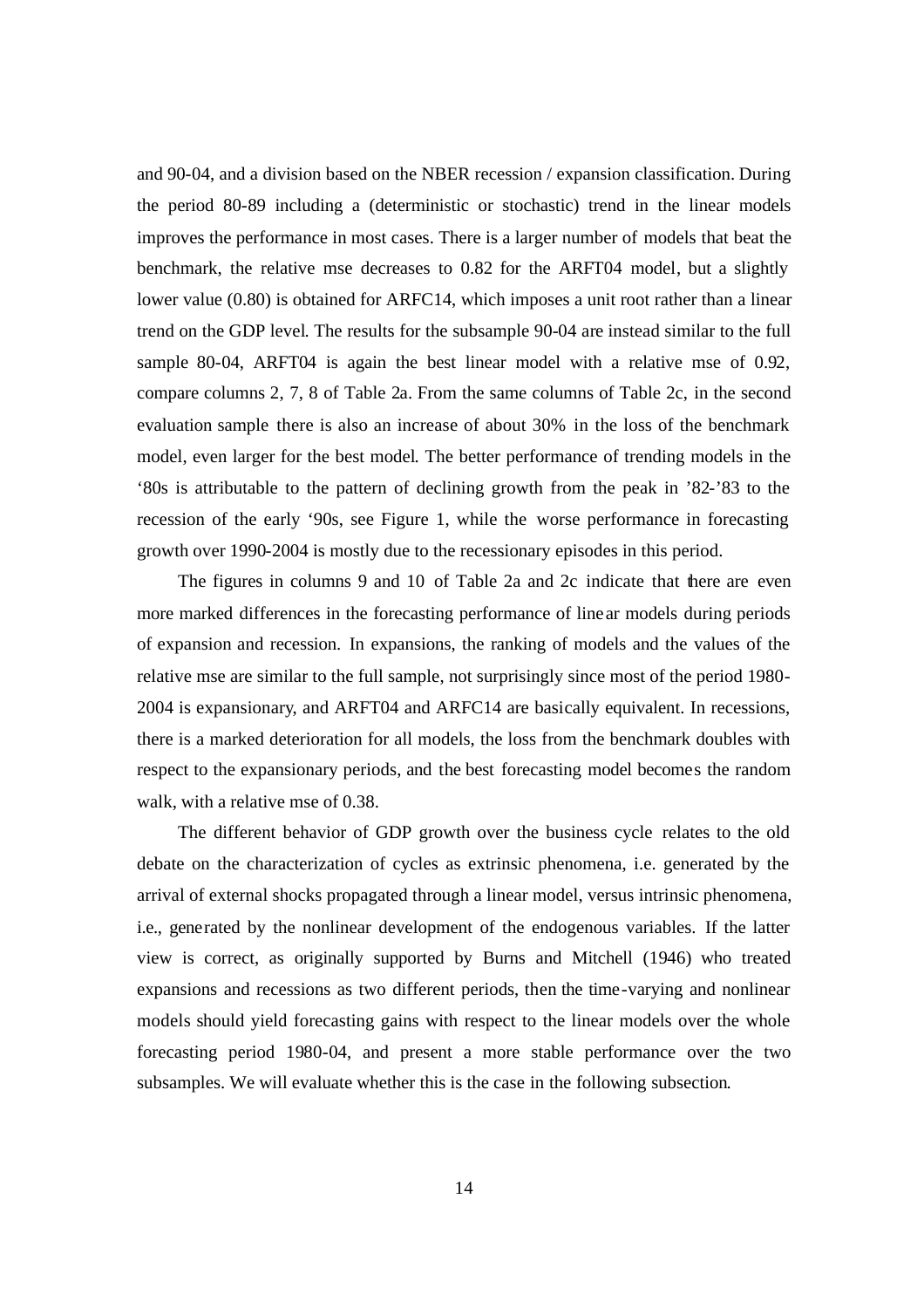and 90-04, and a division based on the NBER recession / expansion classification. During the period 80-89 including a (deterministic or stochastic) trend in the linear models improves the performance in most cases. There is a larger number of models that beat the benchmark, the relative mse decreases to 0.82 for the ARFT04 model, but a slightly lower value (0.80) is obtained for ARFC14, which imposes a unit root rather than a linear trend on the GDP level. The results for the subsample 90-04 are instead similar to the full sample 80-04, ARFT04 is again the best linear model with a relative mse of 0.92, compare columns 2, 7, 8 of Table 2a. From the same columns of Table 2c, in the second evaluation sample there is also an increase of about 30% in the loss of the benchmark model, even larger for the best model. The better performance of trending models in the '80s is attributable to the pattern of declining growth from the peak in '82-'83 to the recession of the early '90s, see Figure 1, while the worse performance in forecasting growth over 1990-2004 is mostly due to the recessionary episodes in this period.

The figures in columns 9 and 10 of Table 2a and 2c indicate that there are even more marked differences in the forecasting performance of linear models during periods of expansion and recession. In expansions, the ranking of models and the values of the relative mse are similar to the full sample, not surprisingly since most of the period 1980-2004 is expansionary, and ARFT04 and ARFC14 are basically equivalent. In recessions, there is a marked deterioration for all models, the loss from the benchmark doubles with respect to the expansionary periods, and the best forecasting model becomes the random walk, with a relative mse of 0.38.

The different behavior of GDP growth over the business cycle relates to the old debate on the characterization of cycles as extrinsic phenomena, i.e. generated by the arrival of external shocks propagated through a linear model, versus intrinsic phenomena, i.e., generated by the nonlinear development of the endogenous variables. If the latter view is correct, as originally supported by Burns and Mitchell (1946) who treated expansions and recessions as two different periods, then the time-varying and nonlinear models should yield forecasting gains with respect to the linear models over the whole forecasting period 1980-04, and present a more stable performance over the two subsamples. We will evaluate whether this is the case in the following subsection.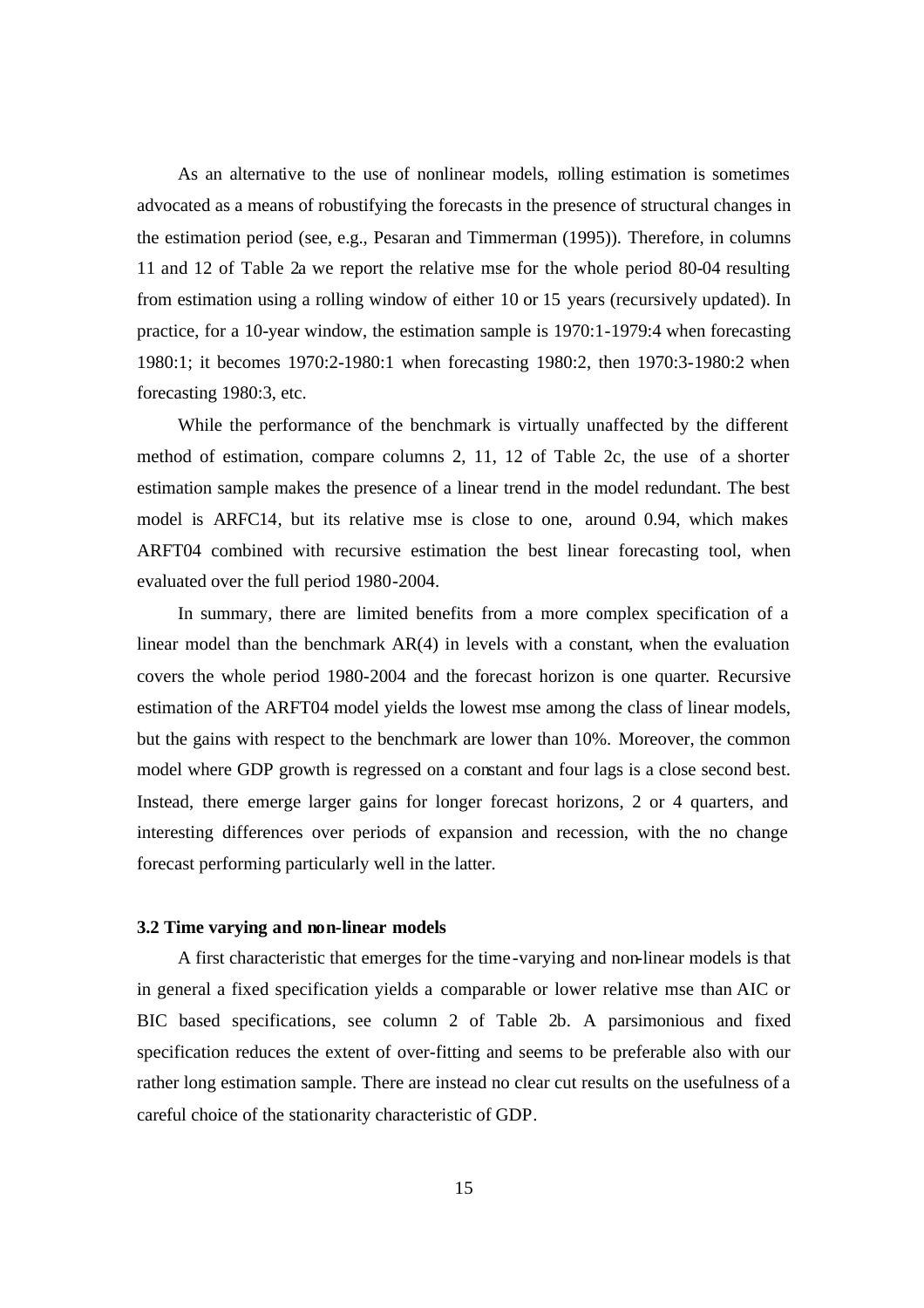As an alternative to the use of nonlinear models, rolling estimation is sometimes advocated as a means of robustifying the forecasts in the presence of structural changes in the estimation period (see, e.g., Pesaran and Timmerman (1995)). Therefore, in columns 11 and 12 of Table 2a we report the relative mse for the whole period 80-04 resulting from estimation using a rolling window of either 10 or 15 years (recursively updated). In practice, for a 10-year window, the estimation sample is 1970:1-1979:4 when forecasting 1980:1; it becomes 1970:2-1980:1 when forecasting 1980:2, then 1970:3-1980:2 when forecasting 1980:3, etc.

While the performance of the benchmark is virtually unaffected by the different method of estimation, compare columns 2, 11, 12 of Table 2c, the use of a shorter estimation sample makes the presence of a linear trend in the model redundant. The best model is ARFC14, but its relative mse is close to one, around 0.94, which makes ARFT04 combined with recursive estimation the best linear forecasting tool, when evaluated over the full period 1980-2004.

In summary, there are limited benefits from a more complex specification of a linear model than the benchmark AR(4) in levels with a constant, when the evaluation covers the whole period 1980-2004 and the forecast horizon is one quarter. Recursive estimation of the ARFT04 model yields the lowest mse among the class of linear models, but the gains with respect to the benchmark are lower than 10%. Moreover, the common model where GDP growth is regressed on a constant and four lags is a close second best. Instead, there emerge larger gains for longer forecast horizons, 2 or 4 quarters, and interesting differences over periods of expansion and recession, with the no change forecast performing particularly well in the latter.

### 3.2 Time varying and non-linear models

A first characteristic that emerges for the time-varying and non-linear models is that in general a fixed specification yields a comparable or lower relative mse than AIC or BIC based specifications, see column 2 of Table 2b. A parsimonious and fixed specification reduces the extent of over-fitting and seems to be preferable also with our rather long estimation sample. There are instead no clear cut results on the usefulness of a careful choice of the stationarity characteristic of GDP.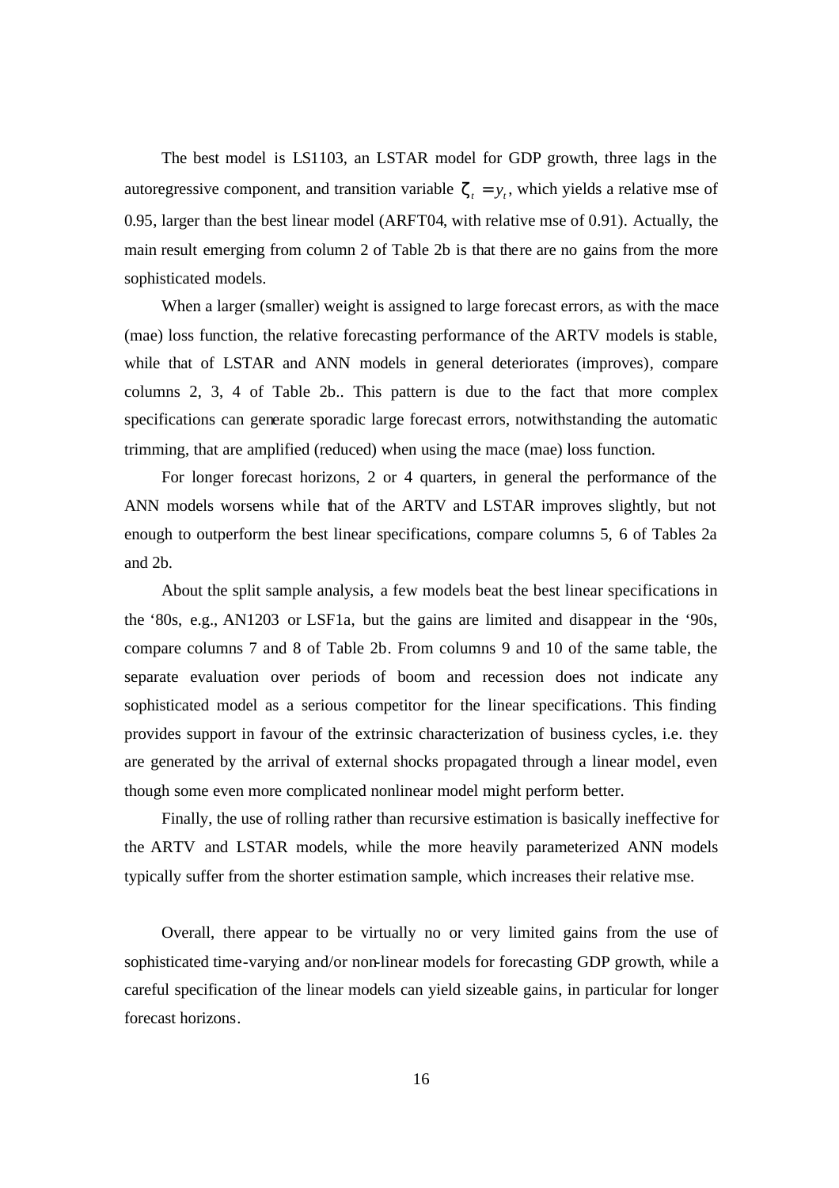The best model is LS1103, an LSTAR model for GDP growth, three lags in the autoregressive component, and transition variable $\zeta_t = y_t$, which yields a relative mse of 0.95, larger than the best linear model (ARFT04, with relative mse of 0.91). Actually, the main result emerging from column 2 of Table 2b is that there are no gains from the more sophisticated models.

When a larger (smaller) weight is assigned to large forecast errors, as with the mace (mae) loss function, the relative forecasting performance of the ARTV models is stable, while that of LSTAR and ANN models in general deteriorates (improves), compare columns 2, 3, 4 of Table 2b.. This pattern is due to the fact that more complex specifications can generate sporadic large forecast errors, notwithstanding the automatic trimming, that are amplified (reduced) when using the mace (mae) loss function.

For longer forecast horizons, 2 or 4 quarters, in general the performance of the ANN models worsens while that of the ARTV and LSTAR improves slightly, but not enough to outperform the best linear specifications, compare columns 5, 6 of Tables 2a and 2b.

About the split sample analysis, a few models beat the best linear specifications in the '80s, e.g., AN1203 or LSF1a, but the gains are limited and disappear in the '90s, compare columns 7 and 8 of Table 2b. From columns 9 and 10 of the same table, the separate evaluation over periods of boom and recession does not indicate any sophisticated model as a serious competitor for the linear specifications. This finding provides support in favour of the extrinsic characterization of business cycles, i.e. they are generated by the arrival of external shocks propagated through a linear model, even though some even more complicated nonlinear model might perform better.

Finally, the use of rolling rather than recursive estimation is basically ineffective for the ARTV and LSTAR models, while the more heavily parameterized ANN models typically suffer from the shorter estimation sample, which increases their relative mse.

Overall, there appear to be virtually no or very limited gains from the use of sophisticated time-varying and/or non-linear models for forecasting GDP growth, while a careful specification of the linear models can yield sizeable gains, in particular for longer forecast horizons.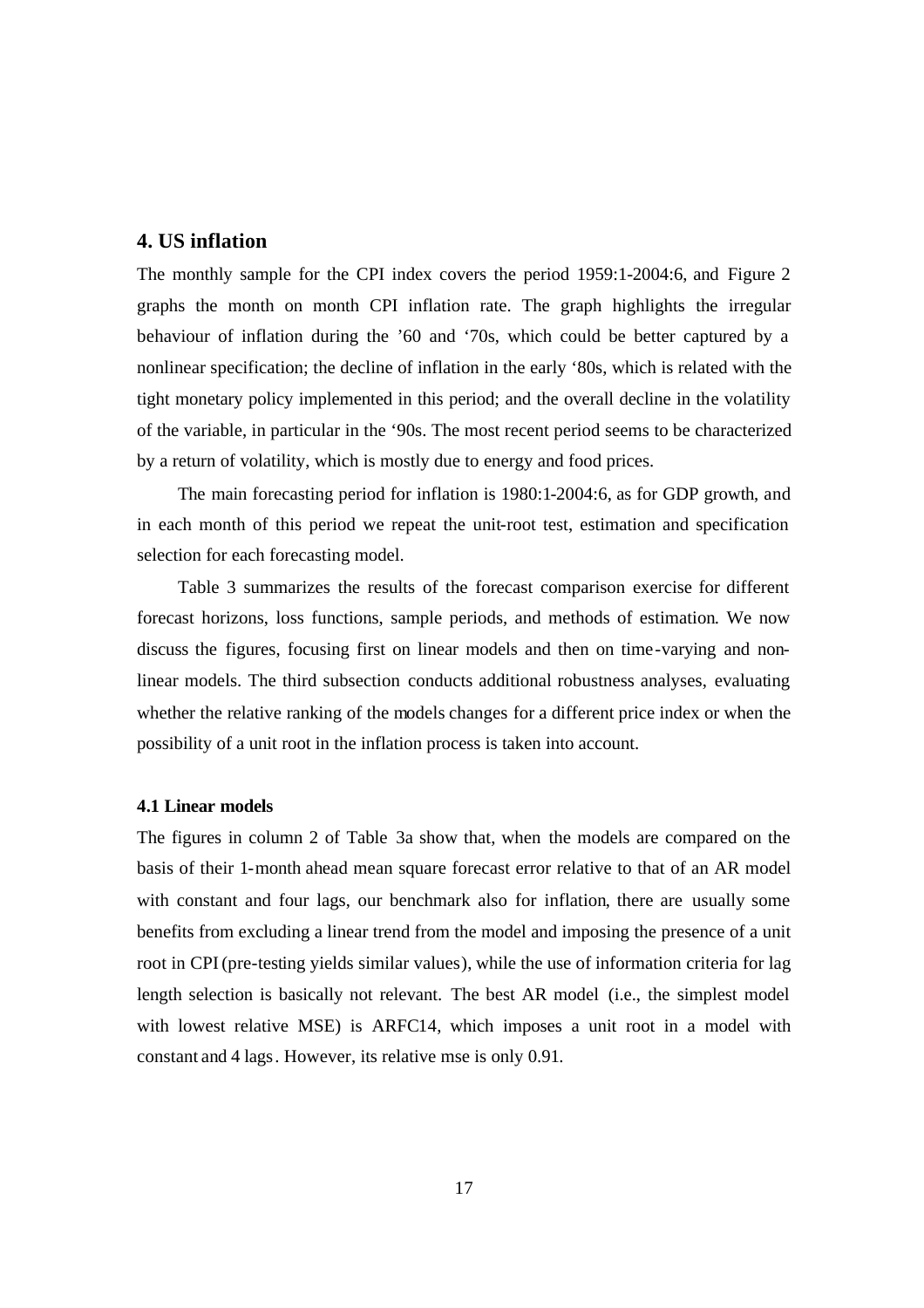## 4. US inflation

The monthly sample for the CPI index covers the period 1959:1-2004:6, and Figure 2 graphs the month on month CPI inflation rate. The graph highlights the irregular behaviour of inflation during the '60 and '70s, which could be better captured by a nonlinear specification; the decline of inflation in the early '80s, which is related with the tight monetary policy implemented in this period; and the overall decline in the volatility of the variable, in particular in the '90s. The most recent period seems to be characterized by a return of volatility, which is mostly due to energy and food prices.

The main forecasting period for inflation is 1980:1-2004:6, as for GDP growth, and in each month of this period we repeat the unit-root test, estimation and specification selection for each forecasting model.

Table 3 summarizes the results of the forecast comparison exercise for different forecast horizons, loss functions, sample periods, and methods of estimation. We now discuss the figures, focusing first on linear models and then on time-varying and non-linear models. The third subsection conducts additional robustness analyses, evaluating whether the relative ranking of the models changes for a different price index or when the possibility of a unit root in the inflation process is taken into account.

### 4.1 Linear models

The figures in column 2 of Table 3a show that, when the models are compared on the basis of their 1-month ahead mean square forecast error relative to that of an AR model with constant and four lags, our benchmark also for inflation, there are usually some benefits from excluding a linear trend from the model and imposing the presence of a unit root in CPI (pre-testing yields similar values), while the use of information criteria for lag length selection is basically not relevant. The best AR model (i.e., the simplest model with lowest relative MSE) is ARFC14, which imposes a unit root in a model with constant and 4 lags. However, its relative mse is only 0.91.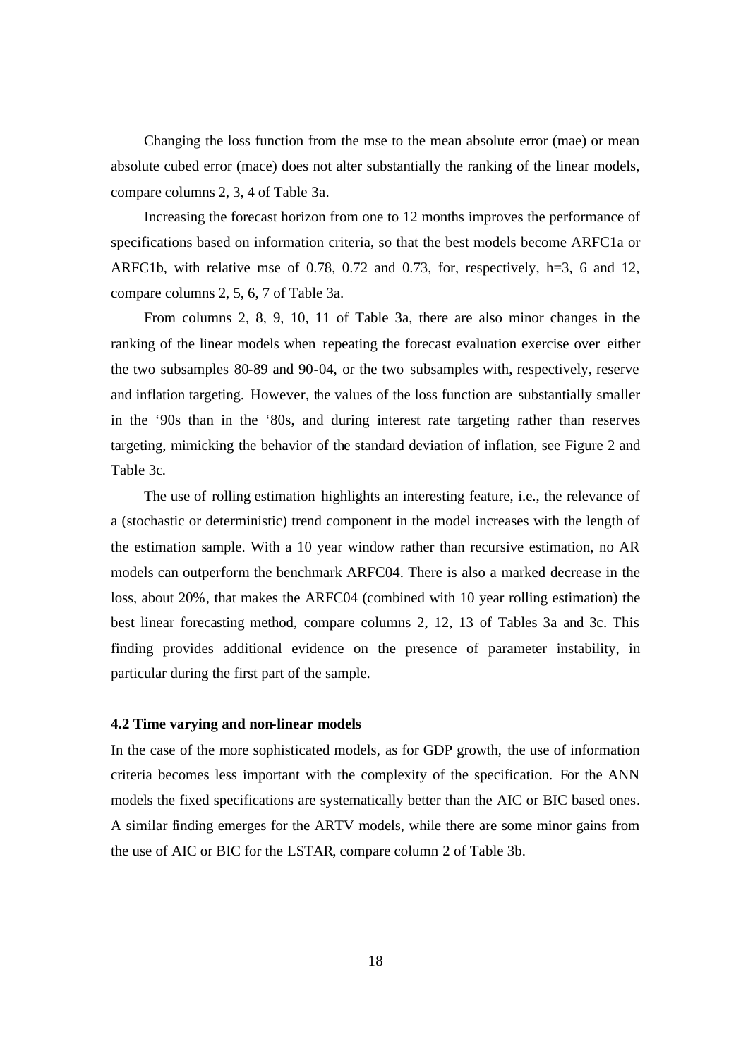Changing the loss function from the mse to the mean absolute error (mae) or mean absolute cubed error (mace) does not alter substantially the ranking of the linear models, compare columns 2, 3, 4 of Table 3a.

Increasing the forecast horizon from one to 12 months improves the performance of specifications based on information criteria, so that the best models become ARFC1a or ARFC1b, with relative mse of 0.78, 0.72 and 0.73, for, respectively, h=3, 6 and 12, compare columns 2, 5, 6, 7 of Table 3a.

From columns 2, 8, 9, 10, 11 of Table 3a, there are also minor changes in the ranking of the linear models when repeating the forecast evaluation exercise over either the two subsamples 80-89 and 90-04, or the two subsamples with, respectively, reserve and inflation targeting. However, the values of the loss function are substantially smaller in the '90s than in the '80s, and during interest rate targeting rather than reserves targeting, mimicking the behavior of the standard deviation of inflation, see Figure 2 and Table 3c.

The use of rolling estimation highlights an interesting feature, i.e., the relevance of a (stochastic or deterministic) trend component in the model increases with the length of the estimation sample. With a 10 year window rather than recursive estimation, no AR models can outperform the benchmark ARFC04. There is also a marked decrease in the loss, about 20%, that makes the ARFC04 (combined with 10 year rolling estimation) the best linear forecasting method, compare columns 2, 12, 13 of Tables 3a and 3c. This finding provides additional evidence on the presence of parameter instability, in particular during the first part of the sample.

### 4.2 Time varying and non-linear models

In the case of the more sophisticated models, as for GDP growth, the use of information criteria becomes less important with the complexity of the specification. For the ANN models the fixed specifications are systematically better than the AIC or BIC based ones. A similar finding emerges for the ARTV models, while there are some minor gains from the use of AIC or BIC for the LSTAR, compare column 2 of Table 3b.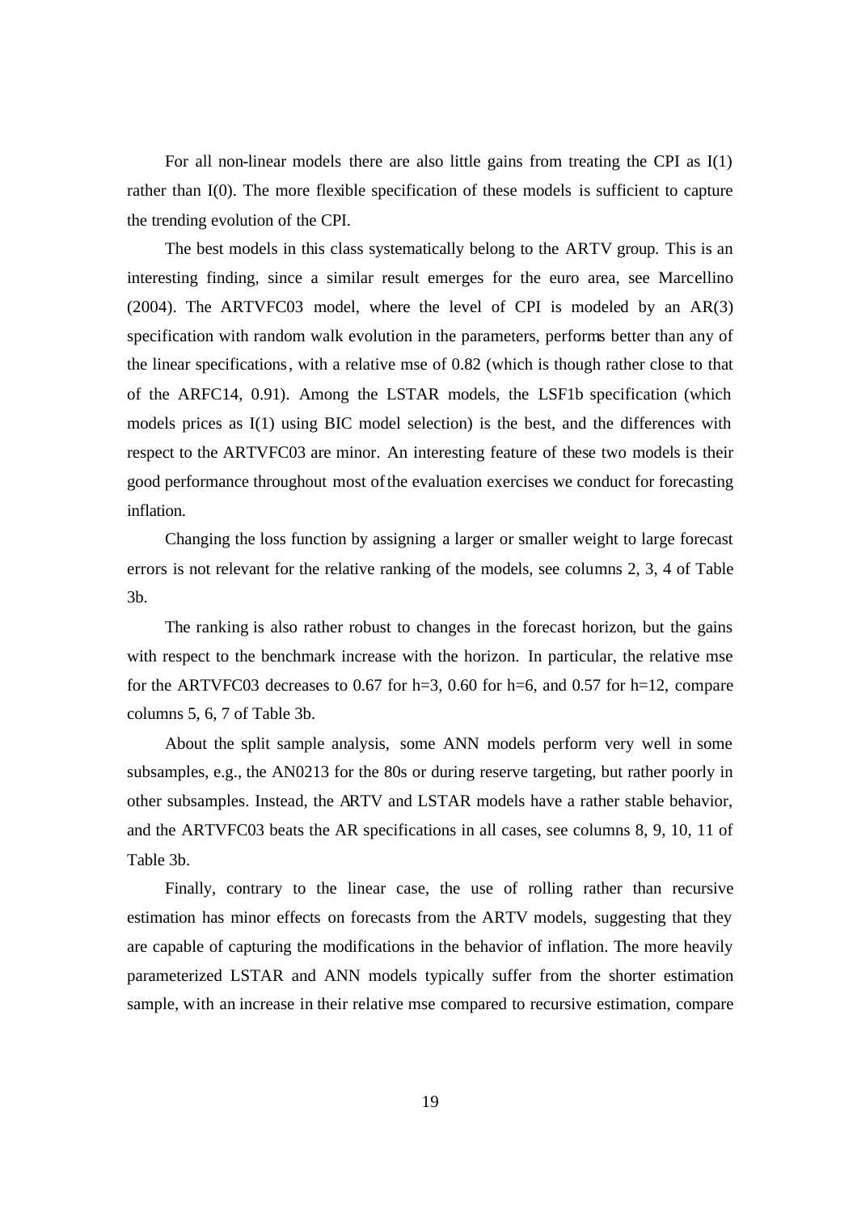For all non-linear models there are also little gains from treating the CPI as I(1) rather than I(0). The more flexible specification of these models is sufficient to capture the trending evolution of the CPI.

The best models in this class systematically belong to the ARTV group. This is an interesting finding, since a similar result emerges for the euro area, see Marcellino (2004). The ARTVFC03 model, where the level of CPI is modeled by an AR(3) specification with random walk evolution in the parameters, performs better than any of the linear specifications, with a relative mse of 0.82 (which is though rather close to that of the ARFC14, 0.91). Among the LSTAR models, the LSF1b specification (which models prices as I(1) using BIC model selection) is the best, and the differences with respect to the ARTVFC03 are minor. An interesting feature of these two models is their good performance throughout most of the evaluation exercises we conduct for forecasting inflation.

Changing the loss function by assigning a larger or smaller weight to large forecast errors is not relevant for the relative ranking of the models, see columns 2, 3, 4 of Table 3b.

The ranking is also rather robust to changes in the forecast horizon, but the gains with respect to the benchmark increase with the horizon. In particular, the relative mse for the ARTVFC03 decreases to 0.67 for h=3, 0.60 for h=6, and 0.57 for h=12, compare columns 5, 6, 7 of Table 3b.

About the split sample analysis, some ANN models perform very well in some subsamples, e.g., the AN0213 for the 80s or during reserve targeting, but rather poorly in other subsamples. Instead, the ARTV and LSTAR models have a rather stable behavior, and the ARTVFC03 beats the AR specifications in all cases, see columns 8, 9, 10, 11 of Table 3b.

Finally, contrary to the linear case, the use of rolling rather than recursive estimation has minor effects on forecasts from the ARTV models, suggesting that they are capable of capturing the modifications in the behavior of inflation. The more heavily parameterized LSTAR and ANN models typically suffer from the shorter estimation sample, with an increase in their relative mse compared to recursive estimation, compare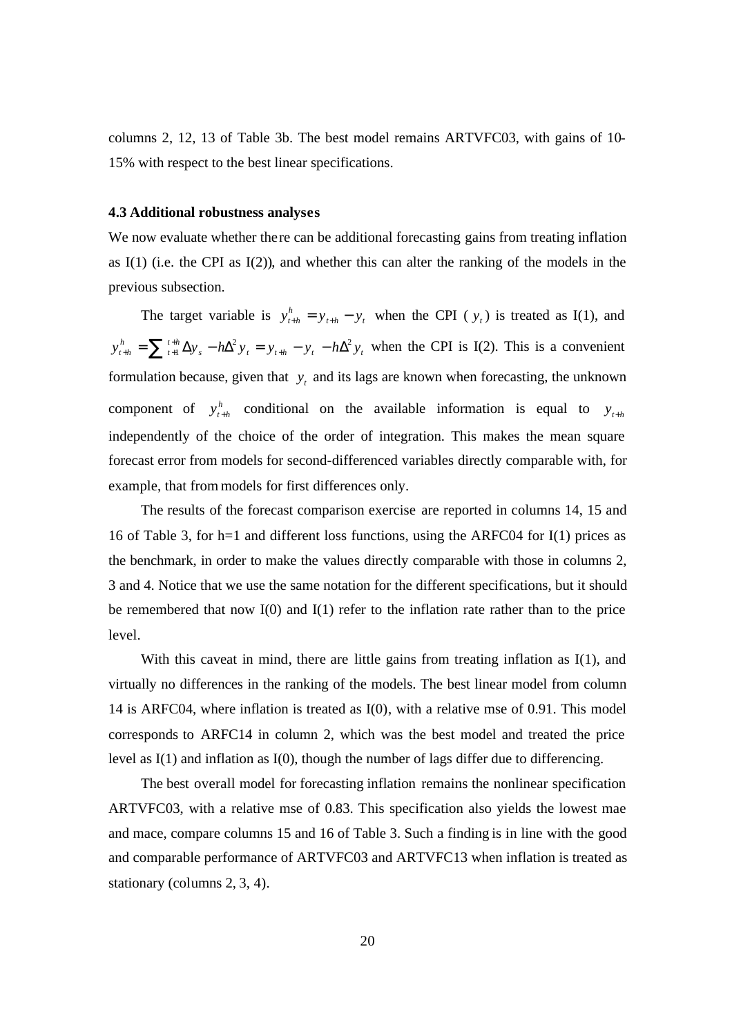columns 2, 12, 13 of Table 3b. The best model remains ARTVFC03, with gains of 10-15% with respect to the best linear specifications.

**4.3 Additional robustness analyses**

We now evaluate whether there can be additional forecasting gains from treating inflation as I(1) (i.e. the CPI as I(2)), and whether this can alter the ranking of the models in the previous subsection.

The target variable is $y_{t+h}^{h} = y_{t+h} - y_{t}$ when the CPI ( $y_t$ ) is treated as I(1), and $y_{t+h}^{h} = \sum_{t+1}^{t+h} \Delta y_s - h\Delta^2 y_t = y_{t+h} - y_t - h\Delta^2 y_t$ when the CPI is I(2). This is a convenient formulation because, given that $y_t$ and its lags are known when forecasting, the unknown component of $y_{t+h}^{h}$ conditional on the available information is equal to $y_{t+h}$ independently of the choice of the order of integration. This makes the mean square forecast error from models for second-differenced variables directly comparable with, for example, that from models for first differences only.

The results of the forecast comparison exercise are reported in columns 14, 15 and 16 of Table 3, for h=1 and different loss functions, using the ARFC04 for I(1) prices as the benchmark, in order to make the values directly comparable with those in columns 2, 3 and 4. Notice that we use the same notation for the different specifications, but it should be remembered that now I(0) and I(1) refer to the inflation rate rather than to the price level.

With this caveat in mind, there are little gains from treating inflation as I(1), and virtually no differences in the ranking of the models. The best linear model from column 14 is ARFC04, where inflation is treated as I(0), with a relative mse of 0.91. This model corresponds to ARFC14 in column 2, which was the best model and treated the price level as I(1) and inflation as I(0), though the number of lags differ due to differencing.

The best overall model for forecasting inflation remains the nonlinear specification ARTVFC03, with a relative mse of 0.83. This specification also yields the lowest mae and mace, compare columns 15 and 16 of Table 3. Such a finding is in line with the good and comparable performance of ARTVFC03 and ARTVFC13 when inflation is treated as stationary (columns 2, 3, 4).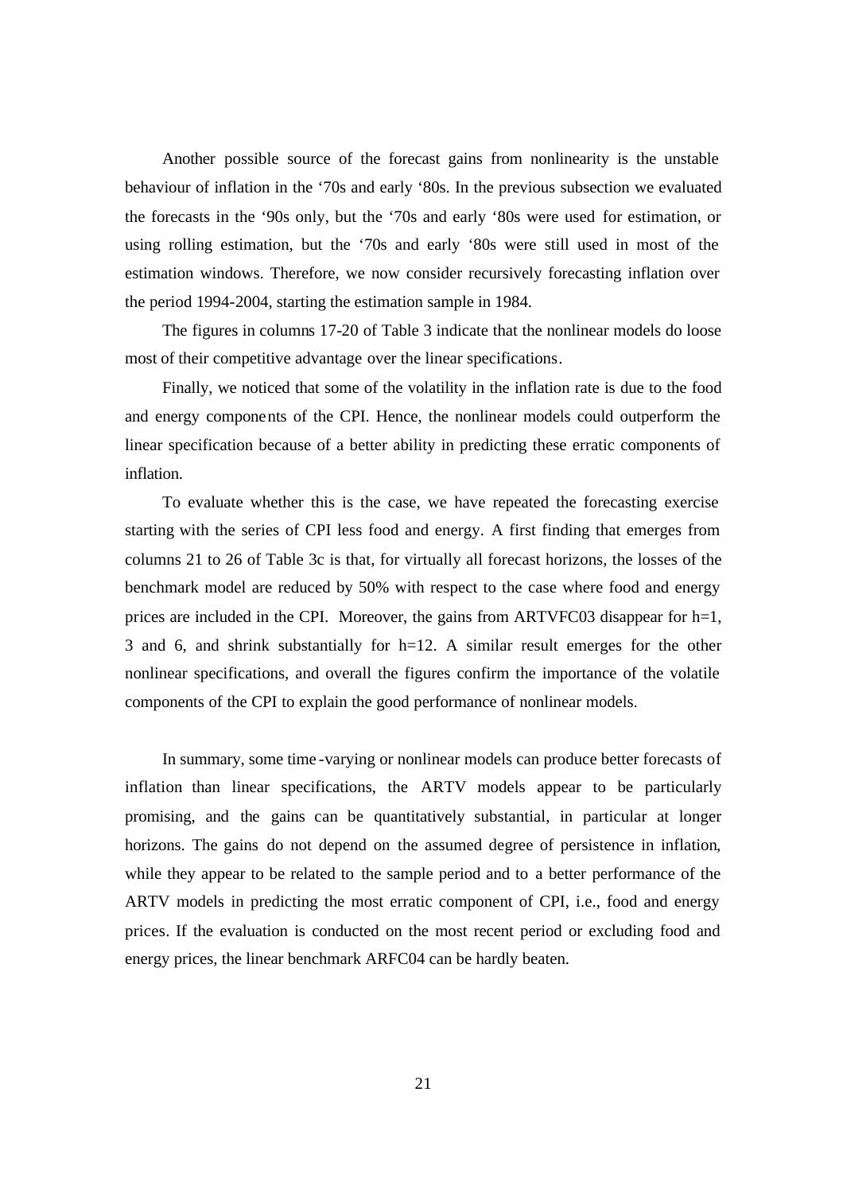Another possible source of the forecast gains from nonlinearity is the unstable behaviour of inflation in the ‘70s and early ‘80s. In the previous subsection we evaluated the forecasts in the ‘90s only, but the ‘70s and early ‘80s were used for estimation, or using rolling estimation, but the ‘70s and early ‘80s were still used in most of the estimation windows. Therefore, we now consider recursively forecasting inflation over the period 1994-2004, starting the estimation sample in 1984.

The figures in columns 17-20 of Table 3 indicate that the nonlinear models do loose most of their competitive advantage over the linear specifications.

Finally, we noticed that some of the volatility in the inflation rate is due to the food and energy components of the CPI. Hence, the nonlinear models could outperform the linear specification because of a better ability in predicting these erratic components of inflation.

To evaluate whether this is the case, we have repeated the forecasting exercise starting with the series of CPI less food and energy. A first finding that emerges from columns 21 to 26 of Table 3c is that, for virtually all forecast horizons, the losses of the benchmark model are reduced by 50% with respect to the case where food and energy prices are included in the CPI. Moreover, the gains from ARTVFC03 disappear for h=1, 3 and 6, and shrink substantially for h=12. A similar result emerges for the other nonlinear specifications, and overall the figures confirm the importance of the volatile components of the CPI to explain the good performance of nonlinear models.

In summary, some time-varying or nonlinear models can produce better forecasts of inflation than linear specifications, the ARTV models appear to be particularly promising, and the gains can be quantitatively substantial, in particular at longer horizons. The gains do not depend on the assumed degree of persistence in inflation, while they appear to be related to the sample period and to a better performance of the ARTV models in predicting the most erratic component of CPI, i.e., food and energy prices. If the evaluation is conducted on the most recent period or excluding food and energy prices, the linear benchmark ARFC04 can be hardly beaten.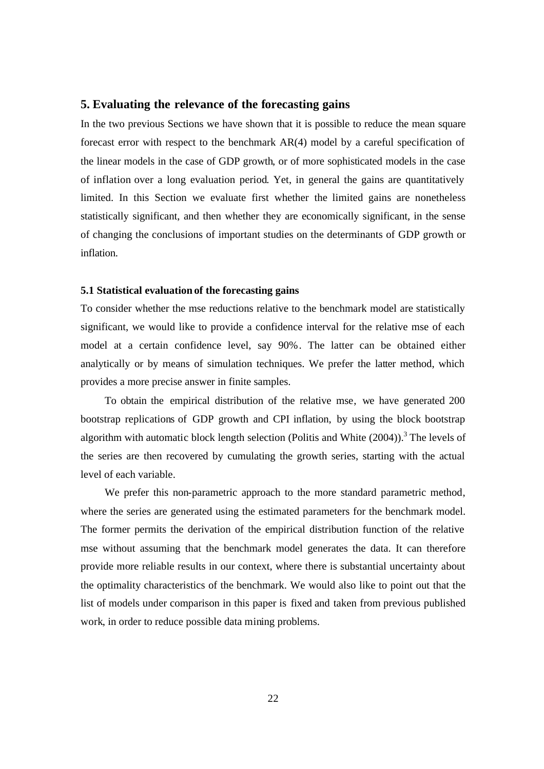## 5. Evaluating the relevance of the forecasting gains

In the two previous Sections we have shown that it is possible to reduce the mean square forecast error with respect to the benchmark AR(4) model by a careful specification of the linear models in the case of GDP growth, or of more sophisticated models in the case of inflation over a long evaluation period. Yet, in general the gains are quantitatively limited. In this Section we evaluate first whether the limited gains are nonetheless statistically significant, and then whether they are economically significant, in the sense of changing the conclusions of important studies on the determinants of GDP growth or inflation.

### 5.1 Statistical evaluation of the forecasting gains

To consider whether the mse reductions relative to the benchmark model are statistically significant, we would like to provide a confidence interval for the relative mse of each model at a certain confidence level, say 90%. The latter can be obtained either analytically or by means of simulation techniques. We prefer the latter method, which provides a more precise answer in finite samples.

To obtain the empirical distribution of the relative mse, we have generated 200 bootstrap replications of GDP growth and CPI inflation, by using the block bootstrap algorithm with automatic block length selection (Politis and White (2004)).[3] The levels of the series are then recovered by cumulating the growth series, starting with the actual level of each variable.

We prefer this non-parametric approach to the more standard parametric method, where the series are generated using the estimated parameters for the benchmark model. The former permits the derivation of the empirical distribution function of the relative mse without assuming that the benchmark model generates the data. It can therefore provide more reliable results in our context, where there is substantial uncertainty about the optimality characteristics of the benchmark. We would also like to point out that the list of models under comparison in this paper is fixed and taken from previous published work, in order to reduce possible data mining problems.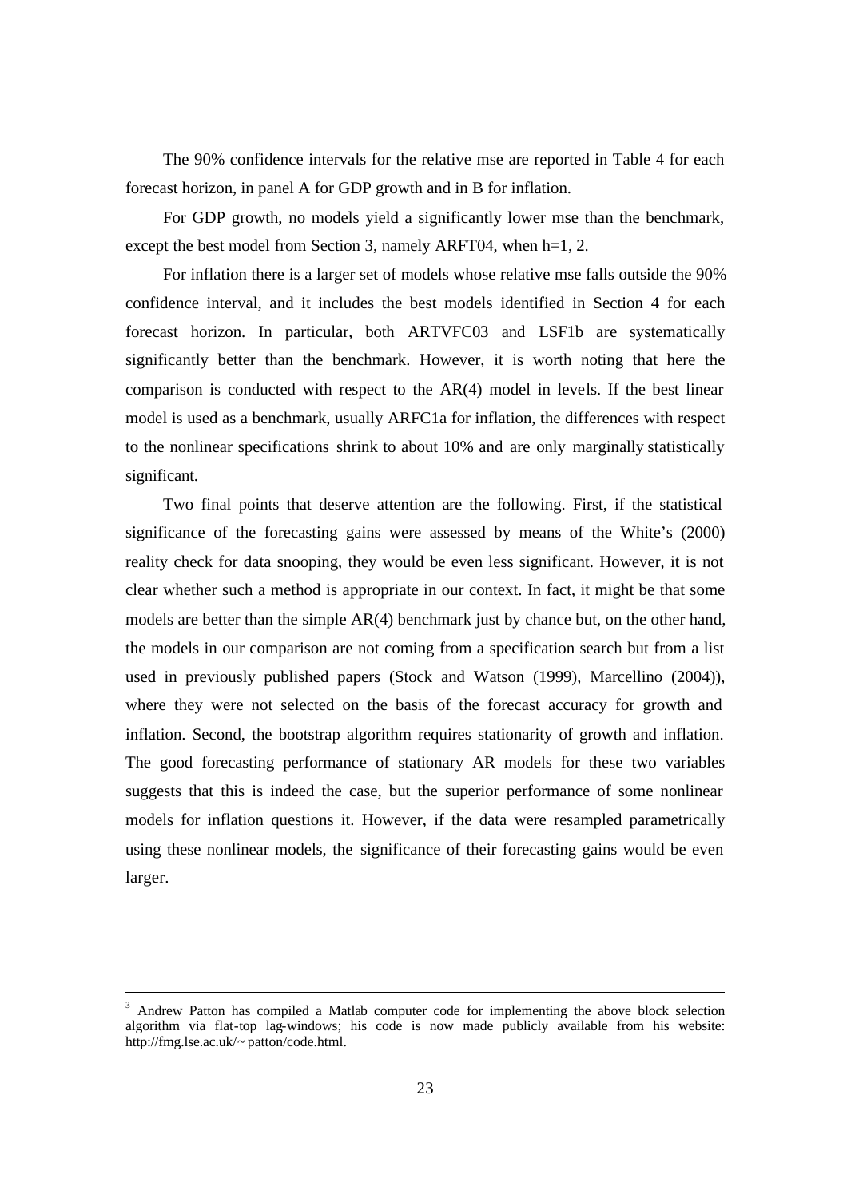The 90% confidence intervals for the relative mse are reported in Table 4 for each forecast horizon, in panel A for GDP growth and in B for inflation.

For GDP growth, no models yield a significantly lower mse than the benchmark, except the best model from Section 3, namely ARFT04, when h=1, 2.

For inflation there is a larger set of models whose relative mse falls outside the 90% confidence interval, and it includes the best models identified in Section 4 for each forecast horizon. In particular, both ARTVFC03 and LSF1b are systematically significantly better than the benchmark. However, it is worth noting that here the comparison is conducted with respect to the AR(4) model in levels. If the best linear model is used as a benchmark, usually ARFC1a for inflation, the differences with respect to the nonlinear specifications shrink to about 10% and are only marginally statistically significant.

Two final points that deserve attention are the following. First, if the statistical significance of the forecasting gains were assessed by means of the White's (2000) reality check for data snooping, they would be even less significant. However, it is not clear whether such a method is appropriate in our context. In fact, it might be that some models are better than the simple AR(4) benchmark just by chance but, on the other hand, the models in our comparison are not coming from a specification search but from a list used in previously published papers (Stock and Watson (1999), Marcellino (2004)), where they were not selected on the basis of the forecast accuracy for growth and inflation. Second, the bootstrap algorithm requires stationarity of growth and inflation. The good forecasting performance of stationary AR models for these two variables suggests that this is indeed the case, but the superior performance of some nonlinear models for inflation questions it. However, if the data were resampled parametrically using these nonlinear models, the significance of their forecasting gains would be even larger.

---

[3] Andrew Patton has compiled a Matlab computer code for implementing the above block selection algorithm via flat-top lag-windows; his code is now made publicly available from his website: http://fmg.lse.ac.uk/~patton/code.html.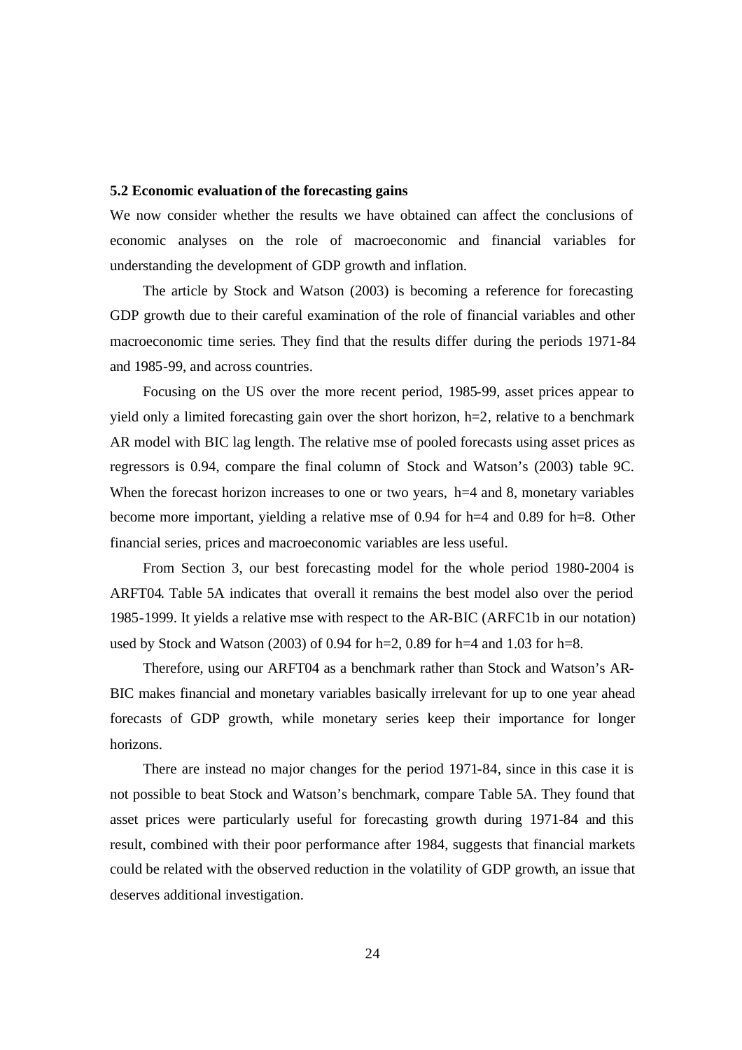### 5.2 Economic evaluation of the forecasting gains

We now consider whether the results we have obtained can affect the conclusions of economic analyses on the role of macroeconomic and financial variables for understanding the development of GDP growth and inflation.

The article by Stock and Watson (2003) is becoming a reference for forecasting GDP growth due to their careful examination of the role of financial variables and other macroeconomic time series. They find that the results differ during the periods 1971-84 and 1985-99, and across countries.

Focusing on the US over the more recent period, 1985-99, asset prices appear to yield only a limited forecasting gain over the short horizon, h=2, relative to a benchmark AR model with BIC lag length. The relative mse of pooled forecasts using asset prices as regressors is 0.94, compare the final column of Stock and Watson's (2003) table 9C. When the forecast horizon increases to one or two years, h=4 and 8, monetary variables become more important, yielding a relative mse of 0.94 for h=4 and 0.89 for h=8. Other financial series, prices and macroeconomic variables are less useful.

From Section 3, our best forecasting model for the whole period 1980-2004 is ARFT04. Table 5A indicates that overall it remains the best model also over the period 1985-1999. It yields a relative mse with respect to the AR-BIC (ARFC1b in our notation) used by Stock and Watson (2003) of 0.94 for h=2, 0.89 for h=4 and 1.03 for h=8.

Therefore, using our ARFT04 as a benchmark rather than Stock and Watson's AR-BIC makes financial and monetary variables basically irrelevant for up to one year ahead forecasts of GDP growth, while monetary series keep their importance for longer horizons.

There are instead no major changes for the period 1971-84, since in this case it is not possible to beat Stock and Watson's benchmark, compare Table 5A. They found that asset prices were particularly useful for forecasting growth during 1971-84 and this result, combined with their poor performance after 1984, suggests that financial markets could be related with the observed reduction in the volatility of GDP growth, an issue that deserves additional investigation.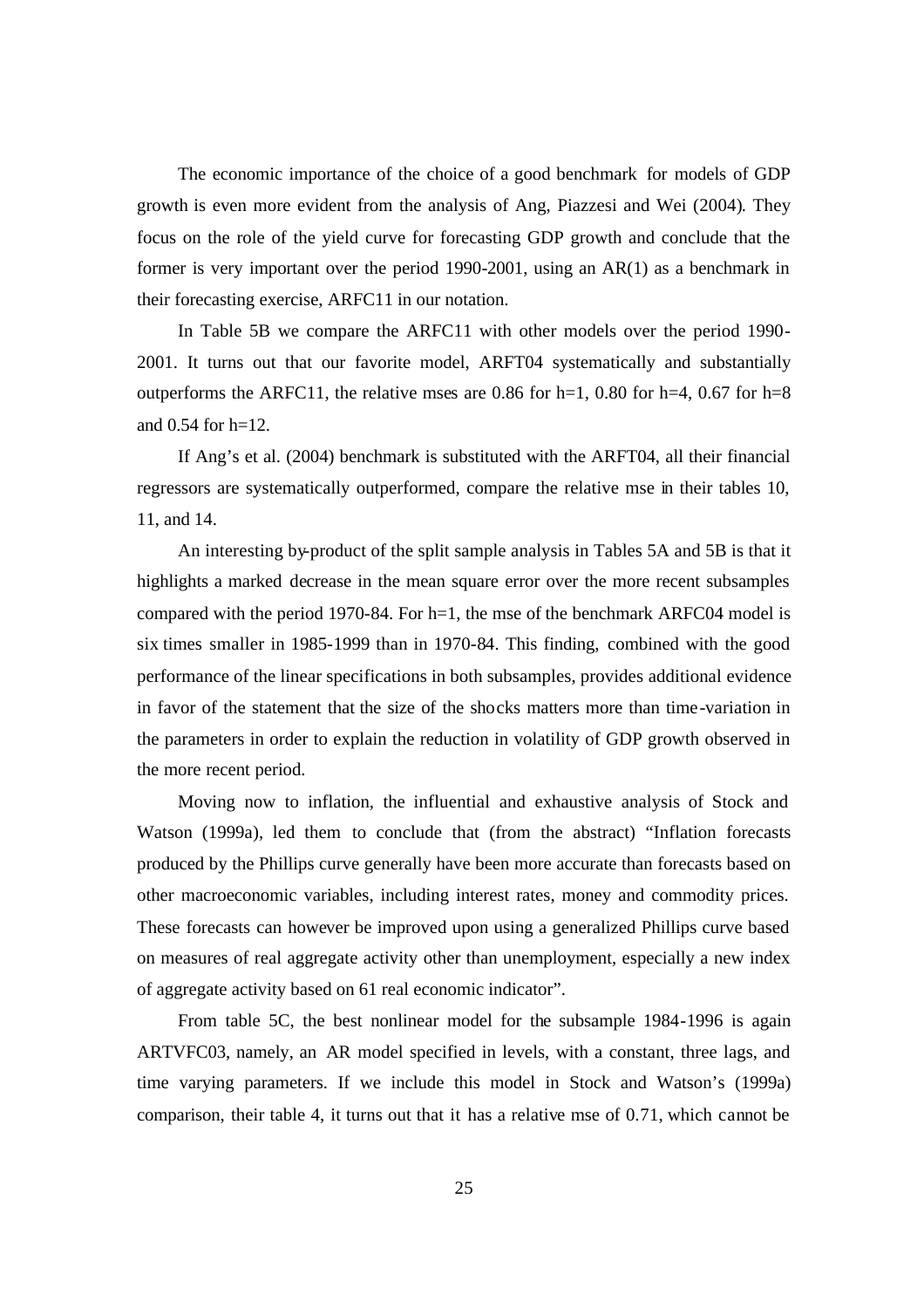The economic importance of the choice of a good benchmark for models of GDP growth is even more evident from the analysis of Ang, Piazzesi and Wei (2004). They focus on the role of the yield curve for forecasting GDP growth and conclude that the former is very important over the period 1990-2001, using an AR(1) as a benchmark in their forecasting exercise, ARFC11 in our notation.

In Table 5B we compare the ARFC11 with other models over the period 1990-2001. It turns out that our favorite model, ARFT04 systematically and substantially outperforms the ARFC11, the relative mses are 0.86 for h=1, 0.80 for h=4, 0.67 for h=8 and 0.54 for h=12.

If Ang's et al. (2004) benchmark is substituted with the ARFT04, all their financial regressors are systematically outperformed, compare the relative mse in their tables 10, 11, and 14.

An interesting by-product of the split sample analysis in Tables 5A and 5B is that it highlights a marked decrease in the mean square error over the more recent subsamples compared with the period 1970-84. For h=1, the mse of the benchmark ARFC04 model is six times smaller in 1985-1999 than in 1970-84. This finding, combined with the good performance of the linear specifications in both subsamples, provides additional evidence in favor of the statement that the size of the shocks matters more than time-variation in the parameters in order to explain the reduction in volatility of GDP growth observed in the more recent period.

Moving now to inflation, the influential and exhaustive analysis of Stock and Watson (1999a), led them to conclude that (from the abstract) "Inflation forecasts produced by the Phillips curve generally have been more accurate than forecasts based on other macroeconomic variables, including interest rates, money and commodity prices. These forecasts can however be improved upon using a generalized Phillips curve based on measures of real aggregate activity other than unemployment, especially a new index of aggregate activity based on 61 real economic indicator".

From table 5C, the best nonlinear model for the subsample 1984-1996 is again ARTVFC03, namely, an AR model specified in levels, with a constant, three lags, and time varying parameters. If we include this model in Stock and Watson's (1999a) comparison, their table 4, it turns out that it has a relative mse of 0.71, which cannot be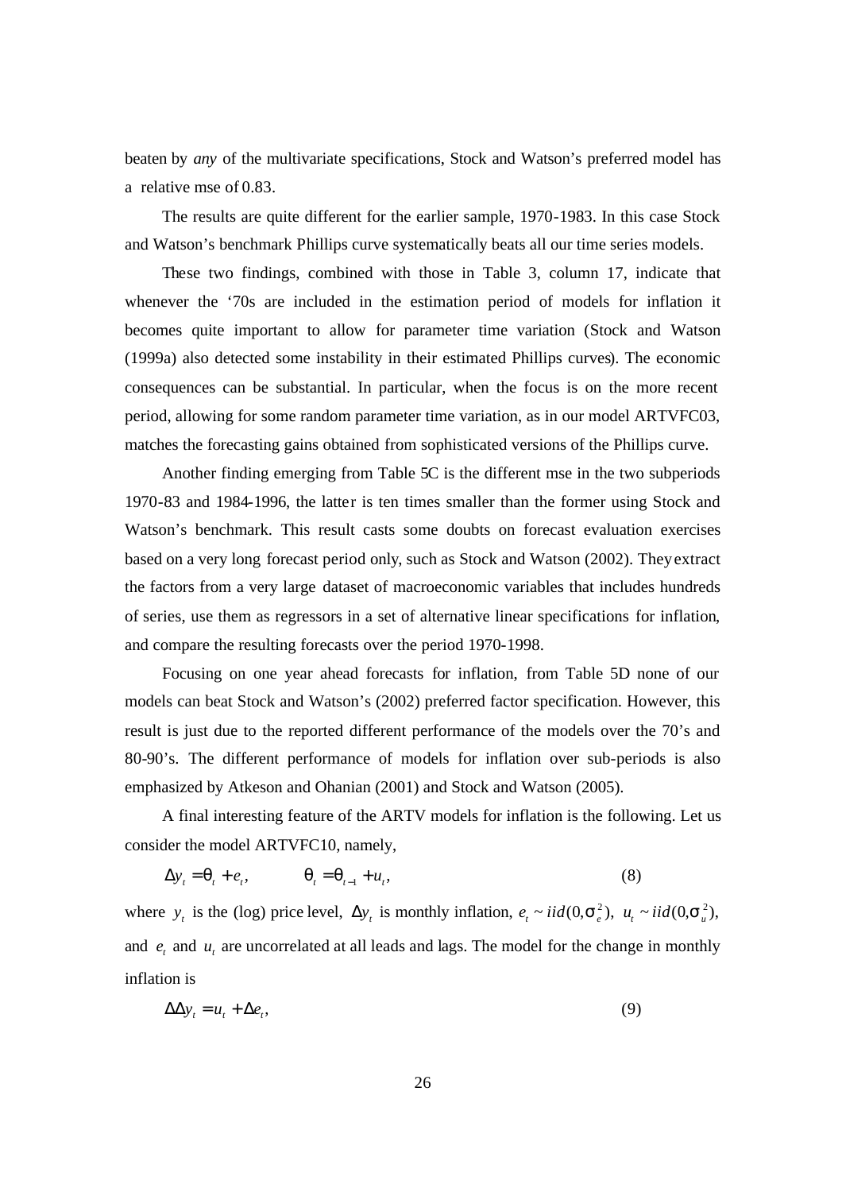beaten by *any* of the multivariate specifications, Stock and Watson's preferred model has a relative mse of 0.83.

The results are quite different for the earlier sample, 1970-1983. In this case Stock and Watson's benchmark Phillips curve systematically beats all our time series models.

These two findings, combined with those in Table 3, column 17, indicate that whenever the '70s are included in the estimation period of models for inflation it becomes quite important to allow for parameter time variation (Stock and Watson (1999a) also detected some instability in their estimated Phillips curves). The economic consequences can be substantial. In particular, when the focus is on the more recent period, allowing for some random parameter time variation, as in our model ARTVFC03, matches the forecasting gains obtained from sophisticated versions of the Phillips curve.

Another finding emerging from Table 5C is the different mse in the two subperiods 1970-83 and 1984-1996, the latter is ten times smaller than the former using Stock and Watson's benchmark. This result casts some doubts on forecast evaluation exercises based on a very long forecast period only, such as Stock and Watson (2002). They extract the factors from a very large dataset of macroeconomic variables that includes hundreds of series, use them as regressors in a set of alternative linear specifications for inflation, and compare the resulting forecasts over the period 1970-1998.

Focusing on one year ahead forecasts for inflation, from Table 5D none of our models can beat Stock and Watson's (2002) preferred factor specification. However, this result is just due to the reported different performance of the models over the 70's and 80-90's. The different performance of models for inflation over sub-periods is also emphasized by Atkeson and Ohanian (2001) and Stock and Watson (2005).

A final interesting feature of the ARTV models for inflation is the following. Let us consider the model ARTVFC10, namely,

$$\Delta y_t = \theta_t + e_t, \qquad \theta_t = \theta_{t-1} + u_t, \tag{8}$$

where $y_t$ is the (log) price level, $\Delta y_t$ is monthly inflation, $e_t \sim iid(0, \sigma_e^2)$, $u_t \sim iid(0, \sigma_u^2)$, and $e_t$ and $u_t$ are uncorrelated at all leads and lags. The model for the change in monthly inflation is

$$\Delta\Delta y_t = u_t + \Delta e_t, \tag{9}$$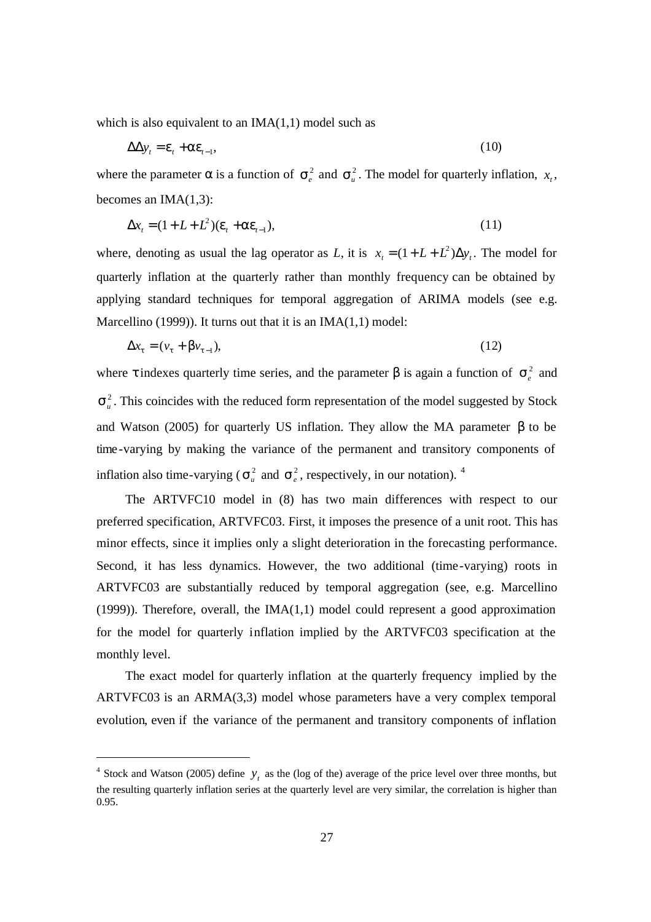which is also equivalent to an IMA(1,1) model such as

$$\Delta\Delta y_t = \varepsilon_t + \alpha\varepsilon_{t-1}, \tag{10}$$

where the parameter $\alpha$ is a function of $\sigma_e^2$ and $\sigma_u^2$. The model for quarterly inflation, $x_t$, becomes an IMA(1,3):

$$\Delta x_t = (1 + L + L^2)(\varepsilon_t + \alpha\varepsilon_{t-1}), \tag{11}$$

where, denoting as usual the lag operator as $L$, it is $x_t = (1 + L + L^2)\Delta y_t$. The model for quarterly inflation at the quarterly rather than monthly frequency can be obtained by applying standard techniques for temporal aggregation of ARIMA models (see e.g. Marcellino (1999)). It turns out that it is an IMA(1,1) model:

$$\Delta x_\tau = (v_\tau + \beta v_{\tau-1}), \tag{12}$$

where $\tau$ indexes quarterly time series, and the parameter $\beta$ is again a function of $\sigma_e^2$ and $\sigma_u^2$. This coincides with the reduced form representation of the model suggested by Stock and Watson (2005) for quarterly US inflation. They allow the MA parameter $\beta$ to be time-varying by making the variance of the permanent and transitory components of inflation also time-varying ($\sigma_u^2$ and $\sigma_e^2$, respectively, in our notation). [4]

The ARTVFC10 model in (8) has two main differences with respect to our preferred specification, ARTVFC03. First, it imposes the presence of a unit root. This has minor effects, since it implies only a slight deterioration in the forecasting performance. Second, it has less dynamics. However, the two additional (time-varying) roots in ARTVFC03 are substantially reduced by temporal aggregation (see, e.g. Marcellino (1999)). Therefore, overall, the IMA(1,1) model could represent a good approximation for the model for quarterly inflation implied by the ARTVFC03 specification at the monthly level.

The exact model for quarterly inflation at the quarterly frequency implied by the ARTVFC03 is an ARMA(3,3) model whose parameters have a very complex temporal evolution, even if the variance of the permanent and transitory components of inflation

---

[4] Stock and Watson (2005) define $y_t$ as the (log of the) average of the price level over three months, but the resulting quarterly inflation series at the quarterly level are very similar, the correlation is higher than 0.95.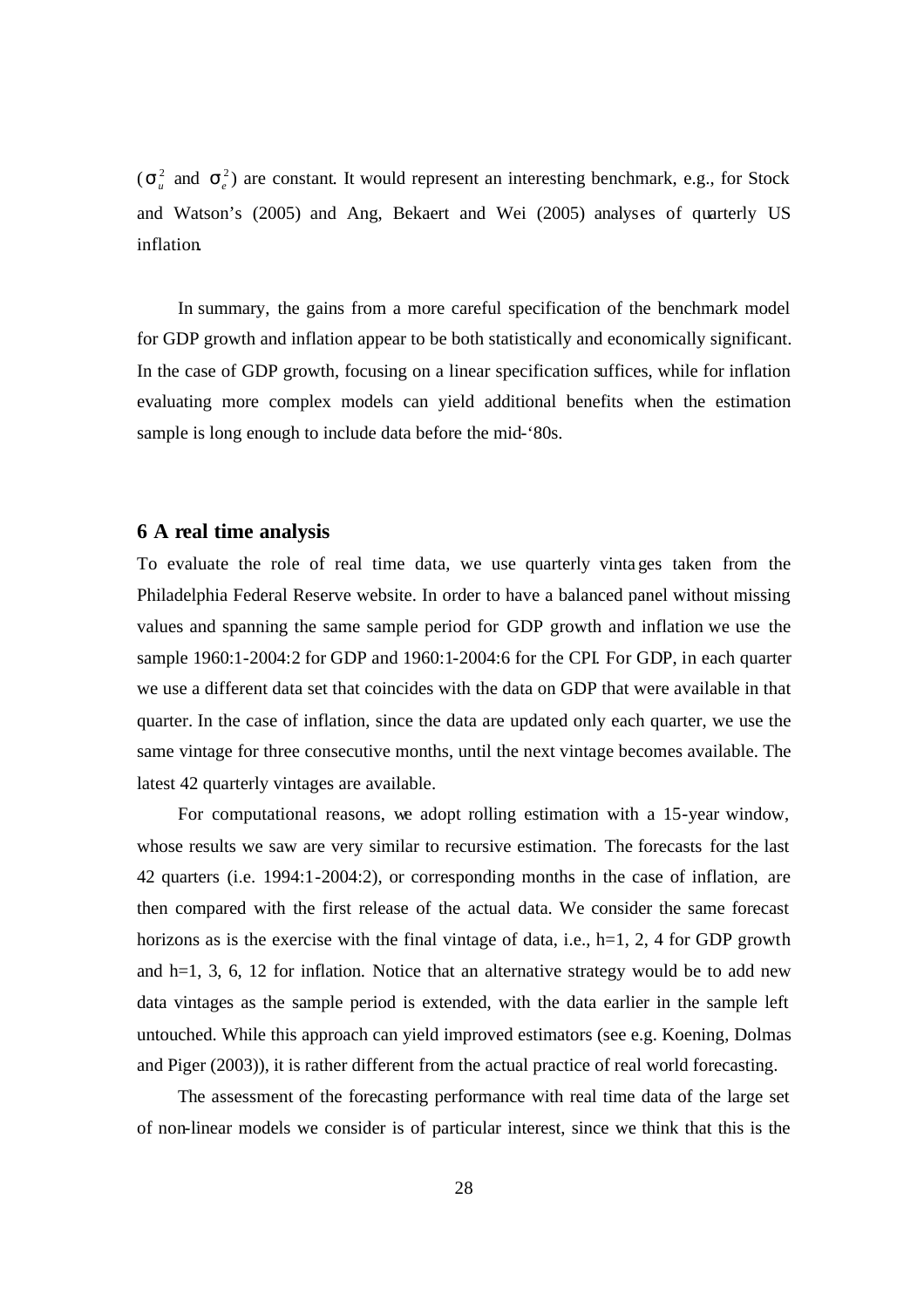($\sigma_u^2$ and $\sigma_e^2$) are constant. It would represent an interesting benchmark, e.g., for Stock and Watson's (2005) and Ang, Bekaert and Wei (2005) analyses of quarterly US inflation.

In summary, the gains from a more careful specification of the benchmark model for GDP growth and inflation appear to be both statistically and economically significant. In the case of GDP growth, focusing on a linear specification suffices, while for inflation evaluating more complex models can yield additional benefits when the estimation sample is long enough to include data before the mid-'80s.

## 6 A real time analysis

To evaluate the role of real time data, we use quarterly vintages taken from the Philadelphia Federal Reserve website. In order to have a balanced panel without missing values and spanning the same sample period for GDP growth and inflation we use the sample 1960:1-2004:2 for GDP and 1960:1-2004:6 for the CPI. For GDP, in each quarter we use a different data set that coincides with the data on GDP that were available in that quarter. In the case of inflation, since the data are updated only each quarter, we use the same vintage for three consecutive months, until the next vintage becomes available. The latest 42 quarterly vintages are available.

For computational reasons, we adopt rolling estimation with a 15-year window, whose results we saw are very similar to recursive estimation. The forecasts for the last 42 quarters (i.e. 1994:1-2004:2), or corresponding months in the case of inflation, are then compared with the first release of the actual data. We consider the same forecast horizons as is the exercise with the final vintage of data, i.e., h=1, 2, 4 for GDP growth and h=1, 3, 6, 12 for inflation. Notice that an alternative strategy would be to add new data vintages as the sample period is extended, with the data earlier in the sample left untouched. While this approach can yield improved estimators (see e.g. Koening, Dolmas and Piger (2003)), it is rather different from the actual practice of real world forecasting.

The assessment of the forecasting performance with real time data of the large set of non-linear models we consider is of particular interest, since we think that this is the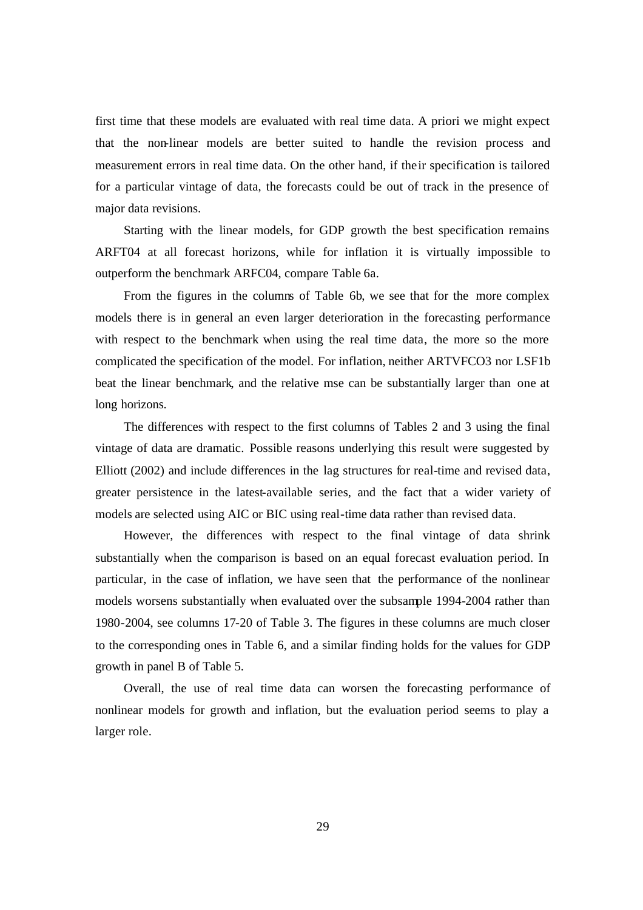first time that these models are evaluated with real time data. A priori we might expect that the non-linear models are better suited to handle the revision process and measurement errors in real time data. On the other hand, if their specification is tailored for a particular vintage of data, the forecasts could be out of track in the presence of major data revisions.

Starting with the linear models, for GDP growth the best specification remains ARFT04 at all forecast horizons, while for inflation it is virtually impossible to outperform the benchmark ARFC04, compare Table 6a.

From the figures in the columns of Table 6b, we see that for the more complex models there is in general an even larger deterioration in the forecasting performance with respect to the benchmark when using the real time data, the more so the more complicated the specification of the model. For inflation, neither ARTVFCO3 nor LSF1b beat the linear benchmark, and the relative mse can be substantially larger than one at long horizons.

The differences with respect to the first columns of Tables 2 and 3 using the final vintage of data are dramatic. Possible reasons underlying this result were suggested by Elliott (2002) and include differences in the lag structures for real-time and revised data, greater persistence in the latest-available series, and the fact that a wider variety of models are selected using AIC or BIC using real-time data rather than revised data.

However, the differences with respect to the final vintage of data shrink substantially when the comparison is based on an equal forecast evaluation period. In particular, in the case of inflation, we have seen that the performance of the nonlinear models worsens substantially when evaluated over the subsample 1994-2004 rather than 1980-2004, see columns 17-20 of Table 3. The figures in these columns are much closer to the corresponding ones in Table 6, and a similar finding holds for the values for GDP growth in panel B of Table 5.

Overall, the use of real time data can worsen the forecasting performance of nonlinear models for growth and inflation, but the evaluation period seems to play a larger role.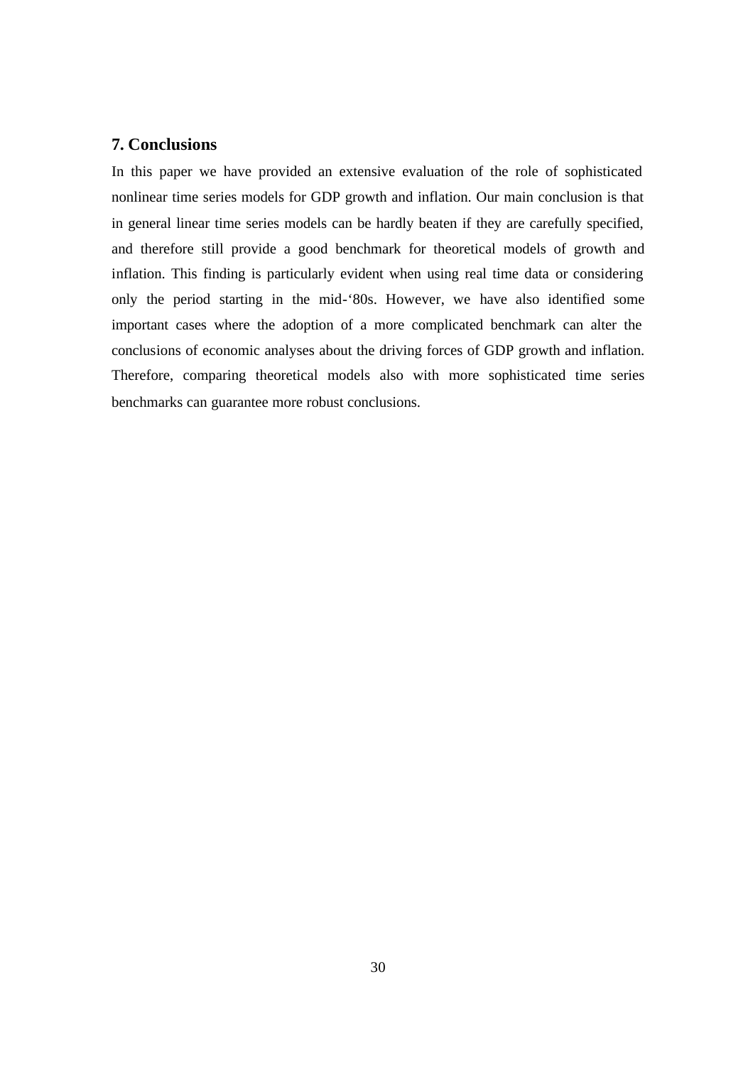## 7. Conclusions

In this paper we have provided an extensive evaluation of the role of sophisticated nonlinear time series models for GDP growth and inflation. Our main conclusion is that in general linear time series models can be hardly beaten if they are carefully specified, and therefore still provide a good benchmark for theoretical models of growth and inflation. This finding is particularly evident when using real time data or considering only the period starting in the mid-'80s. However, we have also identified some important cases where the adoption of a more complicated benchmark can alter the conclusions of economic analyses about the driving forces of GDP growth and inflation. Therefore, comparing theoretical models also with more sophisticated time series benchmarks can guarantee more robust conclusions.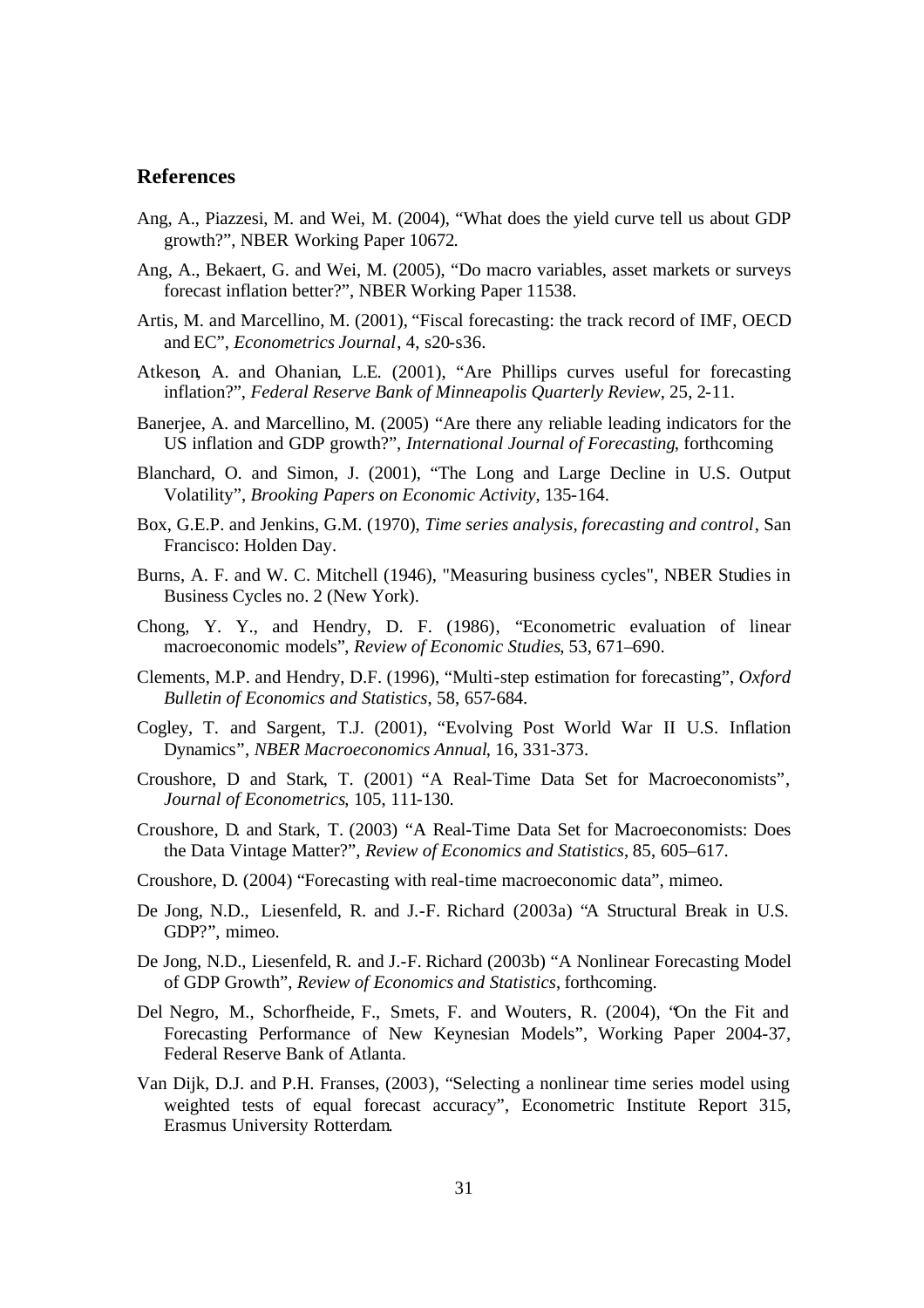## References

Ang, A., Piazzesi, M. and Wei, M. (2004), "What does the yield curve tell us about GDP growth?", NBER Working Paper 10672.

Ang, A., Bekaert, G. and Wei, M. (2005), "Do macro variables, asset markets or surveys forecast inflation better?", NBER Working Paper 11538.

Artis, M. and Marcellino, M. (2001), "Fiscal forecasting: the track record of IMF, OECD and EC", *Econometrics Journal*, 4, s20-s36.

Atkeson, A. and Ohanian, L.E. (2001), "Are Phillips curves useful for forecasting inflation?", *Federal Reserve Bank of Minneapolis Quarterly Review*, 25, 2-11.

Banerjee, A. and Marcellino, M. (2005) "Are there any reliable leading indicators for the US inflation and GDP growth?", *International Journal of Forecasting*, forthcoming

Blanchard, O. and Simon, J. (2001), "The Long and Large Decline in U.S. Output Volatility", *Brooking Papers on Economic Activity*, 135-164.

Box, G.E.P. and Jenkins, G.M. (1970), *Time series analysis, forecasting and control*, San Francisco: Holden Day.

Burns, A. F. and W. C. Mitchell (1946), "Measuring business cycles", NBER Studies in Business Cycles no. 2 (New York).

Chong, Y. Y., and Hendry, D. F. (1986), "Econometric evaluation of linear macroeconomic models", *Review of Economic Studies*, 53, 671–690.

Clements, M.P. and Hendry, D.F. (1996), "Multi-step estimation for forecasting", *Oxford Bulletin of Economics and Statistics*, 58, 657-684.

Cogley, T. and Sargent, T.J. (2001), "Evolving Post World War II U.S. Inflation Dynamics", *NBER Macroeconomics Annual*, 16, 331-373.

Croushore, D and Stark, T. (2001) "A Real-Time Data Set for Macroeconomists", *Journal of Econometrics*, 105, 111-130.

Croushore, D. and Stark, T. (2003) "A Real-Time Data Set for Macroeconomists: Does the Data Vintage Matter?", *Review of Economics and Statistics*, 85, 605–617.

Croushore, D. (2004) "Forecasting with real-time macroeconomic data", mimeo.

De Jong, N.D., Liesenfeld, R. and J.-F. Richard (2003a) "A Structural Break in U.S. GDP?", mimeo.

De Jong, N.D., Liesenfeld, R. and J.-F. Richard (2003b) "A Nonlinear Forecasting Model of GDP Growth", *Review of Economics and Statistics*, forthcoming.

Del Negro, M., Schorfheide, F., Smets, F. and Wouters, R. (2004), "On the Fit and Forecasting Performance of New Keynesian Models", Working Paper 2004-37, Federal Reserve Bank of Atlanta.

Van Dijk, D.J. and P.H. Franses, (2003), "Selecting a nonlinear time series model using weighted tests of equal forecast accuracy", Econometric Institute Report 315, Erasmus University Rotterdam.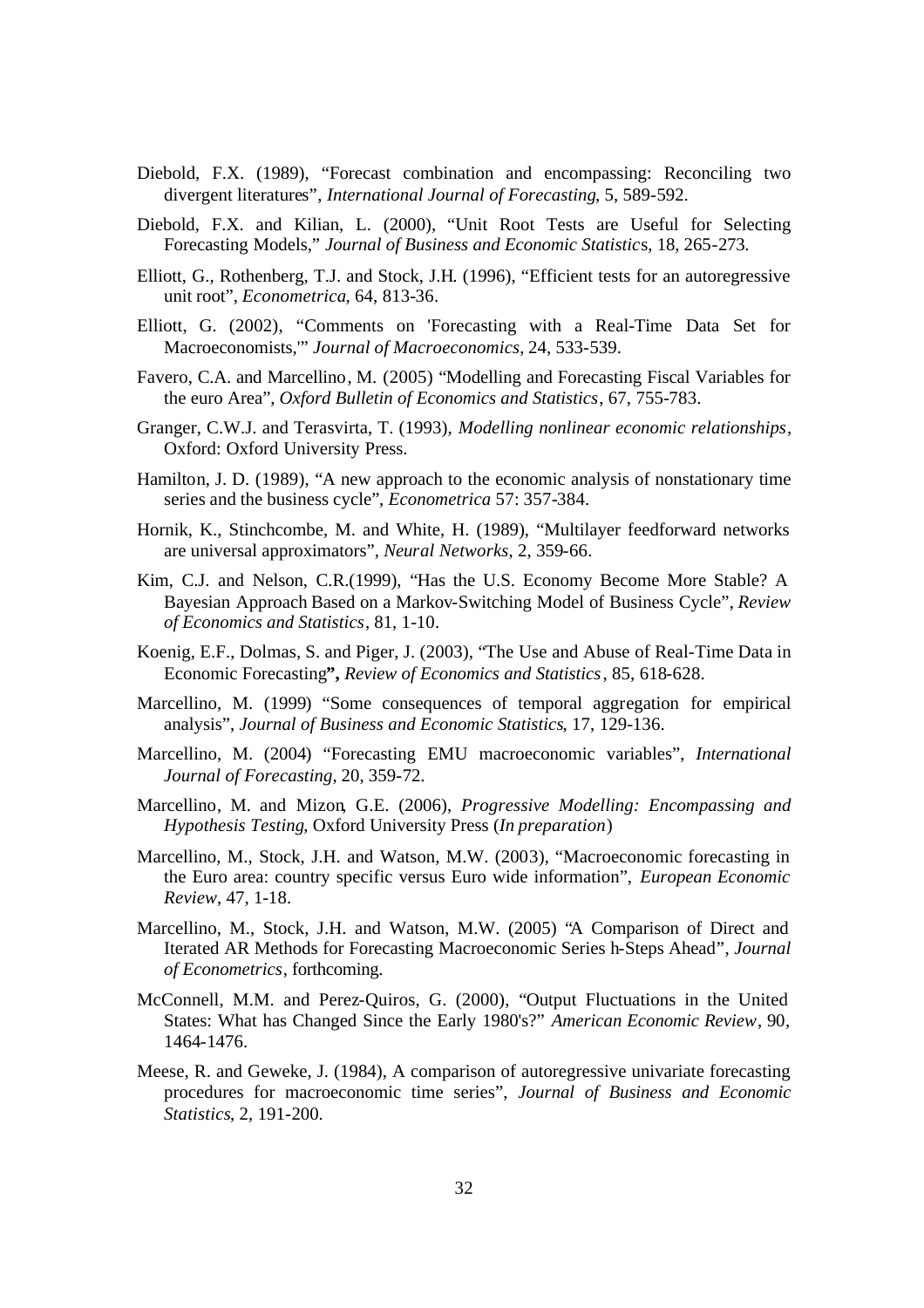Diebold, F.X. (1989), "Forecast combination and encompassing: Reconciling two divergent literatures", *International Journal of Forecasting*, 5, 589-592.

Diebold, F.X. and Kilian, L. (2000), "Unit Root Tests are Useful for Selecting Forecasting Models," *Journal of Business and Economic Statistics*, 18, 265-273.

Elliott, G., Rothenberg, T.J. and Stock, J.H. (1996), "Efficient tests for an autoregressive unit root", *Econometrica*, 64, 813-36.

Elliott, G. (2002), "Comments on 'Forecasting with a Real-Time Data Set for Macroeconomists,'" *Journal of Macroeconomics*, 24, 533-539.

Favero, C.A. and Marcellino, M. (2005) "Modelling and Forecasting Fiscal Variables for the euro Area", *Oxford Bulletin of Economics and Statistics*, 67, 755-783.

Granger, C.W.J. and Terasvirta, T. (1993), *Modelling nonlinear economic relationships*, Oxford: Oxford University Press.

Hamilton, J. D. (1989), "A new approach to the economic analysis of nonstationary time series and the business cycle", *Econometrica* 57: 357-384.

Hornik, K., Stinchcombe, M. and White, H. (1989), "Multilayer feedforward networks are universal approximators", *Neural Networks*, 2, 359-66.

Kim, C.J. and Nelson, C.R.(1999), "Has the U.S. Economy Become More Stable? A Bayesian Approach Based on a Markov-Switching Model of Business Cycle", *Review of Economics and Statistics*, 81, 1-10.

Koenig, E.F., Dolmas, S. and Piger, J. (2003), "The Use and Abuse of Real-Time Data in Economic Forecasting**",** *Review of Economics and Statistics*, 85, 618-628.

Marcellino, M. (1999) "Some consequences of temporal aggregation for empirical analysis", *Journal of Business and Economic Statistics*, 17, 129-136.

Marcellino, M. (2004) "Forecasting EMU macroeconomic variables", *International Journal of Forecasting*, 20, 359-72.

Marcellino, M. and Mizon, G.E. (2006), *Progressive Modelling: Encompassing and Hypothesis Testing*, Oxford University Press (*In preparation*)

Marcellino, M., Stock, J.H. and Watson, M.W. (2003), "Macroeconomic forecasting in the Euro area: country specific versus Euro wide information", *European Economic Review*, 47, 1-18.

Marcellino, M., Stock, J.H. and Watson, M.W. (2005) "A Comparison of Direct and Iterated AR Methods for Forecasting Macroeconomic Series h-Steps Ahead", *Journal of Econometrics*, forthcoming.

McConnell, M.M. and Perez-Quiros, G. (2000), "Output Fluctuations in the United States: What has Changed Since the Early 1980's?" *American Economic Review*, 90, 1464-1476.

Meese, R. and Geweke, J. (1984), A comparison of autoregressive univariate forecasting procedures for macroeconomic time series", *Journal of Business and Economic Statistics*, 2, 191-200.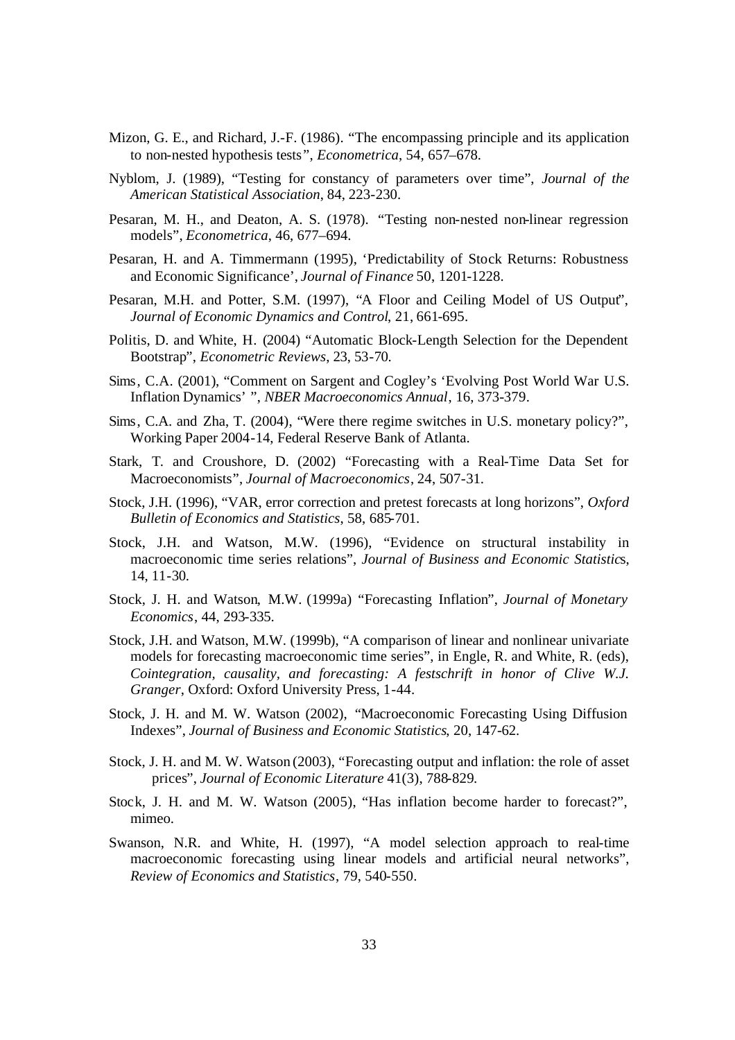Mizon, G. E., and Richard, J.-F. (1986). "The encompassing principle and its application to non-nested hypothesis tests", *Econometrica*, 54, 657–678.

Nyblom, J. (1989), "Testing for constancy of parameters over time", *Journal of the American Statistical Association*, 84, 223-230.

Pesaran, M. H., and Deaton, A. S. (1978). "Testing non-nested non-linear regression models", *Econometrica*, 46, 677–694.

Pesaran, H. and A. Timmermann (1995), 'Predictability of Stock Returns: Robustness and Economic Significance', *Journal of Finance* 50, 1201-1228.

Pesaran, M.H. and Potter, S.M. (1997), "A Floor and Ceiling Model of US Output", *Journal of Economic Dynamics and Control*, 21, 661-695.

Politis, D. and White, H. (2004) "Automatic Block-Length Selection for the Dependent Bootstrap", *Econometric Reviews*, 23, 53-70.

Sims, C.A. (2001), "Comment on Sargent and Cogley's 'Evolving Post World War U.S. Inflation Dynamics' ", *NBER Macroeconomics Annual*, 16, 373-379.

Sims, C.A. and Zha, T. (2004), "Were there regime switches in U.S. monetary policy?", Working Paper 2004-14, Federal Reserve Bank of Atlanta.

Stark, T. and Croushore, D. (2002) "Forecasting with a Real-Time Data Set for Macroeconomists", *Journal of Macroeconomics*, 24, 507-31.

Stock, J.H. (1996), "VAR, error correction and pretest forecasts at long horizons", *Oxford Bulletin of Economics and Statistics*, 58, 685-701.

Stock, J.H. and Watson, M.W. (1996), "Evidence on structural instability in macroeconomic time series relations", *Journal of Business and Economic Statistics*, 14, 11-30.

Stock, J. H. and Watson, M.W. (1999a) "Forecasting Inflation", *Journal of Monetary Economics*, 44, 293-335.

Stock, J.H. and Watson, M.W. (1999b), "A comparison of linear and nonlinear univariate models for forecasting macroeconomic time series", in Engle, R. and White, R. (eds), *Cointegration, causality, and forecasting: A festschrift in honor of Clive W.J. Granger*, Oxford: Oxford University Press, 1-44.

Stock, J. H. and M. W. Watson (2002), "Macroeconomic Forecasting Using Diffusion Indexes", *Journal of Business and Economic Statistics*, 20, 147-62.

Stock, J. H. and M. W. Watson (2003), "Forecasting output and inflation: the role of asset prices", *Journal of Economic Literature* 41(3), 788-829.

Stock, J. H. and M. W. Watson (2005), "Has inflation become harder to forecast?", mimeo.

Swanson, N.R. and White, H. (1997), "A model selection approach to real-time macroeconomic forecasting using linear models and artificial neural networks", *Review of Economics and Statistics*, 79, 540-550.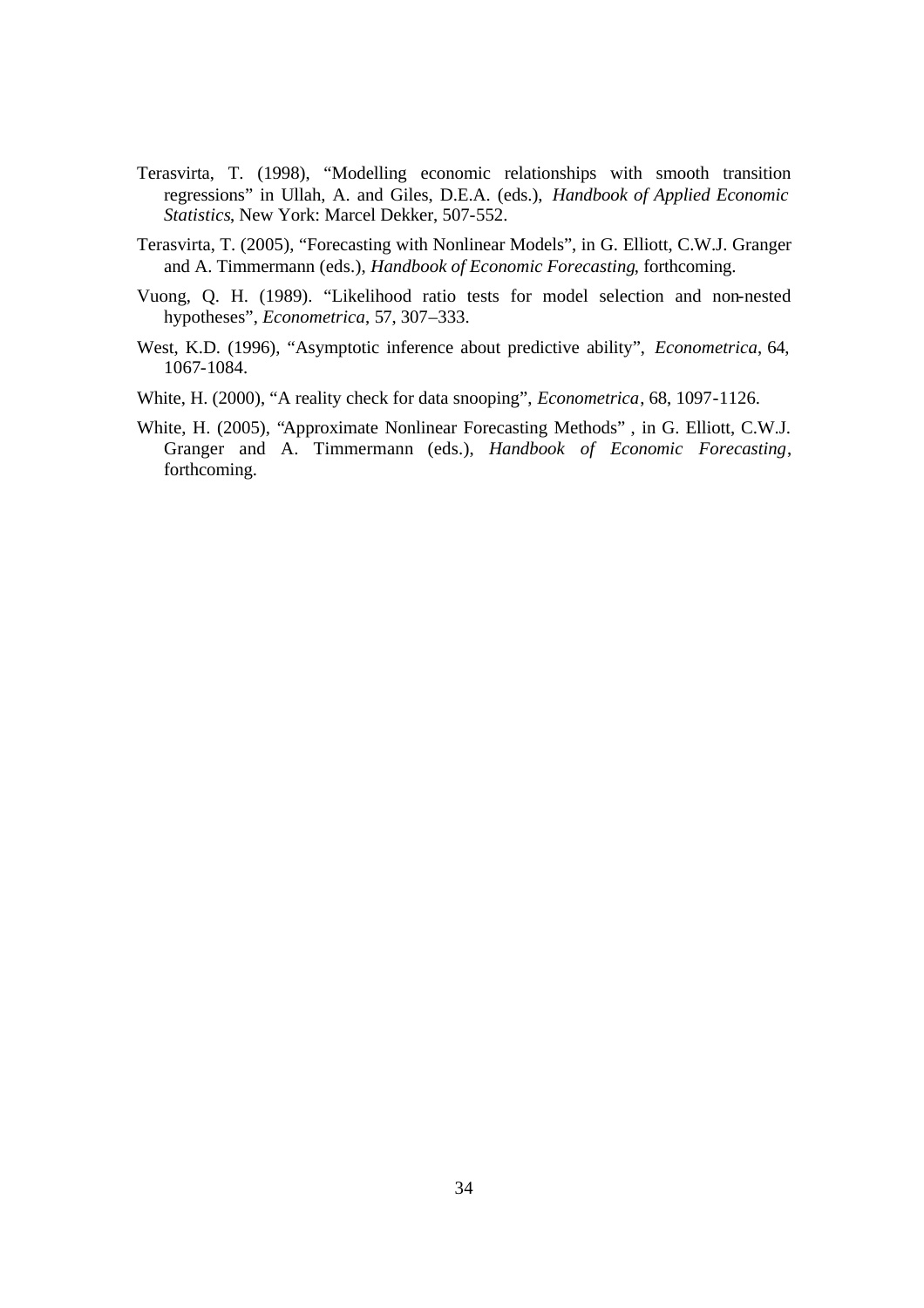Terasvirta, T. (1998), "Modelling economic relationships with smooth transition regressions" in Ullah, A. and Giles, D.E.A. (eds.), *Handbook of Applied Economic Statistics*, New York: Marcel Dekker, 507-552.

Terasvirta, T. (2005), "Forecasting with Nonlinear Models", in G. Elliott, C.W.J. Granger and A. Timmermann (eds.), *Handbook of Economic Forecasting*, forthcoming.

Vuong, Q. H. (1989). "Likelihood ratio tests for model selection and non-nested hypotheses", *Econometrica*, 57, 307–333.

West, K.D. (1996), "Asymptotic inference about predictive ability", *Econometrica*, 64, 1067-1084.

White, H. (2000), "A reality check for data snooping", *Econometrica*, 68, 1097-1126.

White, H. (2005), "Approximate Nonlinear Forecasting Methods" , in G. Elliott, C.W.J. Granger and A. Timmermann (eds.), *Handbook of Economic Forecasting*, forthcoming.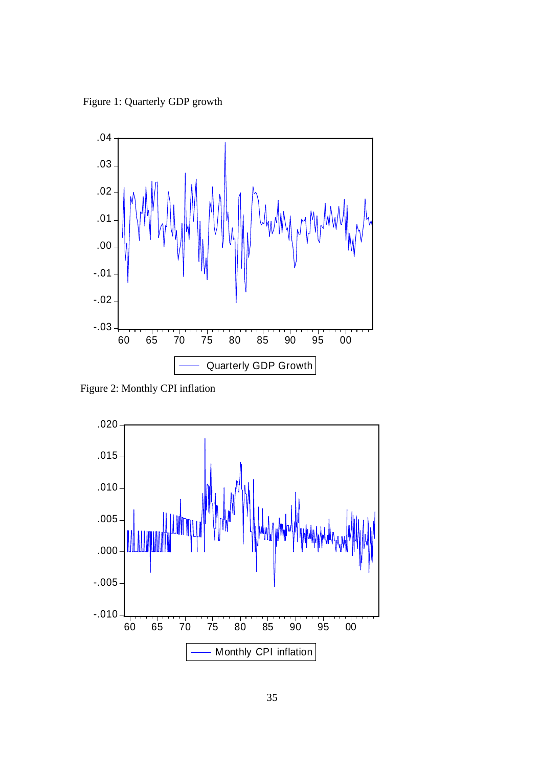Figure 1: Quarterly GDP growth

Figure 2: Monthly CPI inflation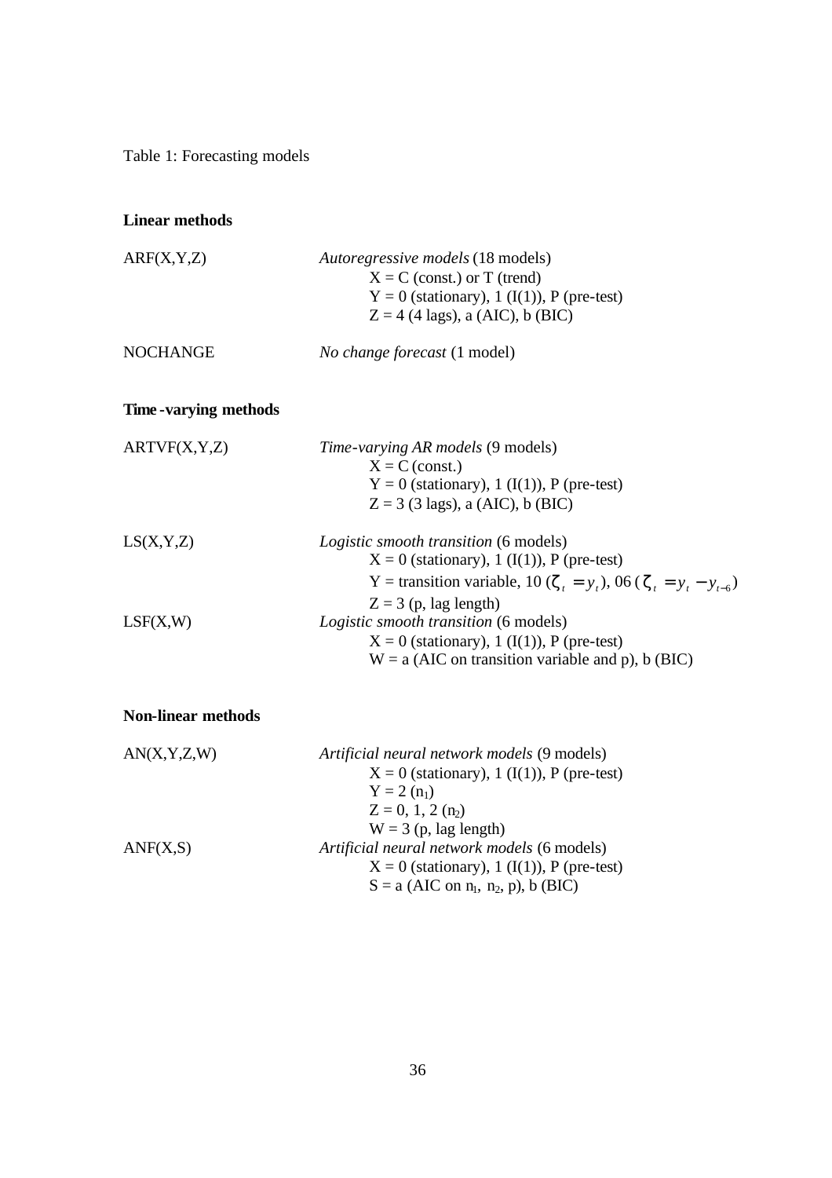Table 1: Forecasting models

**Linear methods**

| | |
|---|---|
| ARF(X,Y,Z) | *Autoregressive models* (18 models)<br>X = C (const.) or T (trend)<br>Y = 0 (stationary), 1 (I(1)), P (pre-test)<br>Z = 4 (4 lags), a (AIC), b (BIC) |
| NOCHANGE | *No change forecast* (1 model) |

**Time-varying methods**

| | |
|---|---|
| ARTVF(X,Y,Z) | *Time-varying AR models* (9 models)<br>X = C (const.)<br>Y = 0 (stationary), 1 (I(1)), P (pre-test)<br>Z = 3 (3 lags), a (AIC), b (BIC) |
| LS(X,Y,Z) | *Logistic smooth transition* (6 models)<br>X = 0 (stationary), 1 (I(1)), P (pre-test)<br>Y = transition variable, 10 ($\zeta_t = y_t$), 06 ($\zeta_t = y_t - y_{t-6}$)<br>Z = 3 (p, lag length) |
| LSF(X,W) | *Logistic smooth transition* (6 models)<br>X = 0 (stationary), 1 (I(1)), P (pre-test)<br>W = a (AIC on transition variable and p), b (BIC) |

**Non-linear methods**

| | |
|---|---|
| AN(X,Y,Z,W) | *Artificial neural network models* (9 models)<br>X = 0 (stationary), 1 (I(1)), P (pre-test)<br>Y = 2 ($n_1$)<br>Z = 0, 1, 2 ($n_2$)<br>W = 3 (p, lag length) |
| ANF(X,S) | *Artificial neural network models* (6 models)<br>X = 0 (stationary), 1 (I(1)), P (pre-test)<br>S = a (AIC on $n_1$, $n_2$, p), b (BIC) |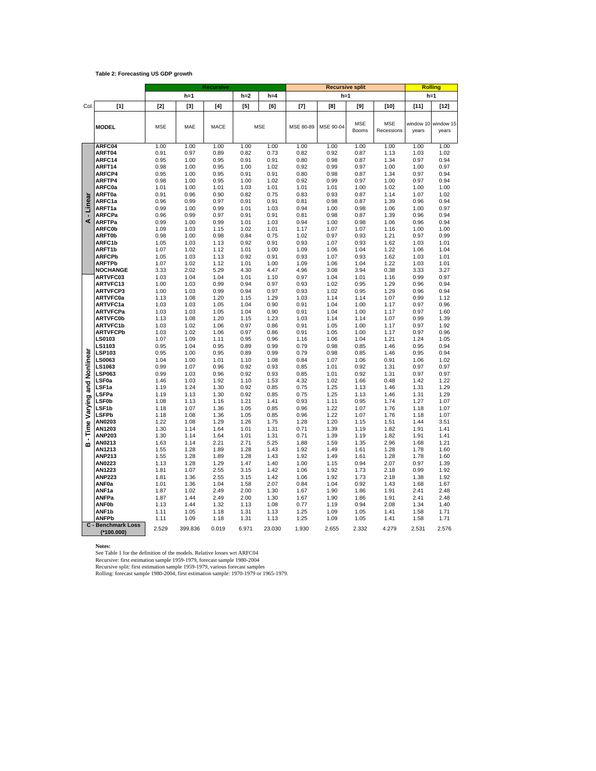**Table 2: Forecasting US GDP growth**

| | | Recursive | | | | | Recursive split | | | | Rolling | |
|---|---|---|---|---|---|---|---|---|---|---|---|---|
| | | h=1 | | | h=2 | h=4 | h=1 | | | | h=1 | |
| Col. | [1] | [2] | [3] | [4] | [5] | [6] | [7] | [8] | [9] | [10] | [11] | [12] |
| | **MODEL** | MSE | MAE | MACE | MSE | | MSE 80-89 | MSE 90-04 | MSE Booms | MSE Recessions | window 10 years | window 15 years |
| A - Linear | ARFC04 | 1.00 | 1.00 | 1.00 | 1.00 | 1.00 | 1.00 | 1.00 | 1.00 | 1.00 | 1.00 | 1.00 |
| | ARFT04 | 0.91 | 0.97 | 0.89 | 0.82 | 0.73 | 0.82 | 0.92 | 0.87 | 1.13 | 1.03 | 1.02 |
| | ARFC14 | 0.95 | 1.00 | 0.95 | 0.91 | 0.91 | 0.80 | 0.98 | 0.87 | 1.34 | 0.97 | 0.94 |
| | ARFT14 | 0.98 | 1.00 | 0.95 | 1.00 | 1.02 | 0.92 | 0.99 | 0.97 | 1.00 | 1.00 | 0.97 |
| | ARFCP4 | 0.95 | 1.00 | 0.95 | 0.91 | 0.91 | 0.80 | 0.98 | 0.87 | 1.34 | 0.97 | 0.94 |
| | ARFTP4 | 0.98 | 1.00 | 0.95 | 1.00 | 1.02 | 0.92 | 0.99 | 0.97 | 1.00 | 0.97 | 0.94 |
| | ARFC0a | 1.01 | 1.00 | 1.01 | 1.03 | 1.01 | 1.01 | 1.01 | 1.00 | 1.02 | 1.00 | 1.00 |
| | ARFT0a | 0.91 | 0.96 | 0.90 | 0.82 | 0.75 | 0.83 | 0.93 | 0.87 | 1.14 | 1.07 | 1.02 |
| | ARFC1a | 0.96 | 0.99 | 0.97 | 0.91 | 0.91 | 0.81 | 0.98 | 0.87 | 1.39 | 0.96 | 0.94 |
| | ARFT1a | 0.99 | 1.00 | 0.99 | 1.01 | 1.03 | 0.94 | 1.00 | 0.98 | 1.06 | 1.00 | 0.97 |
| | ARFCPa | 0.96 | 0.99 | 0.97 | 0.91 | 0.91 | 0.81 | 0.98 | 0.87 | 1.39 | 0.96 | 0.94 |
| | ARFTPa | 0.99 | 1.00 | 0.99 | 1.01 | 1.03 | 0.94 | 1.00 | 0.98 | 1.06 | 0.96 | 0.94 |
| | ARFC0b | 1.09 | 1.03 | 1.15 | 1.02 | 1.01 | 1.17 | 1.07 | 1.07 | 1.16 | 1.00 | 1.00 |
| | ARFT0b | 0.98 | 1.00 | 0.98 | 0.84 | 0.75 | 1.02 | 0.97 | 0.93 | 1.21 | 0.97 | 0.99 |
| | ARFC1b | 1.05 | 1.03 | 1.13 | 0.92 | 0.91 | 0.93 | 1.07 | 0.93 | 1.62 | 1.03 | 1.01 |
| | ARFT1b | 1.07 | 1.02 | 1.12 | 1.01 | 1.00 | 1.09 | 1.06 | 1.04 | 1.22 | 1.06 | 1.04 |
| | ARFCPb | 1.05 | 1.03 | 1.13 | 0.92 | 0.91 | 0.93 | 1.07 | 0.93 | 1.62 | 1.03 | 1.01 |
| | ARFTPb | 1.07 | 1.02 | 1.12 | 1.01 | 1.00 | 1.09 | 1.06 | 1.04 | 1.22 | 1.03 | 1.01 |
| | NOCHANGE | 3.33 | 2.02 | 5.29 | 4.30 | 4.47 | 4.96 | 3.08 | 3.94 | 0.38 | 3.33 | 3.27 |
| B - Time Varying and Nonlinear | ARTVFC03 | 1.03 | 1.04 | 1.04 | 1.01 | 1.10 | 0.97 | 1.04 | 1.01 | 1.16 | 0.99 | 0.97 |
| | ARTVFC13 | 1.00 | 1.03 | 0.99 | 0.94 | 0.97 | 0.93 | 1.02 | 0.95 | 1.29 | 0.96 | 0.94 |
| | ARTVFCP3 | 1.00 | 1.03 | 0.99 | 0.94 | 0.97 | 0.93 | 1.02 | 0.95 | 1.29 | 0.96 | 0.94 |
| | ARTVFC0a | 1.13 | 1.08 | 1.20 | 1.15 | 1.29 | 1.03 | 1.14 | 1.14 | 1.07 | 0.99 | 1.12 |
| | ARTVFC1a | 1.03 | 1.03 | 1.05 | 1.04 | 0.90 | 0.91 | 1.04 | 1.00 | 1.17 | 0.97 | 0.96 |
| | ARTVFCPa | 1.03 | 1.03 | 1.05 | 1.04 | 0.90 | 0.91 | 1.04 | 1.00 | 1.17 | 0.97 | 1.60 |
| | ARTVFC0b | 1.13 | 1.08 | 1.20 | 1.15 | 1.23 | 1.03 | 1.14 | 1.14 | 1.07 | 0.99 | 1.39 |
| | ARTVFC1b | 1.03 | 1.02 | 1.06 | 0.97 | 0.86 | 0.91 | 1.05 | 1.00 | 1.17 | 0.97 | 1.92 |
| | ARTVFCPb | 1.03 | 1.02 | 1.06 | 0.97 | 0.86 | 0.91 | 1.05 | 1.00 | 1.17 | 0.97 | 0.96 |
| | LS0103 | 1.07 | 1.09 | 1.11 | 0.95 | 0.96 | 1.16 | 1.06 | 1.04 | 1.21 | 1.24 | 1.05 |
| | LS1103 | 0.95 | 1.04 | 0.95 | 0.89 | 0.99 | 0.79 | 0.98 | 0.85 | 1.46 | 0.95 | 0.94 |
| | LSP103 | 0.95 | 1.00 | 0.95 | 0.89 | 0.99 | 0.79 | 0.98 | 0.85 | 1.46 | 0.95 | 0.94 |
| | LS0063 | 1.04 | 1.00 | 1.01 | 1.10 | 1.08 | 0.84 | 1.07 | 1.06 | 0.91 | 1.06 | 1.02 |
| | LS1063 | 0.99 | 1.07 | 0.96 | 0.92 | 0.93 | 0.85 | 1.01 | 0.92 | 1.31 | 0.97 | 0.97 |
| | LSP063 | 0.99 | 1.03 | 0.96 | 0.92 | 0.93 | 0.85 | 1.01 | 0.92 | 1.31 | 0.97 | 0.97 |
| | LSF0a | 1.46 | 1.03 | 1.92 | 1.10 | 1.53 | 4.32 | 1.02 | 1.66 | 0.48 | 1.42 | 1.22 |
| | LSF1a | 1.19 | 1.24 | 1.30 | 0.92 | 0.85 | 0.75 | 1.25 | 1.13 | 1.46 | 1.31 | 1.29 |
| | LSFPa | 1.19 | 1.13 | 1.30 | 0.92 | 0.85 | 0.75 | 1.25 | 1.13 | 1.46 | 1.31 | 1.29 |
| | LSF0b | 1.08 | 1.13 | 1.16 | 1.21 | 1.41 | 0.93 | 1.11 | 0.95 | 1.74 | 1.27 | 1.07 |
| | LSF1b | 1.18 | 1.07 | 1.36 | 1.05 | 0.85 | 0.96 | 1.22 | 1.07 | 1.76 | 1.18 | 1.07 |
| | LSFPb | 1.18 | 1.08 | 1.36 | 1.05 | 0.85 | 0.96 | 1.22 | 1.07 | 1.76 | 1.18 | 1.07 |
| | AN0203 | 1.22 | 1.08 | 1.29 | 1.26 | 1.75 | 1.28 | 1.20 | 1.15 | 1.51 | 1.44 | 3.51 |
| | AN1203 | 1.30 | 1.14 | 1.64 | 1.01 | 1.31 | 0.71 | 1.39 | 1.19 | 1.82 | 1.91 | 1.41 |
| | ANP203 | 1.30 | 1.14 | 1.64 | 1.01 | 1.31 | 0.71 | 1.39 | 1.19 | 1.82 | 1.91 | 1.41 |
| | AN0213 | 1.63 | 1.14 | 2.21 | 2.71 | 5.25 | 1.88 | 1.59 | 1.35 | 2.96 | 1.68 | 1.21 |
| | AN1213 | 1.55 | 1.28 | 1.89 | 1.28 | 1.43 | 1.92 | 1.49 | 1.61 | 1.28 | 1.78 | 1.60 |
| | ANP213 | 1.55 | 1.28 | 1.89 | 1.28 | 1.43 | 1.92 | 1.49 | 1.61 | 1.28 | 1.78 | 1.60 |
| | AN0223 | 1.13 | 1.28 | 1.29 | 1.47 | 1.40 | 1.00 | 1.15 | 0.94 | 2.07 | 0.97 | 1.39 |
| | AN1223 | 1.81 | 1.07 | 2.55 | 3.15 | 1.42 | 1.06 | 1.92 | 1.73 | 2.18 | 0.99 | 1.92 |
| | ANP223 | 1.81 | 1.36 | 2.55 | 3.15 | 1.42 | 1.06 | 1.92 | 1.73 | 2.18 | 1.38 | 1.92 |
| | ANF0a | 1.01 | 1.36 | 1.04 | 1.58 | 2.07 | 0.84 | 1.04 | 0.92 | 1.43 | 1.68 | 1.67 |
| | ANF1a | 1.87 | 1.02 | 2.49 | 2.00 | 1.30 | 1.67 | 1.90 | 1.86 | 1.91 | 2.41 | 2.48 |
| | ANFPa | 1.87 | 1.44 | 2.49 | 2.00 | 1.30 | 1.67 | 1.90 | 1.86 | 1.91 | 2.41 | 2.48 |
| | ANF0b | 1.13 | 1.44 | 1.32 | 1.13 | 1.08 | 0.77 | 1.19 | 0.94 | 2.08 | 1.34 | 1.40 |
| | ANF1b | 1.11 | 1.05 | 1.18 | 1.31 | 1.13 | 1.25 | 1.09 | 1.05 | 1.41 | 1.58 | 1.71 |
| | ANFPb | 1.11 | 1.09 | 1.18 | 1.31 | 1.13 | 1.25 | 1.09 | 1.05 | 1.41 | 1.58 | 1.71 |
| C - Benchmark Loss (*100.000) | | 2.529 | 399.836 | 0.019 | 6.971 | 23.030 | 1.930 | 2.655 | 2.332 | 4.279 | 2.531 | 2.576 |

**Notes:**

See Table 1 for the definition of the models. Relative losses wrt ARFC04

Recursive: first estimation sample 1959-1979, forecast sample 1980-2004

Recursive split: first estimation sample 1959-1979, various forecast samples

Rolling: forecast sample 1980-2004, first estimation sample: 1970-1979 or 1965-1979.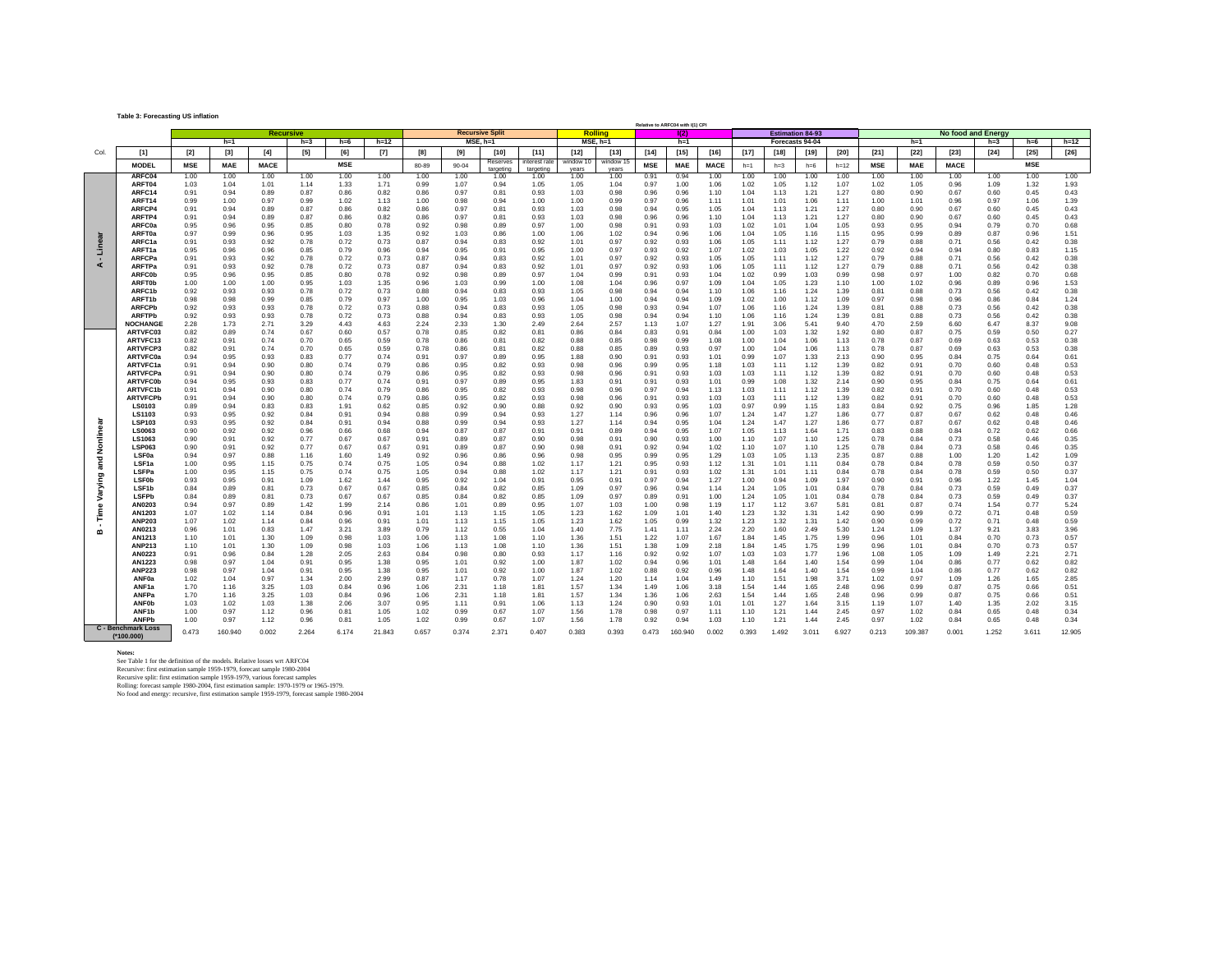**Table 3: Forecasting US inflation**

| | | Recursive | | | | | | Recursive Split | | | | Rolling | | I(2) Relative to ARFC04 with I(1) CPI | | | Estimation 84-93 Forecasts 94-04 | | | | No food and Energy | | | | | |
|---|---|---|---|---|---|---|---|---|---|---|---|---|---|---|---|---|---|---|---|---|---|---|---|---|---|---|
| | | h=1 | | | h=3 | h=6 | h=12 | MSE, h=1 | | | | MSE, h=1 | | h=1 | | | | | | | h=1 | | | h=3 | h=6 | h=12 |
| Col. | [1] | [2] | [3] | [4] | [5] | [6] | [7] | [8] | [9] | [10] | [11] | [12] | [13] | [14] | [15] | [16] | [17] | [18] | [19] | [20] | [21] | [22] | [23] | [24] | [25] | [26] |
| | MODEL | MSE | MAE | MACE | | MSE | | 80-89 | 90-04 | Reserves targeting | interest rate targeting | window 10 years | window 15 years | MSE | MAE | MACE | h=1 | h=3 | h=6 | h=12 | MSE | MAE | MACE | | MSE | |
| A - Linear | ARFC04 | 1.00 | 1.00 | 1.00 | 1.00 | 1.00 | 1.00 | 1.00 | 1.00 | 1.00 | 1.00 | 1.00 | 1.00 | 0.91 | 0.94 | 1.00 | 1.00 | 1.00 | 1.00 | 1.00 | 1.00 | 1.00 | 1.00 | 1.00 | 1.00 | 1.00 |
| | ARFT04 | 1.03 | 1.04 | 1.01 | 1.14 | 1.33 | 1.71 | 0.99 | 1.07 | 0.94 | 1.05 | 1.05 | 1.04 | 0.97 | 1.00 | 1.06 | 1.02 | 1.05 | 1.12 | 1.07 | 1.02 | 1.05 | 0.96 | 1.09 | 1.32 | 1.93 |
| | ARFC14 | 0.91 | 0.94 | 0.89 | 0.87 | 0.86 | 0.82 | 0.86 | 0.97 | 0.81 | 0.93 | 1.03 | 0.98 | 0.96 | 0.96 | 1.10 | 1.04 | 1.13 | 1.21 | 1.27 | 0.80 | 0.90 | 0.67 | 0.60 | 0.45 | 0.43 |
| | ARFT14 | 0.99 | 1.00 | 0.97 | 0.99 | 1.02 | 1.13 | 1.00 | 0.98 | 0.94 | 1.00 | 1.00 | 0.99 | 0.97 | 0.96 | 1.11 | 1.01 | 1.01 | 1.06 | 1.11 | 1.00 | 1.01 | 0.96 | 0.97 | 1.06 | 1.39 |
| | ARFCP4 | 0.91 | 0.94 | 0.89 | 0.87 | 0.86 | 0.82 | 0.86 | 0.97 | 0.81 | 0.93 | 1.03 | 0.98 | 0.94 | 0.95 | 1.05 | 1.04 | 1.13 | 1.21 | 1.27 | 0.80 | 0.90 | 0.67 | 0.60 | 0.45 | 0.43 |
| | ARFTP4 | 0.91 | 0.94 | 0.89 | 0.87 | 0.86 | 0.82 | 0.86 | 0.97 | 0.81 | 0.93 | 1.03 | 0.98 | 0.96 | 0.96 | 1.10 | 1.04 | 1.13 | 1.21 | 1.27 | 0.80 | 0.90 | 0.67 | 0.60 | 0.45 | 0.43 |
| | ARFC0a | 0.95 | 0.96 | 0.95 | 0.85 | 0.80 | 0.78 | 0.92 | 0.98 | 0.89 | 0.97 | 1.00 | 0.98 | 0.91 | 0.93 | 1.03 | 1.02 | 1.01 | 1.04 | 1.05 | 0.93 | 0.95 | 0.94 | 0.79 | 0.70 | 0.68 |
| | ARFT0a | 0.97 | 0.99 | 0.96 | 0.95 | 1.03 | 1.35 | 0.92 | 1.03 | 0.86 | 1.00 | 1.06 | 1.02 | 0.94 | 0.96 | 1.06 | 1.04 | 1.05 | 1.16 | 1.15 | 0.95 | 0.99 | 0.89 | 0.87 | 0.96 | 1.51 |
| | ARFC1a | 0.91 | 0.93 | 0.92 | 0.78 | 0.72 | 0.73 | 0.87 | 0.94 | 0.83 | 0.92 | 1.01 | 0.97 | 0.92 | 0.93 | 1.06 | 1.05 | 1.11 | 1.12 | 1.27 | 0.79 | 0.88 | 0.71 | 0.56 | 0.42 | 0.38 |
| | ARFT1a | 0.95 | 0.96 | 0.96 | 0.85 | 0.79 | 0.96 | 0.94 | 0.95 | 0.91 | 0.95 | 1.00 | 0.97 | 0.93 | 0.92 | 1.07 | 1.02 | 1.03 | 1.05 | 1.22 | 0.92 | 0.94 | 0.94 | 0.80 | 0.83 | 1.15 |
| | ARFCPa | 0.91 | 0.93 | 0.92 | 0.78 | 0.72 | 0.73 | 0.87 | 0.94 | 0.83 | 0.92 | 1.01 | 0.97 | 0.92 | 0.93 | 1.06 | 1.05 | 1.11 | 1.12 | 1.27 | 0.79 | 0.88 | 0.71 | 0.56 | 0.42 | 0.38 |
| | ARFTPa | 0.91 | 0.93 | 0.92 | 0.78 | 0.72 | 0.73 | 0.87 | 0.94 | 0.83 | 0.92 | 1.01 | 0.97 | 0.92 | 0.93 | 1.06 | 1.05 | 1.11 | 1.12 | 1.27 | 0.79 | 0.88 | 0.71 | 0.56 | 0.42 | 0.38 |
| | ARFC0b | 0.95 | 0.96 | 0.95 | 0.85 | 0.80 | 0.78 | 0.92 | 0.98 | 0.89 | 0.97 | 1.04 | 0.99 | 0.91 | 0.93 | 1.04 | 1.02 | 0.99 | 1.03 | 0.99 | 0.98 | 0.97 | 1.00 | 0.82 | 0.70 | 0.68 |
| | ARFT0b | 1.00 | 1.00 | 1.00 | 0.95 | 1.03 | 1.35 | 0.96 | 1.03 | 0.99 | 1.00 | 1.08 | 1.04 | 0.96 | 0.97 | 1.09 | 1.04 | 1.05 | 1.23 | 1.10 | 1.00 | 1.02 | 0.96 | 0.89 | 0.96 | 1.53 |
| | ARFC1b | 0.92 | 0.93 | 0.93 | 0.78 | 0.72 | 0.73 | 0.88 | 0.94 | 0.83 | 0.93 | 1.05 | 0.98 | 0.94 | 0.94 | 1.10 | 1.06 | 1.16 | 1.24 | 1.39 | 0.81 | 0.88 | 0.73 | 0.56 | 0.42 | 0.38 |
| | ARFT1b | 0.98 | 0.98 | 0.99 | 0.85 | 0.79 | 0.97 | 1.00 | 0.95 | 1.03 | 0.96 | 1.04 | 1.00 | 0.94 | 0.94 | 1.09 | 1.02 | 1.00 | 1.12 | 1.09 | 0.97 | 0.98 | 0.96 | 0.86 | 0.84 | 1.24 |
| | ARFCPb | 0.92 | 0.93 | 0.93 | 0.78 | 0.72 | 0.73 | 0.88 | 0.94 | 0.83 | 0.93 | 1.05 | 0.98 | 0.93 | 0.94 | 1.07 | 1.06 | 1.16 | 1.24 | 1.39 | 0.81 | 0.88 | 0.73 | 0.56 | 0.42 | 0.38 |
| | ARFTPb | 0.92 | 0.93 | 0.93 | 0.78 | 0.72 | 0.73 | 0.88 | 0.94 | 0.83 | 0.93 | 1.05 | 0.98 | 0.94 | 0.94 | 1.10 | 1.06 | 1.16 | 1.24 | 1.39 | 0.81 | 0.88 | 0.73 | 0.56 | 0.42 | 0.38 |
| | NOCHANGE | 2.28 | 1.73 | 2.71 | 3.29 | 4.43 | 4.63 | 2.24 | 2.33 | 1.30 | 2.49 | 2.64 | 2.57 | 1.13 | 1.07 | 1.27 | 1.91 | 3.06 | 5.41 | 9.40 | 4.70 | 2.59 | 6.60 | 6.47 | 8.37 | 9.08 |
| B - Time Varying and Nonlinear | ARTVFC03 | 0.82 | 0.89 | 0.74 | 0.67 | 0.60 | 0.57 | 0.78 | 0.85 | 0.82 | 0.81 | 0.86 | 0.84 | 0.83 | 0.91 | 0.84 | 1.00 | 1.03 | 1.32 | 1.92 | 0.80 | 0.87 | 0.75 | 0.59 | 0.50 | 0.27 |
| | ARTVFC13 | 0.82 | 0.91 | 0.74 | 0.70 | 0.65 | 0.59 | 0.78 | 0.86 | 0.81 | 0.82 | 0.88 | 0.85 | 0.98 | 0.99 | 1.08 | 1.00 | 1.04 | 1.06 | 1.13 | 0.78 | 0.87 | 0.69 | 0.63 | 0.53 | 0.38 |
| | ARTVFCP3 | 0.82 | 0.91 | 0.74 | 0.70 | 0.65 | 0.59 | 0.78 | 0.86 | 0.81 | 0.82 | 0.88 | 0.85 | 0.89 | 0.93 | 0.97 | 1.00 | 1.04 | 1.06 | 1.13 | 0.78 | 0.87 | 0.69 | 0.63 | 0.53 | 0.38 |
| | ARTVFC0a | 0.94 | 0.95 | 0.93 | 0.83 | 0.77 | 0.74 | 0.91 | 0.97 | 0.89 | 0.95 | 1.88 | 0.90 | 0.91 | 0.93 | 1.01 | 0.99 | 1.07 | 1.33 | 2.13 | 0.90 | 0.95 | 0.84 | 0.75 | 0.64 | 0.61 |
| | ARTVFC1a | 0.91 | 0.94 | 0.90 | 0.80 | 0.74 | 0.79 | 0.86 | 0.95 | 0.82 | 0.93 | 0.98 | 0.96 | 0.99 | 0.95 | 1.18 | 1.03 | 1.11 | 1.12 | 1.39 | 0.82 | 0.91 | 0.70 | 0.60 | 0.48 | 0.53 |
| | ARTVFCPa | 0.91 | 0.94 | 0.90 | 0.80 | 0.74 | 0.79 | 0.86 | 0.95 | 0.82 | 0.93 | 0.98 | 0.96 | 0.91 | 0.93 | 1.03 | 1.03 | 1.11 | 1.12 | 1.39 | 0.82 | 0.91 | 0.70 | 0.60 | 0.48 | 0.53 |
| | ARTVFC0b | 0.94 | 0.95 | 0.93 | 0.83 | 0.77 | 0.74 | 0.91 | 0.97 | 0.89 | 0.95 | 1.83 | 0.91 | 0.91 | 0.93 | 1.01 | 0.99 | 1.08 | 1.32 | 2.14 | 0.90 | 0.95 | 0.84 | 0.75 | 0.64 | 0.61 |
| | ARTVFC1b | 0.91 | 0.94 | 0.90 | 0.80 | 0.74 | 0.79 | 0.86 | 0.95 | 0.82 | 0.93 | 0.98 | 0.96 | 0.97 | 0.94 | 1.13 | 1.03 | 1.11 | 1.12 | 1.39 | 0.82 | 0.91 | 0.70 | 0.60 | 0.48 | 0.53 |
| | ARTVFCPb | 0.91 | 0.94 | 0.90 | 0.80 | 0.74 | 0.79 | 0.86 | 0.95 | 0.82 | 0.93 | 0.98 | 0.96 | 0.91 | 0.93 | 1.03 | 1.03 | 1.11 | 1.12 | 1.39 | 0.82 | 0.91 | 0.70 | 0.60 | 0.48 | 0.53 |
| | LS0103 | 0.89 | 0.94 | 0.83 | 0.83 | 1.91 | 0.62 | 0.85 | 0.92 | 0.90 | 0.88 | 0.92 | 0.90 | 0.93 | 0.95 | 1.03 | 0.97 | 0.99 | 1.15 | 1.83 | 0.84 | 0.92 | 0.75 | 0.96 | 1.85 | 1.28 |
| | LS1103 | 0.93 | 0.95 | 0.92 | 0.84 | 0.91 | 0.94 | 0.88 | 0.99 | 0.94 | 0.93 | 1.27 | 1.14 | 0.96 | 0.96 | 1.07 | 1.24 | 1.47 | 1.27 | 1.86 | 0.77 | 0.87 | 0.67 | 0.62 | 0.48 | 0.46 |
| | LSP103 | 0.93 | 0.95 | 0.92 | 0.84 | 0.91 | 0.94 | 0.88 | 0.99 | 0.94 | 0.93 | 1.27 | 1.14 | 0.94 | 0.95 | 1.04 | 1.24 | 1.47 | 1.27 | 1.86 | 0.77 | 0.87 | 0.67 | 0.62 | 0.48 | 0.46 |
| | LS0063 | 0.90 | 0.92 | 0.92 | 0.96 | 0.66 | 0.68 | 0.94 | 0.87 | 0.87 | 0.91 | 0.91 | 0.89 | 0.94 | 0.95 | 1.07 | 1.05 | 1.13 | 1.64 | 1.71 | 0.83 | 0.88 | 0.84 | 0.72 | 0.62 | 0.66 |
| | LS1063 | 0.90 | 0.91 | 0.92 | 0.77 | 0.67 | 0.67 | 0.91 | 0.89 | 0.87 | 0.90 | 0.98 | 0.91 | 0.90 | 0.93 | 1.00 | 1.10 | 1.07 | 1.10 | 1.25 | 0.78 | 0.84 | 0.73 | 0.58 | 0.46 | 0.35 |
| | LSP063 | 0.90 | 0.91 | 0.92 | 0.77 | 0.67 | 0.67 | 0.91 | 0.89 | 0.87 | 0.90 | 0.98 | 0.91 | 0.92 | 0.94 | 1.02 | 1.10 | 1.07 | 1.10 | 1.25 | 0.78 | 0.84 | 0.73 | 0.58 | 0.46 | 0.35 |
| | LSF0a | 0.94 | 0.97 | 0.88 | 1.16 | 1.60 | 1.49 | 0.92 | 0.96 | 0.86 | 0.96 | 0.98 | 0.95 | 0.99 | 0.95 | 1.29 | 1.03 | 1.05 | 1.13 | 2.35 | 0.87 | 0.88 | 1.00 | 1.20 | 1.42 | 1.09 |
| | LSF1a | 1.00 | 0.95 | 1.15 | 0.75 | 0.74 | 0.75 | 1.05 | 0.94 | 0.88 | 1.02 | 1.17 | 1.21 | 0.95 | 0.93 | 1.12 | 1.31 | 1.01 | 1.11 | 0.84 | 0.78 | 0.84 | 0.78 | 0.59 | 0.50 | 0.37 |
| | LSFPa | 1.00 | 0.95 | 1.15 | 0.75 | 0.74 | 0.75 | 1.05 | 0.94 | 0.88 | 1.02 | 1.17 | 1.21 | 0.91 | 0.93 | 1.02 | 1.31 | 1.01 | 1.11 | 0.84 | 0.78 | 0.84 | 0.78 | 0.59 | 0.50 | 0.37 |
| | LSF0b | 0.93 | 0.95 | 0.91 | 1.09 | 1.62 | 1.44 | 0.95 | 0.92 | 1.04 | 0.91 | 0.95 | 0.91 | 0.97 | 0.94 | 1.27 | 1.00 | 0.94 | 1.09 | 1.97 | 0.90 | 0.91 | 0.96 | 1.22 | 1.45 | 1.04 |
| | LSF1b | 0.84 | 0.89 | 0.81 | 0.73 | 0.67 | 0.67 | 0.85 | 0.84 | 0.82 | 0.85 | 1.09 | 0.97 | 0.96 | 0.94 | 1.14 | 1.24 | 1.05 | 1.01 | 0.84 | 0.78 | 0.84 | 0.73 | 0.59 | 0.49 | 0.37 |
| | LSFPb | 0.84 | 0.89 | 0.81 | 0.73 | 0.67 | 0.67 | 0.85 | 0.84 | 0.82 | 0.85 | 1.09 | 0.97 | 0.89 | 0.91 | 1.00 | 1.24 | 1.05 | 1.01 | 0.84 | 0.78 | 0.84 | 0.73 | 0.59 | 0.49 | 0.37 |
| | AN0203 | 0.94 | 0.97 | 0.89 | 1.42 | 1.99 | 2.14 | 0.86 | 1.01 | 0.89 | 0.95 | 1.07 | 1.03 | 1.00 | 0.98 | 1.19 | 1.17 | 1.12 | 3.67 | 5.81 | 0.81 | 0.87 | 0.74 | 1.54 | 0.77 | 5.24 |
| | AN1203 | 1.07 | 1.02 | 1.14 | 0.84 | 0.96 | 0.91 | 1.01 | 1.13 | 1.15 | 1.05 | 1.23 | 1.62 | 1.09 | 1.01 | 1.40 | 1.23 | 1.32 | 1.31 | 1.42 | 0.90 | 0.99 | 0.72 | 0.71 | 0.48 | 0.59 |
| | ANP203 | 1.07 | 1.02 | 1.14 | 0.84 | 0.96 | 0.91 | 1.01 | 1.13 | 1.15 | 1.05 | 1.23 | 1.62 | 1.05 | 0.99 | 1.32 | 1.23 | 1.32 | 1.31 | 1.42 | 0.90 | 0.99 | 0.72 | 0.71 | 0.48 | 0.59 |
| | AN0213 | 0.96 | 1.01 | 0.83 | 1.47 | 3.21 | 3.89 | 0.79 | 1.12 | 0.55 | 1.04 | 1.40 | 7.75 | 1.41 | 1.11 | 2.24 | 2.20 | 1.60 | 2.49 | 5.30 | 1.24 | 1.09 | 1.37 | 9.21 | 3.83 | 3.96 |
| | AN1213 | 1.10 | 1.01 | 1.30 | 1.09 | 0.98 | 1.03 | 1.06 | 1.13 | 1.08 | 1.10 | 1.36 | 1.51 | 1.22 | 1.07 | 1.67 | 1.84 | 1.45 | 1.75 | 1.99 | 0.96 | 1.01 | 0.84 | 0.70 | 0.73 | 0.57 |
| | ANP213 | 1.10 | 1.01 | 1.30 | 1.09 | 0.98 | 1.03 | 1.06 | 1.13 | 1.08 | 1.10 | 1.36 | 1.51 | 1.38 | 1.09 | 2.18 | 1.84 | 1.45 | 1.75 | 1.99 | 0.96 | 1.01 | 0.84 | 0.70 | 0.73 | 0.57 |
| | AN0223 | 0.91 | 0.96 | 0.84 | 1.28 | 2.05 | 2.63 | 0.84 | 0.98 | 0.80 | 0.93 | 1.17 | 1.16 | 0.92 | 0.92 | 1.07 | 1.03 | 1.03 | 1.77 | 1.96 | 1.08 | 1.05 | 1.09 | 1.49 | 2.21 | 2.71 |
| | AN1223 | 0.98 | 0.97 | 1.04 | 0.91 | 0.95 | 1.38 | 0.95 | 1.01 | 0.92 | 1.00 | 1.87 | 1.02 | 0.94 | 0.96 | 1.01 | 1.48 | 1.64 | 1.40 | 1.54 | 0.99 | 1.04 | 0.86 | 0.77 | 0.62 | 0.82 |
| | ANP223 | 0.98 | 0.97 | 1.04 | 0.91 | 0.95 | 1.38 | 0.95 | 1.01 | 0.92 | 1.00 | 1.87 | 1.02 | 0.88 | 0.92 | 0.96 | 1.48 | 1.64 | 1.40 | 1.54 | 0.99 | 1.04 | 0.86 | 0.77 | 0.62 | 0.82 |
| | ANF0a | 1.02 | 1.04 | 0.97 | 1.34 | 2.00 | 2.99 | 0.87 | 1.17 | 0.78 | 1.07 | 1.24 | 1.20 | 1.14 | 1.04 | 1.49 | 1.10 | 1.51 | 1.98 | 3.71 | 1.02 | 0.97 | 1.09 | 1.26 | 1.65 | 2.85 |
| | ANF1a | 1.70 | 1.16 | 3.25 | 1.03 | 0.84 | 0.96 | 1.06 | 2.31 | 1.18 | 1.81 | 1.57 | 1.34 | 1.49 | 1.06 | 3.18 | 1.54 | 1.44 | 1.65 | 2.48 | 0.96 | 0.99 | 0.87 | 0.75 | 0.66 | 0.51 |
| | ANFPa | 1.70 | 1.16 | 3.25 | 1.03 | 0.84 | 0.96 | 1.06 | 2.31 | 1.18 | 1.81 | 1.57 | 1.34 | 1.36 | 1.06 | 2.63 | 1.54 | 1.44 | 1.65 | 2.48 | 0.96 | 0.99 | 0.87 | 0.75 | 0.66 | 0.51 |
| | ANF0b | 1.03 | 1.02 | 1.03 | 1.38 | 2.06 | 3.07 | 0.95 | 1.11 | 0.91 | 1.06 | 1.13 | 1.24 | 0.90 | 0.93 | 1.01 | 1.01 | 1.27 | 1.64 | 3.15 | 1.19 | 1.07 | 1.40 | 1.35 | 2.02 | 3.15 |
| | ANF1b | 1.00 | 0.97 | 1.12 | 0.96 | 0.81 | 1.05 | 1.02 | 0.99 | 0.67 | 1.07 | 1.56 | 1.78 | 0.98 | 0.97 | 1.11 | 1.10 | 1.21 | 1.44 | 2.45 | 0.97 | 1.02 | 0.84 | 0.65 | 0.48 | 0.34 |
| | ANFPb | 1.00 | 0.97 | 1.12 | 0.96 | 0.81 | 1.05 | 1.02 | 0.99 | 0.67 | 1.07 | 1.56 | 1.78 | 0.92 | 0.94 | 1.03 | 1.10 | 1.21 | 1.44 | 2.45 | 0.97 | 1.02 | 0.84 | 0.65 | 0.48 | 0.34 |
| C - Benchmark Loss (*100.000) | | 0.473 | 160.940 | 0.002 | 2.264 | 6.174 | 21.843 | 0.657 | 0.374 | 2.371 | 0.407 | 0.383 | 0.393 | 0.473 | 160.940 | 0.002 | 0.393 | 1.492 | 3.011 | 6.927 | 0.213 | 109.387 | 0.001 | 1.252 | 3.611 | 12.905 |

**Notes:**

See Table 1 for the definition of the models. Relative losses wrt ARFC04

Recursive: first estimation sample 1959-1979, forecast sample 1980-2004

Recursive split: first estimation sample 1959-1979, various forecast samples

Rolling: forecast sample 1980-2004, first estimation sample: 1970-1979 or 1965-1979.

No food and energy: recursive, first estimation sample 1959-1979, forecast sample 1980-2004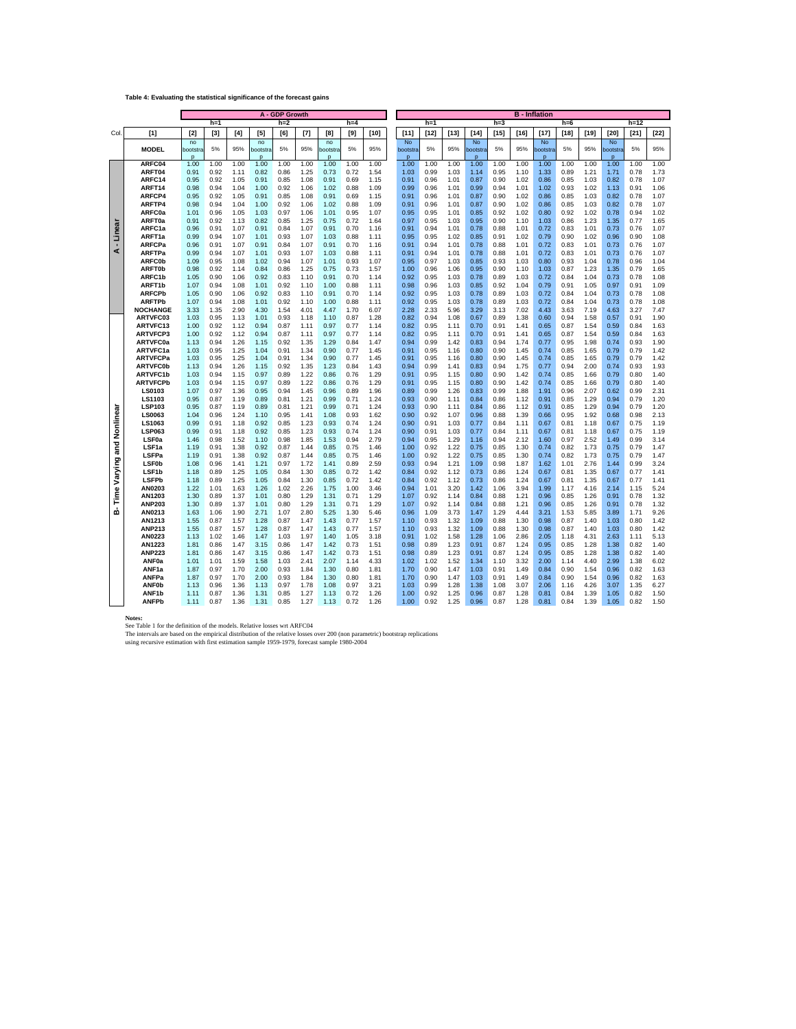**Table 4: Evaluating the statistical significance of the forecast gains**

| | | A - GDP Growth | | | | | | | | | | B - Inflation | | | | | | | | | | | |
|---|---|---|---|---|---|---|---|---|---|---|---|---|---|---|---|---|---|---|---|---|---|---|---|
| | | h=1 | | | h=2 | | | h=4 | | | | h=1 | | | h=3 | | | h=6 | | | h=12 | | |
| Col. | [1] | [2] | [3] | [4] | [5] | [6] | [7] | [8] | [9] | [10] | | [11] | [12] | [13] | [14] | [15] | [16] | [17] | [18] | [19] | [20] | [21] | [22] |
| | MODEL | no bootstrap | 5% | 95% | no bootstrap | 5% | 95% | no bootstrap | 5% | 95% | | No bootstrap | 5% | 95% | No bootstrap | 5% | 95% | No bootstrap | 5% | 95% | No bootstrap | 5% | 95% |
| A - Linear | ARFC04 | 1.00 | 1.00 | 1.00 | 1.00 | 1.00 | 1.00 | 1.00 | 1.00 | 1.00 | | 1.00 | 1.00 | 1.00 | 1.00 | 1.00 | 1.00 | 1.00 | 1.00 | 1.00 | 1.00 | 1.00 | 1.00 |
| | ARFT04 | 0.91 | 0.92 | 1.11 | 0.82 | 0.86 | 1.25 | 0.73 | 0.72 | 1.54 | | 1.03 | 0.99 | 1.03 | 1.14 | 0.95 | 1.10 | 1.33 | 0.89 | 1.21 | 1.71 | 0.78 | 1.73 |
| | ARFC14 | 0.95 | 0.92 | 1.05 | 0.91 | 0.85 | 1.08 | 0.91 | 0.69 | 1.15 | | 0.91 | 0.96 | 1.01 | 0.87 | 0.90 | 1.02 | 0.86 | 0.85 | 1.03 | 0.82 | 0.78 | 1.07 |
| | ARFT14 | 0.98 | 0.94 | 1.04 | 1.00 | 0.92 | 1.06 | 1.02 | 0.88 | 1.09 | | 0.99 | 0.96 | 1.01 | 0.99 | 0.94 | 1.01 | 1.02 | 0.93 | 1.02 | 1.13 | 0.91 | 1.06 |
| | ARFCP4 | 0.95 | 0.92 | 1.05 | 0.91 | 0.85 | 1.08 | 0.91 | 0.69 | 1.15 | | 0.91 | 0.96 | 1.01 | 0.87 | 0.90 | 1.02 | 0.86 | 0.85 | 1.03 | 0.82 | 0.78 | 1.07 |
| | ARFTP4 | 0.98 | 0.94 | 1.04 | 1.00 | 0.92 | 1.06 | 1.02 | 0.88 | 1.09 | | 0.91 | 0.96 | 1.01 | 0.87 | 0.90 | 1.02 | 0.86 | 0.85 | 1.03 | 0.82 | 0.78 | 1.07 |
| | ARFC0a | 1.01 | 0.96 | 1.05 | 1.03 | 0.97 | 1.06 | 1.01 | 0.95 | 1.07 | | 0.95 | 0.95 | 1.01 | 0.85 | 0.92 | 1.02 | 0.80 | 0.92 | 1.02 | 0.78 | 0.94 | 1.02 |
| | ARFT0a | 0.91 | 0.92 | 1.13 | 0.82 | 0.85 | 1.25 | 0.75 | 0.72 | 1.64 | | 0.97 | 0.95 | 1.03 | 0.95 | 0.90 | 1.10 | 1.03 | 0.86 | 1.23 | 1.35 | 0.77 | 1.65 |
| | ARFC1a | 0.96 | 0.91 | 1.07 | 0.91 | 0.84 | 1.07 | 0.91 | 0.70 | 1.16 | | 0.91 | 0.94 | 1.01 | 0.78 | 0.88 | 1.01 | 0.72 | 0.83 | 1.01 | 0.73 | 0.76 | 1.07 |
| | ARFT1a | 0.99 | 0.94 | 1.07 | 1.01 | 0.93 | 1.07 | 1.03 | 0.88 | 1.11 | | 0.95 | 0.95 | 1.02 | 0.85 | 0.91 | 1.02 | 0.79 | 0.90 | 1.02 | 0.96 | 0.90 | 1.08 |
| | ARFCPa | 0.96 | 0.91 | 1.07 | 0.91 | 0.84 | 1.07 | 0.91 | 0.70 | 1.16 | | 0.91 | 0.94 | 1.01 | 0.78 | 0.88 | 1.01 | 0.72 | 0.83 | 1.01 | 0.73 | 0.76 | 1.07 |
| | ARFTPa | 0.99 | 0.94 | 1.07 | 1.01 | 0.93 | 1.07 | 1.03 | 0.88 | 1.11 | | 0.91 | 0.94 | 1.01 | 0.78 | 0.88 | 1.01 | 0.72 | 0.83 | 1.01 | 0.73 | 0.76 | 1.07 |
| | ARFC0b | 1.09 | 0.95 | 1.08 | 1.02 | 0.94 | 1.07 | 1.01 | 0.93 | 1.07 | | 0.95 | 0.97 | 1.03 | 0.85 | 0.93 | 1.03 | 0.80 | 0.93 | 1.04 | 0.78 | 0.96 | 1.04 |
| | ARFT0b | 0.98 | 0.92 | 1.14 | 0.84 | 0.86 | 1.25 | 0.75 | 0.73 | 1.57 | | 1.00 | 0.96 | 1.06 | 0.95 | 0.90 | 1.10 | 1.03 | 0.87 | 1.23 | 1.35 | 0.79 | 1.65 |
| | ARFC1b | 1.05 | 0.90 | 1.06 | 0.92 | 0.83 | 1.10 | 0.91 | 0.70 | 1.14 | | 0.92 | 0.95 | 1.03 | 0.78 | 0.89 | 1.03 | 0.72 | 0.84 | 1.04 | 0.73 | 0.78 | 1.08 |
| | ARFT1b | 1.07 | 0.94 | 1.08 | 1.01 | 0.92 | 1.10 | 1.00 | 0.88 | 1.11 | | 0.98 | 0.96 | 1.03 | 0.85 | 0.92 | 1.04 | 0.79 | 0.91 | 1.05 | 0.97 | 0.91 | 1.09 |
| | ARFCPb | 1.05 | 0.90 | 1.06 | 0.92 | 0.83 | 1.10 | 0.91 | 0.70 | 1.14 | | 0.92 | 0.95 | 1.03 | 0.78 | 0.89 | 1.03 | 0.72 | 0.84 | 1.04 | 0.73 | 0.78 | 1.08 |
| | ARFTPb | 1.07 | 0.94 | 1.08 | 1.01 | 0.92 | 1.10 | 1.00 | 0.88 | 1.11 | | 0.92 | 0.95 | 1.03 | 0.78 | 0.89 | 1.03 | 0.72 | 0.84 | 1.04 | 0.73 | 0.78 | 1.08 |
| B- Time Varying and Nonlinear | NOCHANGE | 3.33 | 1.35 | 2.90 | 4.30 | 1.54 | 4.01 | 4.47 | 1.70 | 6.07 | | 2.28 | 2.33 | 5.96 | 3.29 | 3.13 | 7.02 | 4.43 | 3.63 | 7.19 | 4.63 | 3.27 | 7.47 |
| | ARTVFC03 | 1.03 | 0.95 | 1.13 | 1.01 | 0.93 | 1.18 | 1.10 | 0.87 | 1.28 | | 0.82 | 0.94 | 1.08 | 0.67 | 0.89 | 1.38 | 0.60 | 0.94 | 1.58 | 0.57 | 0.91 | 1.90 |
| | ARTVFC13 | 1.00 | 0.92 | 1.12 | 0.94 | 0.87 | 1.11 | 0.97 | 0.77 | 1.14 | | 0.82 | 0.95 | 1.11 | 0.70 | 0.91 | 1.41 | 0.65 | 0.87 | 1.54 | 0.59 | 0.84 | 1.63 |
| | ARTVFCP3 | 1.00 | 0.92 | 1.12 | 0.94 | 0.87 | 1.11 | 0.97 | 0.77 | 1.14 | | 0.82 | 0.95 | 1.11 | 0.70 | 0.91 | 1.41 | 0.65 | 0.87 | 1.54 | 0.59 | 0.84 | 1.63 |
| | ARTVFC0a | 1.13 | 0.94 | 1.26 | 1.15 | 0.92 | 1.35 | 1.29 | 0.84 | 1.47 | | 0.94 | 0.99 | 1.42 | 0.83 | 0.94 | 1.74 | 0.77 | 0.95 | 1.98 | 0.74 | 0.93 | 1.90 |
| | ARTVFC1a | 1.03 | 0.95 | 1.25 | 1.04 | 0.91 | 1.34 | 0.90 | 0.77 | 1.45 | | 0.91 | 0.95 | 1.16 | 0.80 | 0.90 | 1.45 | 0.74 | 0.85 | 1.65 | 0.79 | 0.79 | 1.42 |
| | ARTVFCPa | 1.03 | 0.95 | 1.25 | 1.04 | 0.91 | 1.34 | 0.90 | 0.77 | 1.45 | | 0.91 | 0.95 | 1.16 | 0.80 | 0.90 | 1.45 | 0.74 | 0.85 | 1.65 | 0.79 | 0.79 | 1.42 |
| | ARTVFC0b | 1.13 | 0.94 | 1.26 | 1.15 | 0.92 | 1.35 | 1.23 | 0.84 | 1.43 | | 0.94 | 0.99 | 1.41 | 0.83 | 0.94 | 1.75 | 0.77 | 0.94 | 2.00 | 0.74 | 0.93 | 1.93 |
| | ARTVFC1b | 1.03 | 0.94 | 1.15 | 0.97 | 0.89 | 1.22 | 0.86 | 0.76 | 1.29 | | 0.91 | 0.95 | 1.15 | 0.80 | 0.90 | 1.42 | 0.74 | 0.85 | 1.66 | 0.79 | 0.80 | 1.40 |
| | ARTVFCPb | 1.03 | 0.94 | 1.15 | 0.97 | 0.89 | 1.22 | 0.86 | 0.76 | 1.29 | | 0.91 | 0.95 | 1.15 | 0.80 | 0.90 | 1.42 | 0.74 | 0.85 | 1.66 | 0.79 | 0.80 | 1.40 |
| | LS0103 | 1.07 | 0.97 | 1.36 | 0.95 | 0.94 | 1.45 | 0.96 | 0.89 | 1.96 | | 0.89 | 0.99 | 1.26 | 0.83 | 0.99 | 1.88 | 1.91 | 0.96 | 2.07 | 0.62 | 0.99 | 2.31 |
| | LS1103 | 0.95 | 0.87 | 1.19 | 0.89 | 0.81 | 1.21 | 0.99 | 0.71 | 1.24 | | 0.93 | 0.90 | 1.11 | 0.84 | 0.86 | 1.12 | 0.91 | 0.85 | 1.29 | 0.94 | 0.79 | 1.20 |
| | LSP103 | 0.95 | 0.87 | 1.19 | 0.89 | 0.81 | 1.21 | 0.99 | 0.71 | 1.24 | | 0.93 | 0.90 | 1.11 | 0.84 | 0.86 | 1.12 | 0.91 | 0.85 | 1.29 | 0.94 | 0.79 | 1.20 |
| | LS0063 | 1.04 | 0.96 | 1.24 | 1.10 | 0.95 | 1.41 | 1.08 | 0.93 | 1.62 | | 0.90 | 0.92 | 1.07 | 0.96 | 0.88 | 1.39 | 0.66 | 0.95 | 1.92 | 0.68 | 0.98 | 2.13 |
| | LS1063 | 0.99 | 0.91 | 1.18 | 0.92 | 0.85 | 1.23 | 0.93 | 0.74 | 1.24 | | 0.90 | 0.91 | 1.03 | 0.77 | 0.84 | 1.11 | 0.67 | 0.81 | 1.18 | 0.67 | 0.75 | 1.19 |
| | LSP063 | 0.99 | 0.91 | 1.18 | 0.92 | 0.85 | 1.23 | 0.93 | 0.74 | 1.24 | | 0.90 | 0.91 | 1.03 | 0.77 | 0.84 | 1.11 | 0.67 | 0.81 | 1.18 | 0.67 | 0.75 | 1.19 |
| | LSF0a | 1.46 | 0.98 | 1.52 | 1.10 | 0.98 | 1.85 | 1.53 | 0.94 | 2.79 | | 0.94 | 0.95 | 1.29 | 1.16 | 0.94 | 2.12 | 1.60 | 0.97 | 2.52 | 1.49 | 0.99 | 3.14 |
| | LSF1a | 1.19 | 0.91 | 1.38 | 0.92 | 0.87 | 1.44 | 0.85 | 0.75 | 1.46 | | 1.00 | 0.92 | 1.22 | 0.75 | 0.85 | 1.30 | 0.74 | 0.82 | 1.73 | 0.75 | 0.79 | 1.47 |
| | LSFPa | 1.19 | 0.91 | 1.38 | 0.92 | 0.87 | 1.44 | 0.85 | 0.75 | 1.46 | | 1.00 | 0.92 | 1.22 | 0.75 | 0.85 | 1.30 | 0.74 | 0.82 | 1.73 | 0.75 | 0.79 | 1.47 |
| | LSF0b | 1.08 | 0.96 | 1.41 | 1.21 | 0.97 | 1.72 | 1.41 | 0.89 | 2.59 | | 0.93 | 0.94 | 1.21 | 1.09 | 0.98 | 1.87 | 1.62 | 1.01 | 2.76 | 1.44 | 0.99 | 3.24 |
| | LSF1b | 1.18 | 0.89 | 1.25 | 1.05 | 0.84 | 1.30 | 0.85 | 0.72 | 1.42 | | 0.84 | 0.92 | 1.12 | 0.73 | 0.86 | 1.24 | 0.67 | 0.81 | 1.35 | 0.67 | 0.77 | 1.41 |
| | LSFPb | 1.18 | 0.89 | 1.25 | 1.05 | 0.84 | 1.30 | 0.85 | 0.72 | 1.42 | | 0.84 | 0.92 | 1.12 | 0.73 | 0.86 | 1.24 | 0.67 | 0.81 | 1.35 | 0.67 | 0.77 | 1.41 |
| | AN0203 | 1.22 | 1.01 | 1.63 | 1.26 | 1.02 | 2.26 | 1.75 | 1.00 | 3.46 | | 0.94 | 1.01 | 3.20 | 1.42 | 1.06 | 3.94 | 1.99 | 1.17 | 4.16 | 2.14 | 1.15 | 5.24 |
| | AN1203 | 1.30 | 0.89 | 1.37 | 1.01 | 0.80 | 1.29 | 1.31 | 0.71 | 1.29 | | 1.07 | 0.92 | 1.14 | 0.84 | 0.88 | 1.21 | 0.96 | 0.85 | 1.26 | 0.91 | 0.78 | 1.32 |
| | ANP203 | 1.30 | 0.89 | 1.37 | 1.01 | 0.80 | 1.29 | 1.31 | 0.71 | 1.29 | | 1.07 | 0.92 | 1.14 | 0.84 | 0.88 | 1.21 | 0.96 | 0.85 | 1.26 | 0.91 | 0.78 | 1.32 |
| | AN0213 | 1.63 | 1.06 | 1.90 | 2.71 | 1.07 | 2.80 | 5.25 | 1.30 | 5.46 | | 0.96 | 1.09 | 3.73 | 1.47 | 1.29 | 4.44 | 3.21 | 1.53 | 5.85 | 3.89 | 1.71 | 9.26 |
| | AN1213 | 1.55 | 0.87 | 1.57 | 1.28 | 0.87 | 1.47 | 1.43 | 0.77 | 1.57 | | 1.10 | 0.93 | 1.32 | 1.09 | 0.88 | 1.30 | 0.98 | 0.87 | 1.40 | 1.03 | 0.80 | 1.42 |
| | ANP213 | 1.55 | 0.87 | 1.57 | 1.28 | 0.87 | 1.47 | 1.43 | 0.77 | 1.57 | | 1.10 | 0.93 | 1.32 | 1.09 | 0.88 | 1.30 | 0.98 | 0.87 | 1.40 | 1.03 | 0.80 | 1.42 |
| | AN0223 | 1.13 | 1.02 | 1.46 | 1.47 | 1.03 | 1.97 | 1.40 | 1.05 | 3.18 | | 0.91 | 1.02 | 1.58 | 1.28 | 1.06 | 2.86 | 2.05 | 1.18 | 4.31 | 2.63 | 1.11 | 5.13 |
| | AN1223 | 1.81 | 0.86 | 1.47 | 3.15 | 0.86 | 1.47 | 1.42 | 0.73 | 1.51 | | 0.98 | 0.89 | 1.23 | 0.91 | 0.87 | 1.24 | 0.95 | 0.85 | 1.28 | 1.38 | 0.82 | 1.40 |
| | ANP223 | 1.81 | 0.86 | 1.47 | 3.15 | 0.86 | 1.47 | 1.42 | 0.73 | 1.51 | | 0.98 | 0.89 | 1.23 | 0.91 | 0.87 | 1.24 | 0.95 | 0.85 | 1.28 | 1.38 | 0.82 | 1.40 |
| | ANF0a | 1.01 | 1.01 | 1.59 | 1.58 | 1.03 | 2.41 | 2.07 | 1.14 | 4.33 | | 1.02 | 1.02 | 1.52 | 1.34 | 1.10 | 3.32 | 2.00 | 1.14 | 4.40 | 2.99 | 1.38 | 6.02 |
| | ANF1a | 1.87 | 0.97 | 1.70 | 2.00 | 0.93 | 1.84 | 1.30 | 0.80 | 1.81 | | 1.70 | 0.90 | 1.47 | 1.03 | 0.91 | 1.49 | 0.84 | 0.90 | 1.54 | 0.96 | 0.82 | 1.63 |
| | ANFPa | 1.87 | 0.97 | 1.70 | 2.00 | 0.93 | 1.84 | 1.30 | 0.80 | 1.81 | | 1.70 | 0.90 | 1.47 | 1.03 | 0.91 | 1.49 | 0.84 | 0.90 | 1.54 | 0.96 | 0.82 | 1.63 |
| | ANF0b | 1.13 | 0.96 | 1.36 | 1.13 | 0.97 | 1.78 | 1.08 | 0.97 | 3.21 | | 1.03 | 0.99 | 1.28 | 1.38 | 1.08 | 3.07 | 2.06 | 1.16 | 4.26 | 3.07 | 1.35 | 6.27 |
| | ANF1b | 1.11 | 0.87 | 1.36 | 1.31 | 0.85 | 1.27 | 1.13 | 0.72 | 1.26 | | 1.00 | 0.92 | 1.25 | 0.96 | 0.87 | 1.28 | 0.81 | 0.84 | 1.39 | 1.05 | 0.82 | 1.50 |
| | ANFPb | 1.11 | 0.87 | 1.36 | 1.31 | 0.85 | 1.27 | 1.13 | 0.72 | 1.26 | | 1.00 | 0.92 | 1.25 | 0.96 | 0.87 | 1.28 | 0.81 | 0.84 | 1.39 | 1.05 | 0.82 | 1.50 |

**Notes:**
See Table 1 for the definition of the models. Relative losses wrt ARFC04
The intervals are based on the empirical distribution of the relative losses over 200 (non parametric) bootstrap replications
using recursive estimation with first estimation sample 1959-1979, forecast sample 1980-2004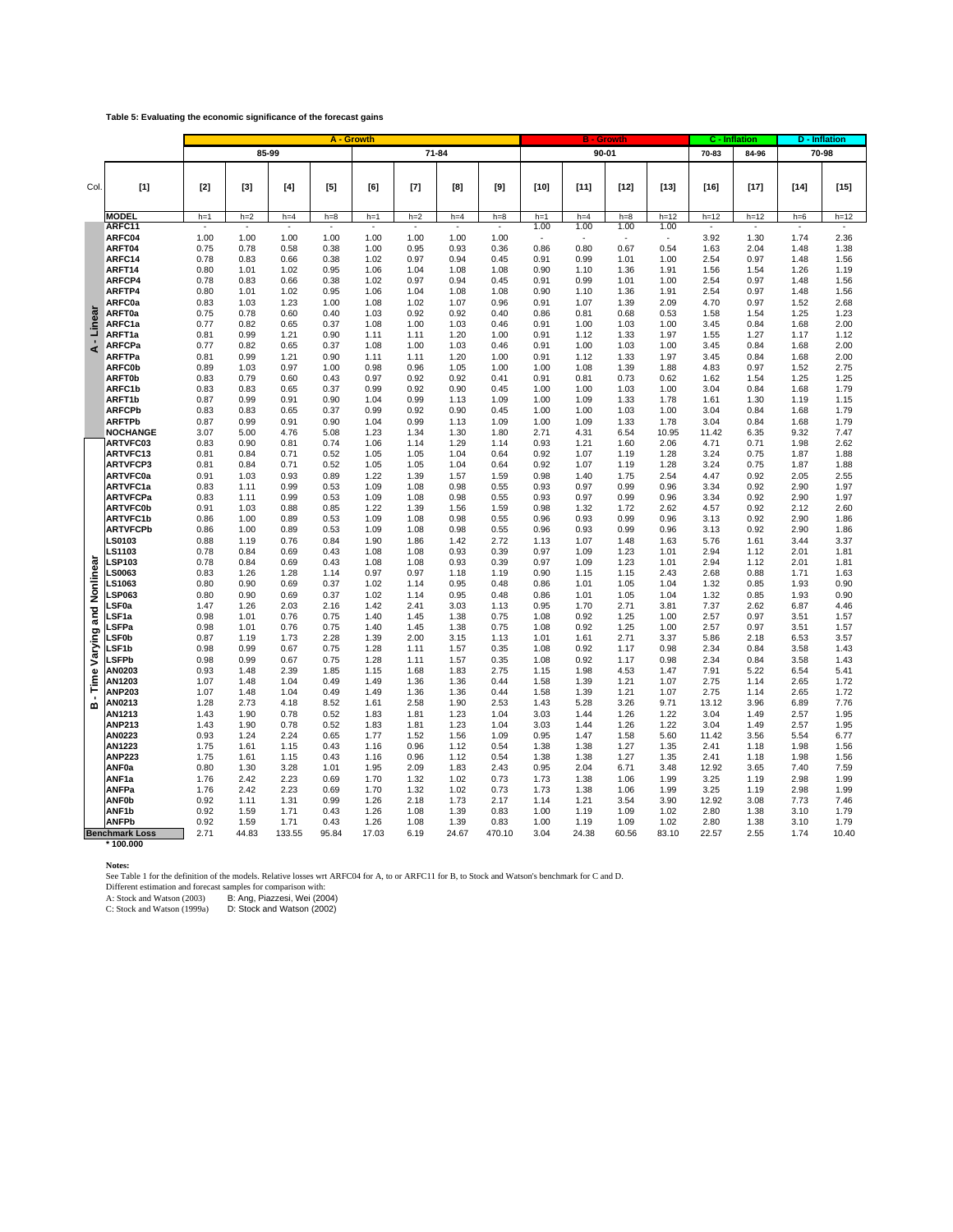**Table 5: Evaluating the economic significance of the forecast gains**

| | | A - Growth | | | | | | | | B - Growth | | | | C - Inflation | | D - Inflation | |
|---|---|---|---|---|---|---|---|---|---|---|---|---|---|---|---|---|---|
| | | 85-99 | | | | 71-84 | | | | 90-01 | | | | 70-83 | 84-96 | 70-98 | |
| Col. | [1] | [2] | [3] | [4] | [5] | [6] | [7] | [8] | [9] | [10] | [11] | [12] | [13] | [16] | [17] | [14] | [15] |
| | MODEL | h=1 | h=2 | h=4 | h=8 | h=1 | h=2 | h=4 | h=8 | h=1 | h=4 | h=8 | h=12 | h=12 | h=12 | h=6 | h=12 |
| A - Linear | ARFC11 | - | - | - | - | - | - | - | - | 1.00 | 1.00 | 1.00 | 1.00 | - | - | - | - |
| | ARFC04 | 1.00 | 1.00 | 1.00 | 1.00 | 1.00 | 1.00 | 1.00 | 1.00 | - | - | - | - | 3.92 | 1.30 | 1.74 | 2.36 |
| | ARFT04 | 0.75 | 0.78 | 0.58 | 0.38 | 1.00 | 0.95 | 0.93 | 0.36 | 0.86 | 0.80 | 0.67 | 0.54 | 1.63 | 2.04 | 1.48 | 1.38 |
| | ARFC14 | 0.78 | 0.83 | 0.66 | 0.38 | 1.02 | 0.97 | 0.94 | 0.45 | 0.91 | 0.99 | 1.01 | 1.00 | 2.54 | 0.97 | 1.48 | 1.56 |
| | ARFT14 | 0.80 | 1.01 | 1.02 | 0.95 | 1.06 | 1.04 | 1.08 | 1.08 | 0.90 | 1.10 | 1.36 | 1.91 | 1.56 | 1.54 | 1.26 | 1.19 |
| | ARFCP4 | 0.78 | 0.83 | 0.66 | 0.38 | 1.02 | 0.97 | 0.94 | 0.45 | 0.91 | 0.99 | 1.01 | 1.00 | 2.54 | 0.97 | 1.48 | 1.56 |
| | ARFTP4 | 0.80 | 1.01 | 1.02 | 0.95 | 1.06 | 1.04 | 1.08 | 1.08 | 0.90 | 1.10 | 1.36 | 1.91 | 2.54 | 0.97 | 1.48 | 1.56 |
| | ARFC0a | 0.83 | 1.03 | 1.23 | 1.00 | 1.08 | 1.02 | 1.07 | 0.96 | 0.91 | 1.07 | 1.39 | 2.09 | 4.70 | 0.97 | 1.52 | 2.68 |
| | ARFT0a | 0.75 | 0.78 | 0.60 | 0.40 | 1.03 | 0.92 | 0.92 | 0.40 | 0.86 | 0.81 | 0.68 | 0.53 | 1.58 | 1.54 | 1.25 | 1.23 |
| | ARFC1a | 0.77 | 0.82 | 0.65 | 0.37 | 1.08 | 1.00 | 1.03 | 0.46 | 0.91 | 1.00 | 1.03 | 1.00 | 3.45 | 0.84 | 1.68 | 2.00 |
| | ARFT1a | 0.81 | 0.99 | 1.21 | 0.90 | 1.11 | 1.11 | 1.20 | 1.00 | 0.91 | 1.12 | 1.33 | 1.97 | 1.55 | 1.27 | 1.17 | 1.12 |
| | ARFCPa | 0.77 | 0.82 | 0.65 | 0.37 | 1.08 | 1.00 | 1.03 | 0.46 | 0.91 | 1.00 | 1.03 | 1.00 | 3.45 | 0.84 | 1.68 | 2.00 |
| | ARFTPa | 0.81 | 0.99 | 1.21 | 0.90 | 1.11 | 1.11 | 1.20 | 1.00 | 0.91 | 1.12 | 1.33 | 1.97 | 3.45 | 0.84 | 1.68 | 2.00 |
| | ARFC0b | 0.89 | 1.03 | 0.97 | 1.00 | 0.98 | 0.96 | 1.05 | 1.00 | 1.00 | 1.08 | 1.39 | 1.88 | 4.83 | 0.97 | 1.52 | 2.75 |
| | ARFT0b | 0.83 | 0.79 | 0.60 | 0.43 | 0.97 | 0.92 | 0.92 | 0.41 | 0.91 | 0.81 | 0.73 | 0.62 | 1.62 | 1.54 | 1.25 | 1.25 |
| | ARFC1b | 0.83 | 0.83 | 0.65 | 0.37 | 0.99 | 0.92 | 0.90 | 0.45 | 1.00 | 1.00 | 1.03 | 1.00 | 3.04 | 0.84 | 1.68 | 1.79 |
| | ARFT1b | 0.87 | 0.99 | 0.91 | 0.90 | 1.04 | 0.99 | 1.13 | 1.09 | 1.00 | 1.09 | 1.33 | 1.78 | 1.61 | 1.30 | 1.19 | 1.15 |
| | ARFCPb | 0.83 | 0.83 | 0.65 | 0.37 | 0.99 | 0.92 | 0.90 | 0.45 | 1.00 | 1.00 | 1.03 | 1.00 | 3.04 | 0.84 | 1.68 | 1.79 |
| | ARFTPb | 0.87 | 0.99 | 0.91 | 0.90 | 1.04 | 0.99 | 1.13 | 1.09 | 1.00 | 1.09 | 1.33 | 1.78 | 3.04 | 0.84 | 1.68 | 1.79 |
| | NOCHANGE | 3.07 | 5.00 | 4.76 | 5.08 | 1.23 | 1.34 | 1.30 | 1.80 | 2.71 | 4.31 | 6.54 | 10.95 | 11.42 | 6.35 | 9.32 | 7.47 |
| B - Time Varying and Nonlinear | ARTVFC03 | 0.83 | 0.90 | 0.81 | 0.74 | 1.06 | 1.14 | 1.29 | 1.14 | 0.93 | 1.21 | 1.60 | 2.06 | 4.71 | 0.71 | 1.98 | 2.62 |
| | ARTVFC13 | 0.81 | 0.84 | 0.71 | 0.52 | 1.05 | 1.05 | 1.04 | 0.64 | 0.92 | 1.07 | 1.19 | 1.28 | 3.24 | 0.75 | 1.87 | 1.88 |
| | ARTVFCP3 | 0.81 | 0.84 | 0.71 | 0.52 | 1.05 | 1.05 | 1.04 | 0.64 | 0.92 | 1.07 | 1.19 | 1.28 | 3.24 | 0.75 | 1.87 | 1.88 |
| | ARTVFC0a | 0.91 | 1.03 | 0.93 | 0.89 | 1.22 | 1.39 | 1.57 | 1.59 | 0.98 | 1.40 | 1.75 | 2.54 | 4.47 | 0.92 | 2.05 | 2.55 |
| | ARTVFC1a | 0.83 | 1.11 | 0.99 | 0.53 | 1.09 | 1.08 | 0.98 | 0.55 | 0.93 | 0.97 | 0.99 | 0.96 | 3.34 | 0.92 | 2.90 | 1.97 |
| | ARTVFCPa | 0.83 | 1.11 | 0.99 | 0.53 | 1.09 | 1.08 | 0.98 | 0.55 | 0.93 | 0.97 | 0.99 | 0.96 | 3.34 | 0.92 | 2.90 | 1.97 |
| | ARTVFC0b | 0.91 | 1.03 | 0.88 | 0.85 | 1.22 | 1.39 | 1.56 | 1.59 | 0.98 | 1.32 | 1.72 | 2.62 | 4.57 | 0.92 | 2.12 | 2.60 |
| | ARTVFC1b | 0.86 | 1.00 | 0.89 | 0.53 | 1.09 | 1.08 | 0.98 | 0.55 | 0.96 | 0.93 | 0.99 | 0.96 | 3.13 | 0.92 | 2.90 | 1.86 |
| | ARTVFCPb | 0.86 | 1.00 | 0.89 | 0.53 | 1.09 | 1.08 | 0.98 | 0.55 | 0.96 | 0.93 | 0.99 | 0.96 | 3.13 | 0.92 | 2.90 | 1.86 |
| | LS0103 | 0.88 | 1.19 | 0.76 | 0.84 | 1.90 | 1.86 | 1.42 | 2.72 | 1.13 | 1.07 | 1.48 | 1.63 | 5.76 | 1.61 | 3.44 | 3.37 |
| | LS1103 | 0.78 | 0.84 | 0.69 | 0.43 | 1.08 | 1.08 | 0.93 | 0.39 | 0.97 | 1.09 | 1.23 | 1.01 | 2.94 | 1.12 | 2.01 | 1.81 |
| | LSP103 | 0.78 | 0.84 | 0.69 | 0.43 | 1.08 | 1.08 | 0.93 | 0.39 | 0.97 | 1.09 | 1.23 | 1.01 | 2.94 | 1.12 | 2.01 | 1.81 |
| | LS0063 | 0.83 | 1.26 | 1.28 | 1.14 | 0.97 | 0.97 | 1.18 | 1.19 | 0.90 | 1.15 | 1.15 | 2.43 | 2.68 | 0.88 | 1.71 | 1.63 |
| | LS1063 | 0.80 | 0.90 | 0.69 | 0.37 | 1.02 | 1.14 | 0.95 | 0.48 | 0.86 | 1.01 | 1.05 | 1.04 | 1.32 | 0.85 | 1.93 | 0.90 |
| | LSP063 | 0.80 | 0.90 | 0.69 | 0.37 | 1.02 | 1.14 | 0.95 | 0.48 | 0.86 | 1.01 | 1.05 | 1.04 | 1.32 | 0.85 | 1.93 | 0.90 |
| | LSF0a | 1.47 | 1.26 | 2.03 | 2.16 | 1.42 | 2.41 | 3.03 | 1.13 | 0.95 | 1.70 | 2.71 | 3.81 | 7.37 | 2.62 | 6.87 | 4.46 |
| | LSF1a | 0.98 | 1.01 | 0.76 | 0.75 | 1.40 | 1.45 | 1.38 | 0.75 | 1.08 | 0.92 | 1.25 | 1.00 | 2.57 | 0.97 | 3.51 | 1.57 |
| | LSFPa | 0.98 | 1.01 | 0.76 | 0.75 | 1.40 | 1.45 | 1.38 | 0.75 | 1.08 | 0.92 | 1.25 | 1.00 | 2.57 | 0.97 | 3.51 | 1.57 |
| | LSF0b | 0.87 | 1.19 | 1.73 | 2.28 | 1.39 | 2.00 | 3.15 | 1.13 | 1.01 | 1.61 | 2.71 | 3.37 | 5.86 | 2.18 | 6.53 | 3.57 |
| | LSF1b | 0.98 | 0.99 | 0.67 | 0.75 | 1.28 | 1.11 | 1.57 | 0.35 | 1.08 | 0.92 | 1.17 | 0.98 | 2.34 | 0.84 | 3.58 | 1.43 |
| | LSFPb | 0.98 | 0.99 | 0.67 | 0.75 | 1.28 | 1.11 | 1.57 | 0.35 | 1.08 | 0.92 | 1.17 | 0.98 | 2.34 | 0.84 | 3.58 | 1.43 |
| | AN0203 | 0.93 | 1.48 | 2.39 | 1.85 | 1.15 | 1.68 | 1.83 | 2.75 | 1.15 | 1.98 | 4.53 | 1.47 | 7.91 | 5.22 | 6.54 | 5.41 |
| | AN1203 | 1.07 | 1.48 | 1.04 | 0.49 | 1.49 | 1.36 | 1.36 | 0.44 | 1.58 | 1.39 | 1.21 | 1.07 | 2.75 | 1.14 | 2.65 | 1.72 |
| | ANP203 | 1.07 | 1.48 | 1.04 | 0.49 | 1.49 | 1.36 | 1.36 | 0.44 | 1.58 | 1.39 | 1.21 | 1.07 | 2.75 | 1.14 | 2.65 | 1.72 |
| | AN0213 | 1.28 | 2.73 | 4.18 | 8.52 | 1.61 | 2.58 | 1.90 | 2.53 | 1.43 | 5.28 | 3.26 | 9.71 | 13.12 | 3.96 | 6.89 | 7.76 |
| | AN1213 | 1.43 | 1.90 | 0.78 | 0.52 | 1.83 | 1.81 | 1.23 | 1.04 | 3.03 | 1.44 | 1.26 | 1.22 | 3.04 | 1.49 | 2.57 | 1.95 |
| | ANP213 | 1.43 | 1.90 | 0.78 | 0.52 | 1.83 | 1.81 | 1.23 | 1.04 | 3.03 | 1.44 | 1.26 | 1.22 | 3.04 | 1.49 | 2.57 | 1.95 |
| | AN0223 | 0.93 | 1.24 | 2.24 | 0.65 | 1.77 | 1.52 | 1.56 | 1.09 | 0.95 | 1.47 | 1.58 | 5.60 | 11.42 | 3.56 | 5.54 | 6.77 |
| | AN1223 | 1.75 | 1.61 | 1.15 | 0.43 | 1.16 | 0.96 | 1.12 | 0.54 | 1.38 | 1.38 | 1.27 | 1.35 | 2.41 | 1.18 | 1.98 | 1.56 |
| | ANP223 | 1.75 | 1.61 | 1.15 | 0.43 | 1.16 | 0.96 | 1.12 | 0.54 | 1.38 | 1.38 | 1.27 | 1.35 | 2.41 | 1.18 | 1.98 | 1.56 |
| | ANF0a | 0.80 | 1.30 | 3.28 | 1.01 | 1.95 | 2.09 | 1.83 | 2.43 | 0.95 | 2.04 | 6.71 | 3.48 | 12.92 | 3.65 | 7.40 | 7.59 |
| | ANF1a | 1.76 | 2.42 | 2.23 | 0.69 | 1.70 | 1.32 | 1.02 | 0.73 | 1.73 | 1.38 | 1.06 | 1.99 | 3.25 | 1.19 | 2.98 | 1.99 |
| | ANFPa | 1.76 | 2.42 | 2.23 | 0.69 | 1.70 | 1.32 | 1.02 | 0.73 | 1.73 | 1.38 | 1.06 | 1.99 | 3.25 | 1.19 | 2.98 | 1.99 |
| | ANF0b | 0.92 | 1.11 | 1.31 | 0.99 | 1.26 | 2.18 | 1.73 | 2.17 | 1.14 | 1.21 | 3.54 | 3.90 | 12.92 | 3.08 | 7.73 | 7.46 |
| | ANF1b | 0.92 | 1.59 | 1.71 | 0.43 | 1.26 | 1.08 | 1.39 | 0.83 | 1.00 | 1.19 | 1.09 | 1.02 | 2.80 | 1.38 | 3.10 | 1.79 |
| | ANFPb | 0.92 | 1.59 | 1.71 | 0.43 | 1.26 | 1.08 | 1.39 | 0.83 | 1.00 | 1.19 | 1.09 | 1.02 | 2.80 | 1.38 | 3.10 | 1.79 |
| Benchmark Loss | | 2.71 | 44.83 | 133.55 | 95.84 | 17.03 | 6.19 | 24.67 | 470.10 | 3.04 | 24.38 | 60.56 | 83.10 | 22.57 | 2.55 | 1.74 | 10.40 |
| * 100.000 | | | | | | | | | | | | | | | | | |

**Notes:**

See Table 1 for the definition of the models. Relative losses wrt ARFC04 for A, to or ARFC11 for B, to Stock and Watson's benchmark for C and D.
Different estimation and forecast samples for comparison with:
A: Stock and Watson (2003) B: Ang, Piazzesi, Wei (2004)
C: Stock and Watson (1999a) D: Stock and Watson (2002)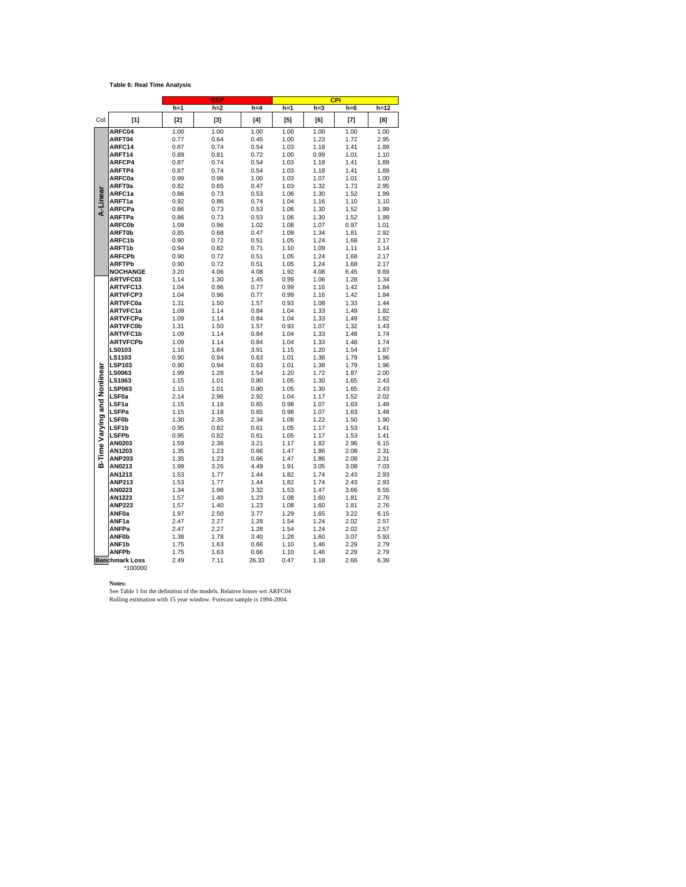**Table 6: Real Time Analysis**

| | | GDP | | | CPI | | | |
|---|---|---|---|---|---|---|---|---|
| | | h=1 | h=2 | h=4 | h=1 | h=3 | h=6 | h=12 |
| Col. | [1] | [2] | [3] | [4] | [5] | [6] | [7] | [8] |
| A-Linear | ARFC04 | 1.00 | 1.00 | 1.00 | 1.00 | 1.00 | 1.00 | 1.00 |
| | ARFT04 | 0.77 | 0.64 | 0.45 | 1.00 | 1.23 | 1.72 | 2.95 |
| | ARFC14 | 0.87 | 0.74 | 0.54 | 1.03 | 1.18 | 1.41 | 1.89 |
| | ARFT14 | 0.89 | 0.81 | 0.72 | 1.00 | 0.99 | 1.01 | 1.10 |
| | ARFCP4 | 0.87 | 0.74 | 0.54 | 1.03 | 1.18 | 1.41 | 1.89 |
| | ARFTP4 | 0.87 | 0.74 | 0.54 | 1.03 | 1.18 | 1.41 | 1.89 |
| | ARFC0a | 0.99 | 0.96 | 1.00 | 1.03 | 1.07 | 1.01 | 1.00 |
| | ARFT0a | 0.82 | 0.65 | 0.47 | 1.03 | 1.32 | 1.73 | 2.95 |
| | ARFC1a | 0.86 | 0.73 | 0.53 | 1.06 | 1.30 | 1.52 | 1.99 |
| | ARFT1a | 0.92 | 0.86 | 0.74 | 1.04 | 1.16 | 1.10 | 1.10 |
| | ARFCPa | 0.86 | 0.73 | 0.53 | 1.06 | 1.30 | 1.52 | 1.99 |
| | ARFTPa | 0.86 | 0.73 | 0.53 | 1.06 | 1.30 | 1.52 | 1.99 |
| | ARFC0b | 1.09 | 0.96 | 1.02 | 1.08 | 1.07 | 0.97 | 1.01 |
| | ARFT0b | 0.85 | 0.68 | 0.47 | 1.09 | 1.34 | 1.81 | 2.92 |
| | ARFC1b | 0.90 | 0.72 | 0.51 | 1.05 | 1.24 | 1.68 | 2.17 |
| | ARFT1b | 0.94 | 0.82 | 0.71 | 1.10 | 1.09 | 1.11 | 1.14 |
| | ARFCPb | 0.90 | 0.72 | 0.51 | 1.05 | 1.24 | 1.68 | 2.17 |
| | ARFTPb | 0.90 | 0.72 | 0.51 | 1.05 | 1.24 | 1.68 | 2.17 |
| | NOCHANGE | 3.20 | 4.06 | 4.08 | 1.92 | 4.08 | 6.45 | 9.89 |
| B-Time Varying and Nonlinear | ARTVFC03 | 1.14 | 1.30 | 1.45 | 0.99 | 1.06 | 1.28 | 1.34 |
| | ARTVFC13 | 1.04 | 0.96 | 0.77 | 0.99 | 1.16 | 1.42 | 1.84 |
| | ARTVFCP3 | 1.04 | 0.96 | 0.77 | 0.99 | 1.16 | 1.42 | 1.84 |
| | ARTVFC0a | 1.31 | 1.50 | 1.57 | 0.93 | 1.08 | 1.33 | 1.44 |
| | ARTVFC1a | 1.09 | 1.14 | 0.84 | 1.04 | 1.33 | 1.49 | 1.82 |
| | ARTVFCPa | 1.09 | 1.14 | 0.84 | 1.04 | 1.33 | 1.49 | 1.82 |
| | ARTVFC0b | 1.31 | 1.50 | 1.57 | 0.93 | 1.07 | 1.32 | 1.43 |
| | ARTVFC1b | 1.09 | 1.14 | 0.84 | 1.04 | 1.33 | 1.48 | 1.74 |
| | ARTVFCPb | 1.09 | 1.14 | 0.84 | 1.04 | 1.33 | 1.48 | 1.74 |
| | LS0103 | 1.16 | 1.84 | 3.91 | 1.15 | 1.20 | 1.54 | 1.87 |
| | LS1103 | 0.90 | 0.94 | 0.63 | 1.01 | 1.38 | 1.79 | 1.96 |
| | LSP103 | 0.90 | 0.94 | 0.63 | 1.01 | 1.38 | 1.79 | 1.96 |
| | LS0063 | 1.99 | 1.28 | 1.54 | 1.20 | 1.72 | 1.87 | 2.00 |
| | LS1063 | 1.15 | 1.01 | 0.80 | 1.05 | 1.30 | 1.65 | 2.43 |
| | LSP063 | 1.15 | 1.01 | 0.80 | 1.05 | 1.30 | 1.65 | 2.43 |
| | LSF0a | 2.14 | 2.96 | 2.92 | 1.04 | 1.17 | 1.52 | 2.02 |
| | LSF1a | 1.15 | 1.18 | 0.65 | 0.98 | 1.07 | 1.63 | 1.48 |
| | LSFPa | 1.15 | 1.18 | 0.65 | 0.98 | 1.07 | 1.63 | 1.48 |
| | LSF0b | 1.30 | 2.35 | 2.34 | 1.08 | 1.22 | 1.50 | 1.90 |
| | LSF1b | 0.95 | 0.82 | 0.61 | 1.05 | 1.17 | 1.53 | 1.41 |
| | LSFPb | 0.95 | 0.82 | 0.61 | 1.05 | 1.17 | 1.53 | 1.41 |
| | AN0203 | 1.59 | 2.36 | 3.21 | 1.17 | 1.82 | 2.96 | 6.15 |
| | AN1203 | 1.35 | 1.23 | 0.66 | 1.47 | 1.86 | 2.08 | 2.31 |
| | ANP203 | 1.35 | 1.23 | 0.66 | 1.47 | 1.86 | 2.08 | 2.31 |
| | AN0213 | 1.99 | 3.26 | 4.49 | 1.91 | 3.05 | 3.08 | 7.03 |
| | AN1213 | 1.53 | 1.77 | 1.44 | 1.82 | 1.74 | 2.43 | 2.93 |
| | ANP213 | 1.53 | 1.77 | 1.44 | 1.82 | 1.74 | 2.43 | 2.93 |
| | AN0223 | 1.34 | 1.98 | 3.32 | 1.53 | 1.47 | 3.66 | 6.55 |
| | AN1223 | 1.57 | 1.40 | 1.23 | 1.08 | 1.60 | 1.81 | 2.76 |
| | ANP223 | 1.57 | 1.40 | 1.23 | 1.08 | 1.60 | 1.81 | 2.76 |
| | ANF0a | 1.97 | 2.50 | 3.77 | 1.29 | 1.65 | 3.22 | 6.15 |
| | ANF1a | 2.47 | 2.27 | 1.28 | 1.54 | 1.24 | 2.02 | 2.57 |
| | ANFPa | 2.47 | 2.27 | 1.28 | 1.54 | 1.24 | 2.02 | 2.57 |
| | ANF0b | 1.38 | 1.78 | 3.40 | 1.28 | 1.60 | 3.07 | 5.93 |
| | ANF1b | 1.75 | 1.63 | 0.66 | 1.10 | 1.46 | 2.29 | 2.79 |
| | ANFPb | 1.75 | 1.63 | 0.66 | 1.10 | 1.46 | 2.29 | 2.79 |
| Benchmark Loss | *100000 | 2.49 | 7.11 | 26.33 | 0.47 | 1.18 | 2.66 | 6.39 |

**Notes:**

See Table 1 for the definition of the models. Relative losses wrt ARFC04

Rolling estimation with 15 year window. Forecast sample is 1994-2004.